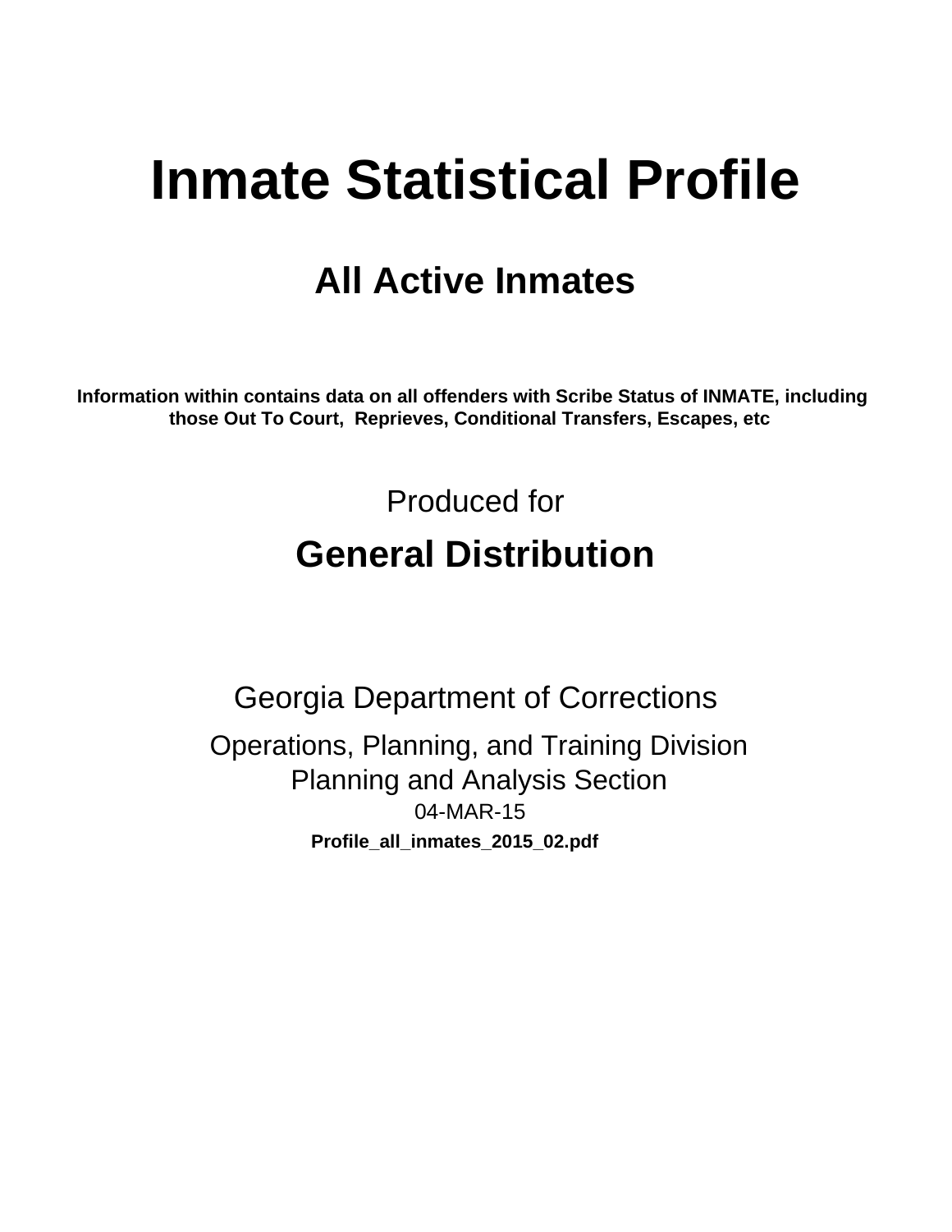# Inmate Statistical Profile

## All Active Inmates

**Information within contains data on all offenders with Scribe Status of INMATE, including those Out To Court, Reprieves, Conditional Transfers, Escapes, etc**

Produced for

## General Distribution

Georgia Department of Corrections

Operations, Planning, and Training Division
Planning and Analysis Section
04-MAR-15

**Profile_all_inmates_2015_02.pdf**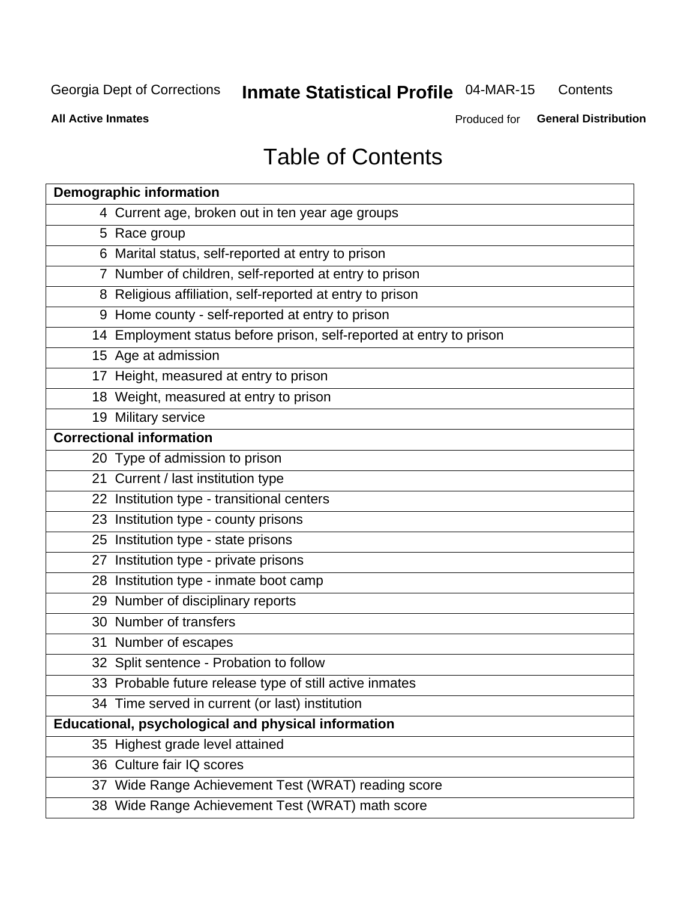Georgia Dept of Corrections **Inmate Statistical Profile** 04-MAR-15 Contents

**All Active Inmates** Produced for **General Distribution**

# Table of Contents

| **Demographic information** | |
|---|---|
| 4 | Current age, broken out in ten year age groups |
| 5 | Race group |
| 6 | Marital status, self-reported at entry to prison |
| 7 | Number of children, self-reported at entry to prison |
| 8 | Religious affiliation, self-reported at entry to prison |
| 9 | Home county - self-reported at entry to prison |
| 14 | Employment status before prison, self-reported at entry to prison |
| 15 | Age at admission |
| 17 | Height, measured at entry to prison |
| 18 | Weight, measured at entry to prison |
| 19 | Military service |
| **Correctional information** | |
| 20 | Type of admission to prison |
| 21 | Current / last institution type |
| 22 | Institution type - transitional centers |
| 23 | Institution type - county prisons |
| 25 | Institution type - state prisons |
| 27 | Institution type - private prisons |
| 28 | Institution type - inmate boot camp |
| 29 | Number of disciplinary reports |
| 30 | Number of transfers |
| 31 | Number of escapes |
| 32 | Split sentence - Probation to follow |
| 33 | Probable future release type of still active inmates |
| 34 | Time served in current (or last) institution |
| **Educational, psychological and physical information** | |
| 35 | Highest grade level attained |
| 36 | Culture fair IQ scores |
| 37 | Wide Range Achievement Test (WRAT) reading score |
| 38 | Wide Range Achievement Test (WRAT) math score |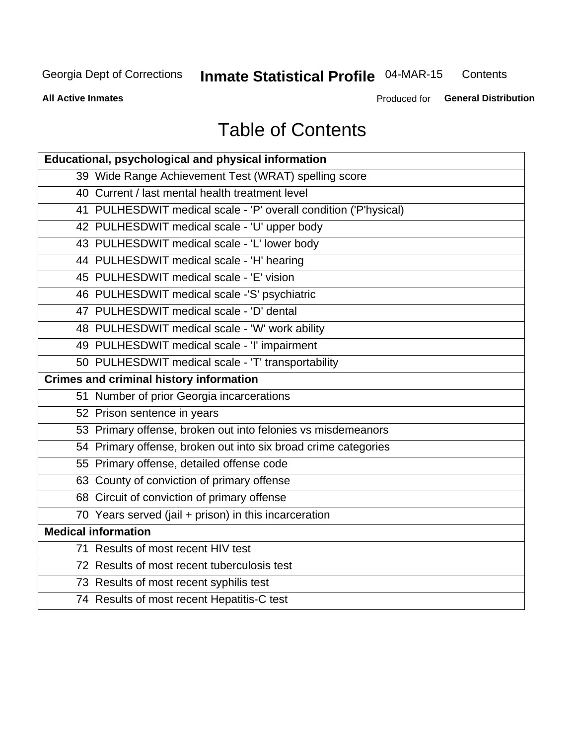# Table of Contents

| Educational, psychological and physical information |
|---|
| 39 Wide Range Achievement Test (WRAT) spelling score |
| 40 Current / last mental health treatment level |
| 41 PULHESDWIT medical scale - 'P' overall condition ('P'hysical) |
| 42 PULHESDWIT medical scale - 'U' upper body |
| 43 PULHESDWIT medical scale - 'L' lower body |
| 44 PULHESDWIT medical scale - 'H' hearing |
| 45 PULHESDWIT medical scale - 'E' vision |
| 46 PULHESDWIT medical scale -'S' psychiatric |
| 47 PULHESDWIT medical scale - 'D' dental |
| 48 PULHESDWIT medical scale - 'W' work ability |
| 49 PULHESDWIT medical scale - 'I' impairment |
| 50 PULHESDWIT medical scale - 'T' transportability |
| **Crimes and criminal history information** |
| 51 Number of prior Georgia incarcerations |
| 52 Prison sentence in years |
| 53 Primary offense, broken out into felonies vs misdemeanors |
| 54 Primary offense, broken out into six broad crime categories |
| 55 Primary offense, detailed offense code |
| 63 County of conviction of primary offense |
| 68 Circuit of conviction of primary offense |
| 70 Years served (jail + prison) in this incarceration |
| **Medical information** |
| 71 Results of most recent HIV test |
| 72 Results of most recent tuberculosis test |
| 73 Results of most recent syphilis test |
| 74 Results of most recent Hepatitis-C test |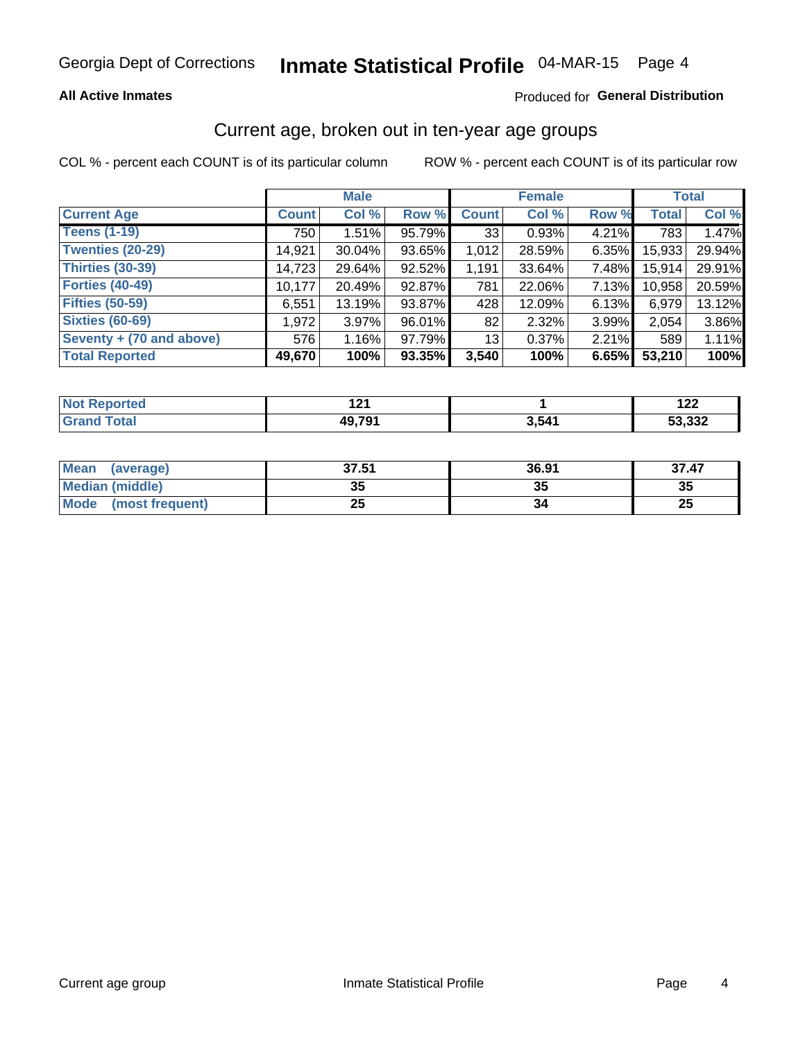Georgia Dept of Corrections **Inmate Statistical Profile** 04-MAR-15

**All Active Inmates**

Produced for **General Distribution**

## Current age, broken out in ten-year age groups

COL % - percent each COUNT is of its particular column     ROW % - percent each COUNT is of its particular row

| | Male | | | Female | | | Total | |
|---|---|---|---|---|---|---|---|---|
| **Current Age** | **Count** | **Col %** | **Row %** | **Count** | **Col %** | **Row %** | **Total** | **Col %** |
| **Teens (1-19)** | 750 | 1.51% | 95.79% | 33 | 0.93% | 4.21% | 783 | 1.47% |
| **Twenties (20-29)** | 14,921 | 30.04% | 93.65% | 1,012 | 28.59% | 6.35% | 15,933 | 29.94% |
| **Thirties (30-39)** | 14,723 | 29.64% | 92.52% | 1,191 | 33.64% | 7.48% | 15,914 | 29.91% |
| **Forties (40-49)** | 10,177 | 20.49% | 92.87% | 781 | 22.06% | 7.13% | 10,958 | 20.59% |
| **Fifties (50-59)** | 6,551 | 13.19% | 93.87% | 428 | 12.09% | 6.13% | 6,979 | 13.12% |
| **Sixties (60-69)** | 1,972 | 3.97% | 96.01% | 82 | 2.32% | 3.99% | 2,054 | 3.86% |
| **Seventy + (70 and above)** | 576 | 1.16% | 97.79% | 13 | 0.37% | 2.21% | 589 | 1.11% |
| **Total Reported** | **49,670** | **100%** | **93.35%** | **3,540** | **100%** | **6.65%** | **53,210** | **100%** |

| | Male | Female | Total |
|---|---|---|---|
| **Not Reported** | **121** | **1** | **122** |
| **Grand Total** | **49,791** | **3,541** | **53,332** |

| | Male | Female | Total |
|---|---|---|---|
| **Mean (average)** | **37.51** | **36.91** | **37.47** |
| **Median (middle)** | **35** | **35** | **35** |
| **Mode (most frequent)** | **25** | **34** | **25** |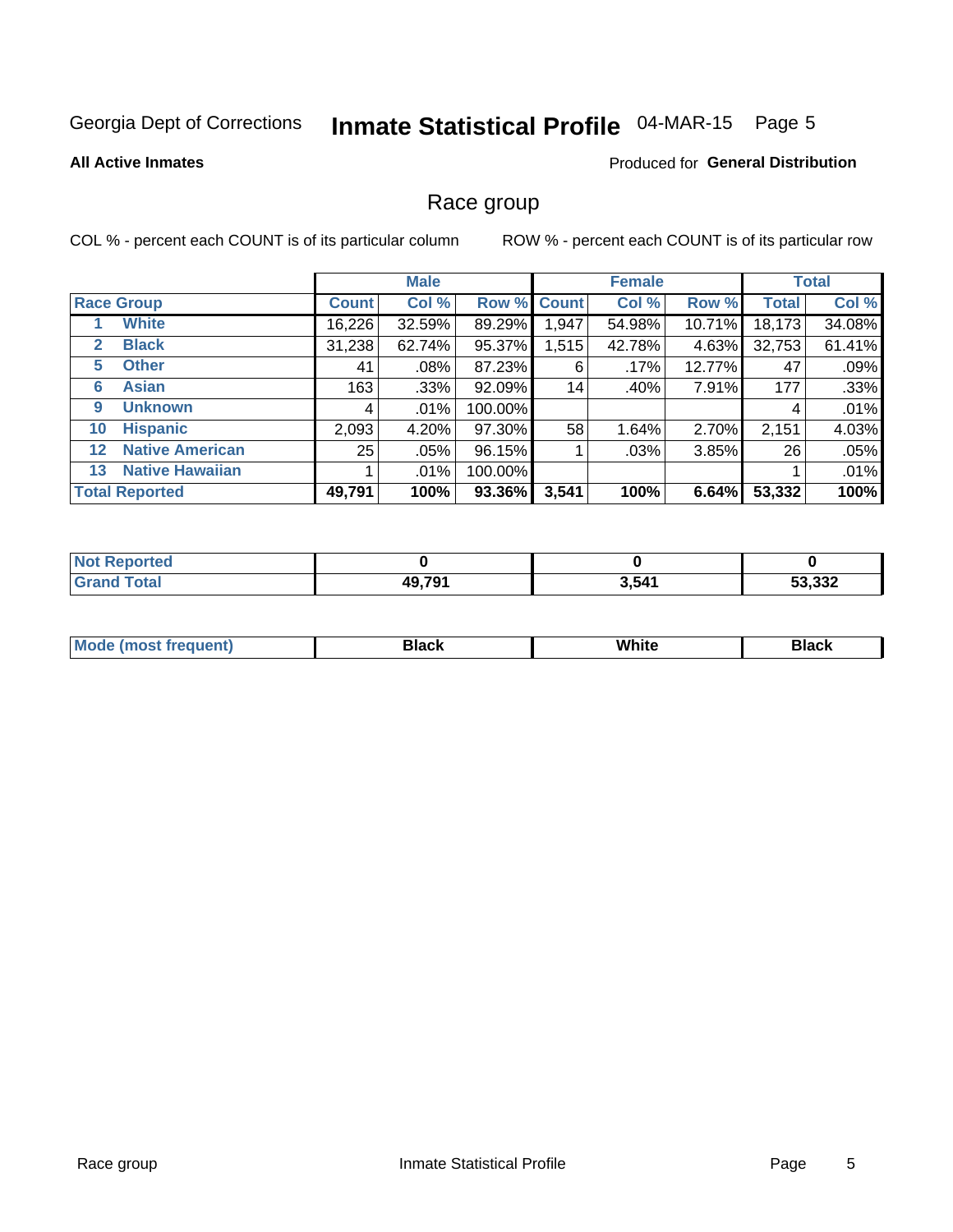Georgia Dept of Corrections **Inmate Statistical Profile** 04-MAR-15 Page 5

**All Active Inmates**

Produced for **General Distribution**

## Race group

COL % - percent each COUNT is of its particular column ROW % - percent each COUNT is of its particular row

| | | Male | | | Female | | | Total | |
|---|---|---|---|---|---|---|---|---|---|
| **Race Group** | | **Count** | **Col %** | **Row %** | **Count** | **Col %** | **Row %** | **Total** | **Col %** |
| 1 | White | 16,226 | 32.59% | 89.29% | 1,947 | 54.98% | 10.71% | 18,173 | 34.08% |
| 2 | Black | 31,238 | 62.74% | 95.37% | 1,515 | 42.78% | 4.63% | 32,753 | 61.41% |
| 5 | Other | 41 | .08% | 87.23% | 6 | .17% | 12.77% | 47 | .09% |
| 6 | Asian | 163 | .33% | 92.09% | 14 | .40% | 7.91% | 177 | .33% |
| 9 | Unknown | 4 | .01% | 100.00% | | | | 4 | .01% |
| 10 | Hispanic | 2,093 | 4.20% | 97.30% | 58 | 1.64% | 2.70% | 2,151 | 4.03% |
| 12 | Native American | 25 | .05% | 96.15% | 1 | .03% | 3.85% | 26 | .05% |
| 13 | Native Hawaiian | 1 | .01% | 100.00% | | | | 1 | .01% |
| **Total Reported** | | **49,791** | **100%** | **93.36%** | **3,541** | **100%** | **6.64%** | **53,332** | **100%** |

| | Male | Female | Total |
|---|---|---|---|
| Not Reported | 0 | 0 | 0 |
| Grand Total | 49,791 | 3,541 | 53,332 |

| | Male | Female | Total |
|---|---|---|---|
| Mode (most frequent) | Black | White | Black |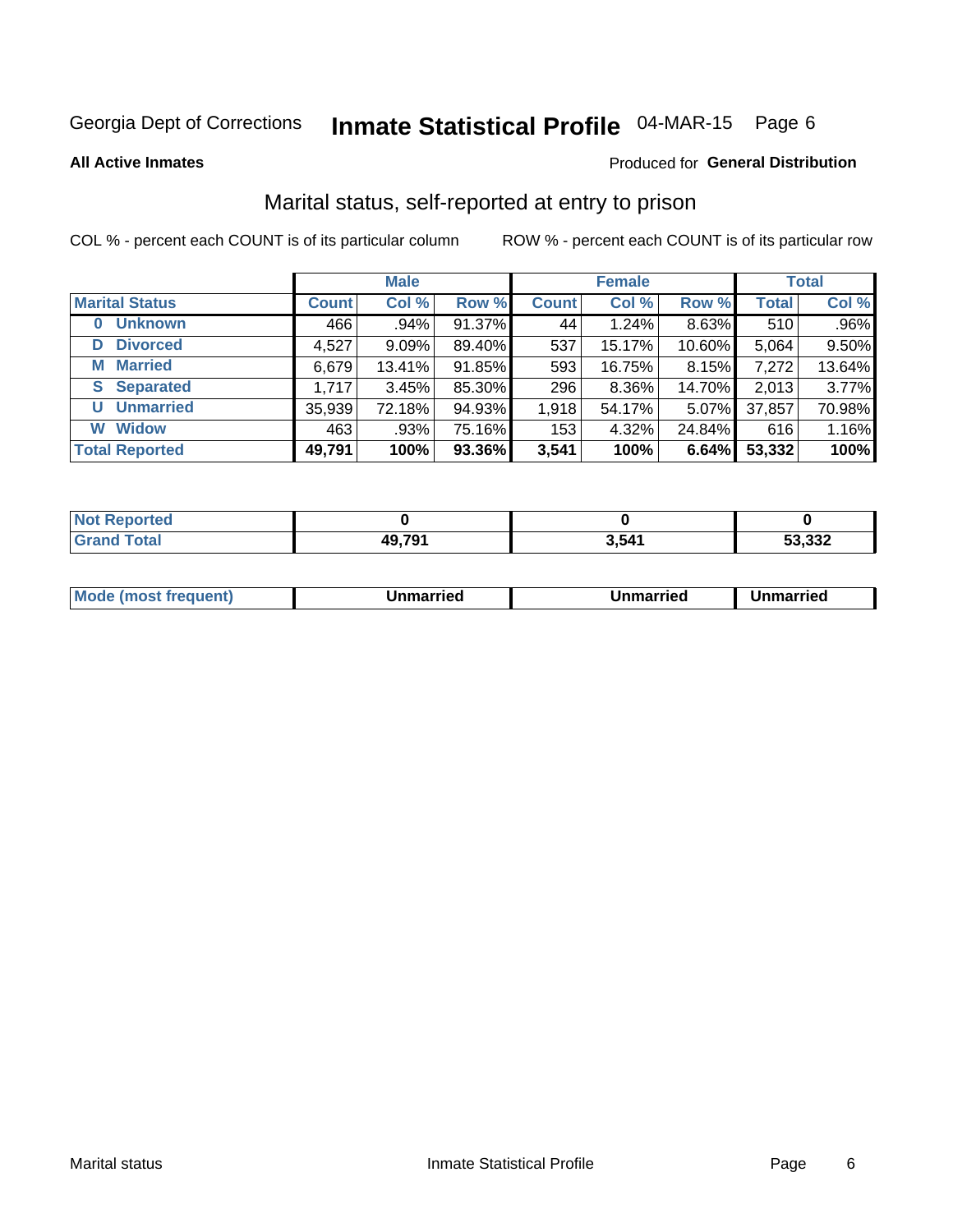Georgia Dept of Corrections **Inmate Statistical Profile** 04-MAR-15 Page 6

**All Active Inmates**

Produced for **General Distribution**

## Marital status, self-reported at entry to prison

COL % - percent each COUNT is of its particular column

ROW % - percent each COUNT is of its particular row

| | Male | | | Female | | | Total | |
|---|---|---|---|---|---|---|---|---|
| **Marital Status** | **Count** | **Col %** | **Row %** | **Count** | **Col %** | **Row %** | **Total** | **Col %** |
| **0 Unknown** | 466 | .94% | 91.37% | 44 | 1.24% | 8.63% | 510 | .96% |
| **D Divorced** | 4,527 | 9.09% | 89.40% | 537 | 15.17% | 10.60% | 5,064 | 9.50% |
| **M Married** | 6,679 | 13.41% | 91.85% | 593 | 16.75% | 8.15% | 7,272 | 13.64% |
| **S Separated** | 1,717 | 3.45% | 85.30% | 296 | 8.36% | 14.70% | 2,013 | 3.77% |
| **U Unmarried** | 35,939 | 72.18% | 94.93% | 1,918 | 54.17% | 5.07% | 37,857 | 70.98% |
| **W Widow** | 463 | .93% | 75.16% | 153 | 4.32% | 24.84% | 616 | 1.16% |
| **Total Reported** | **49,791** | **100%** | **93.36%** | **3,541** | **100%** | **6.64%** | **53,332** | **100%** |

| | Male | Female | Total |
|---|---|---|---|
| **Not Reported** | **0** | **0** | **0** |
| **Grand Total** | **49,791** | **3,541** | **53,332** |

| | Male | Female | Total |
|---|---|---|---|
| **Mode (most frequent)** | **Unmarried** | **Unmarried** | **Unmarried** |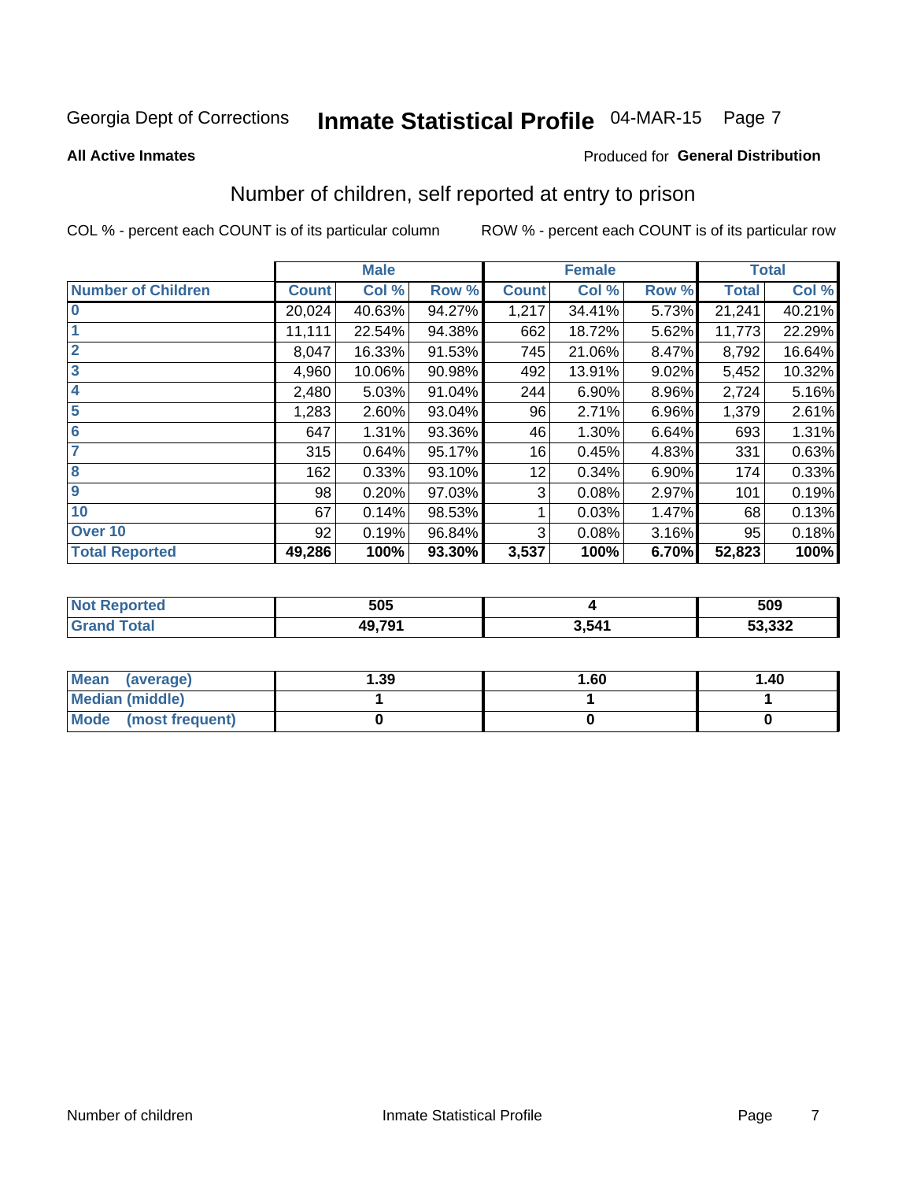Georgia Dept of Corrections **Inmate Statistical Profile** 04-MAR-15

**All Active Inmates**

Produced for **General Distribution**

## Number of children, self reported at entry to prison

COL % - percent each COUNT is of its particular column

ROW % - percent each COUNT is of its particular row

| | Male | | | Female | | | Total | |
|---|---|---|---|---|---|---|---|---|
| **Number of Children** | **Count** | **Col %** | **Row %** | **Count** | **Col %** | **Row %** | **Total** | **Col %** |
| **0** | 20,024 | 40.63% | 94.27% | 1,217 | 34.41% | 5.73% | 21,241 | 40.21% |
| **1** | 11,111 | 22.54% | 94.38% | 662 | 18.72% | 5.62% | 11,773 | 22.29% |
| **2** | 8,047 | 16.33% | 91.53% | 745 | 21.06% | 8.47% | 8,792 | 16.64% |
| **3** | 4,960 | 10.06% | 90.98% | 492 | 13.91% | 9.02% | 5,452 | 10.32% |
| **4** | 2,480 | 5.03% | 91.04% | 244 | 6.90% | 8.96% | 2,724 | 5.16% |
| **5** | 1,283 | 2.60% | 93.04% | 96 | 2.71% | 6.96% | 1,379 | 2.61% |
| **6** | 647 | 1.31% | 93.36% | 46 | 1.30% | 6.64% | 693 | 1.31% |
| **7** | 315 | 0.64% | 95.17% | 16 | 0.45% | 4.83% | 331 | 0.63% |
| **8** | 162 | 0.33% | 93.10% | 12 | 0.34% | 6.90% | 174 | 0.33% |
| **9** | 98 | 0.20% | 97.03% | 3 | 0.08% | 2.97% | 101 | 0.19% |
| **10** | 67 | 0.14% | 98.53% | 1 | 0.03% | 1.47% | 68 | 0.13% |
| **Over 10** | 92 | 0.19% | 96.84% | 3 | 0.08% | 3.16% | 95 | 0.18% |
| **Total Reported** | **49,286** | **100%** | **93.30%** | **3,537** | **100%** | **6.70%** | **52,823** | **100%** |

| | Male | Female | Total |
|---|---|---|---|
| **Not Reported** | **505** | **4** | **509** |
| **Grand Total** | **49,791** | **3,541** | **53,332** |

| | Male | Female | Total |
|---|---|---|---|
| **Mean (average)** | **1.39** | **1.60** | **1.40** |
| **Median (middle)** | **1** | **1** | **1** |
| **Mode (most frequent)** | **0** | **0** | **0** |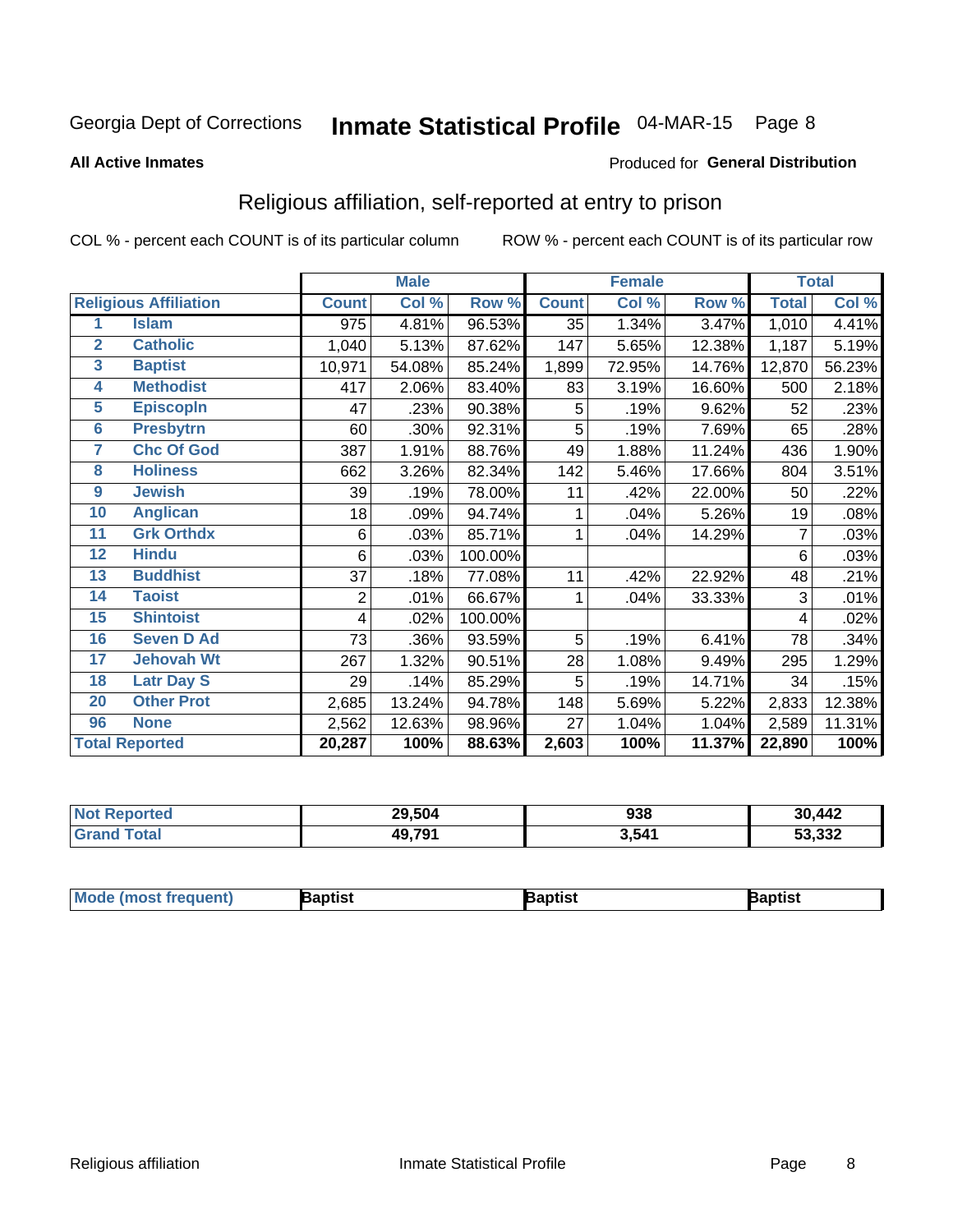Georgia Dept of Corrections **Inmate Statistical Profile** 04-MAR-15 Page 8

**All Active Inmates**

Produced for **General Distribution**

## Religious affiliation, self-reported at entry to prison

COL % - percent each COUNT is of its particular column ROW % - percent each COUNT is of its particular row

| | | Male | | | Female | | | Total | |
|---|---|---|---|---|---|---|---|---|---|
| **Religious Affiliation** | | **Count** | **Col %** | **Row %** | **Count** | **Col %** | **Row %** | **Total** | **Col %** |
| 1 | Islam | 975 | 4.81% | 96.53% | 35 | 1.34% | 3.47% | 1,010 | 4.41% |
| 2 | Catholic | 1,040 | 5.13% | 87.62% | 147 | 5.65% | 12.38% | 1,187 | 5.19% |
| 3 | Baptist | 10,971 | 54.08% | 85.24% | 1,899 | 72.95% | 14.76% | 12,870 | 56.23% |
| 4 | Methodist | 417 | 2.06% | 83.40% | 83 | 3.19% | 16.60% | 500 | 2.18% |
| 5 | Episcopln | 47 | .23% | 90.38% | 5 | .19% | 9.62% | 52 | .23% |
| 6 | Presbytrn | 60 | .30% | 92.31% | 5 | .19% | 7.69% | 65 | .28% |
| 7 | Chc Of God | 387 | 1.91% | 88.76% | 49 | 1.88% | 11.24% | 436 | 1.90% |
| 8 | Holiness | 662 | 3.26% | 82.34% | 142 | 5.46% | 17.66% | 804 | 3.51% |
| 9 | Jewish | 39 | .19% | 78.00% | 11 | .42% | 22.00% | 50 | .22% |
| 10 | Anglican | 18 | .09% | 94.74% | 1 | .04% | 5.26% | 19 | .08% |
| 11 | Grk Orthdx | 6 | .03% | 85.71% | 1 | .04% | 14.29% | 7 | .03% |
| 12 | Hindu | 6 | .03% | 100.00% | | | | 6 | .03% |
| 13 | Buddhist | 37 | .18% | 77.08% | 11 | .42% | 22.92% | 48 | .21% |
| 14 | Taoist | 2 | .01% | 66.67% | 1 | .04% | 33.33% | 3 | .01% |
| 15 | Shintoist | 4 | .02% | 100.00% | | | | 4 | .02% |
| 16 | Seven D Ad | 73 | .36% | 93.59% | 5 | .19% | 6.41% | 78 | .34% |
| 17 | Jehovah Wt | 267 | 1.32% | 90.51% | 28 | 1.08% | 9.49% | 295 | 1.29% |
| 18 | Latr Day S | 29 | .14% | 85.29% | 5 | .19% | 14.71% | 34 | .15% |
| 20 | Other Prot | 2,685 | 13.24% | 94.78% | 148 | 5.69% | 5.22% | 2,833 | 12.38% |
| 96 | None | 2,562 | 12.63% | 98.96% | 27 | 1.04% | 1.04% | 2,589 | 11.31% |
| **Total Reported** | | **20,287** | **100%** | **88.63%** | **2,603** | **100%** | **11.37%** | **22,890** | **100%** |

| | Male | Female | Total |
|---|---|---|---|
| Not Reported | 29,504 | 938 | 30,442 |
| Grand Total | 49,791 | 3,541 | 53,332 |

| | Male | Female | Total |
|---|---|---|---|
| Mode (most frequent) | Baptist | Baptist | Baptist |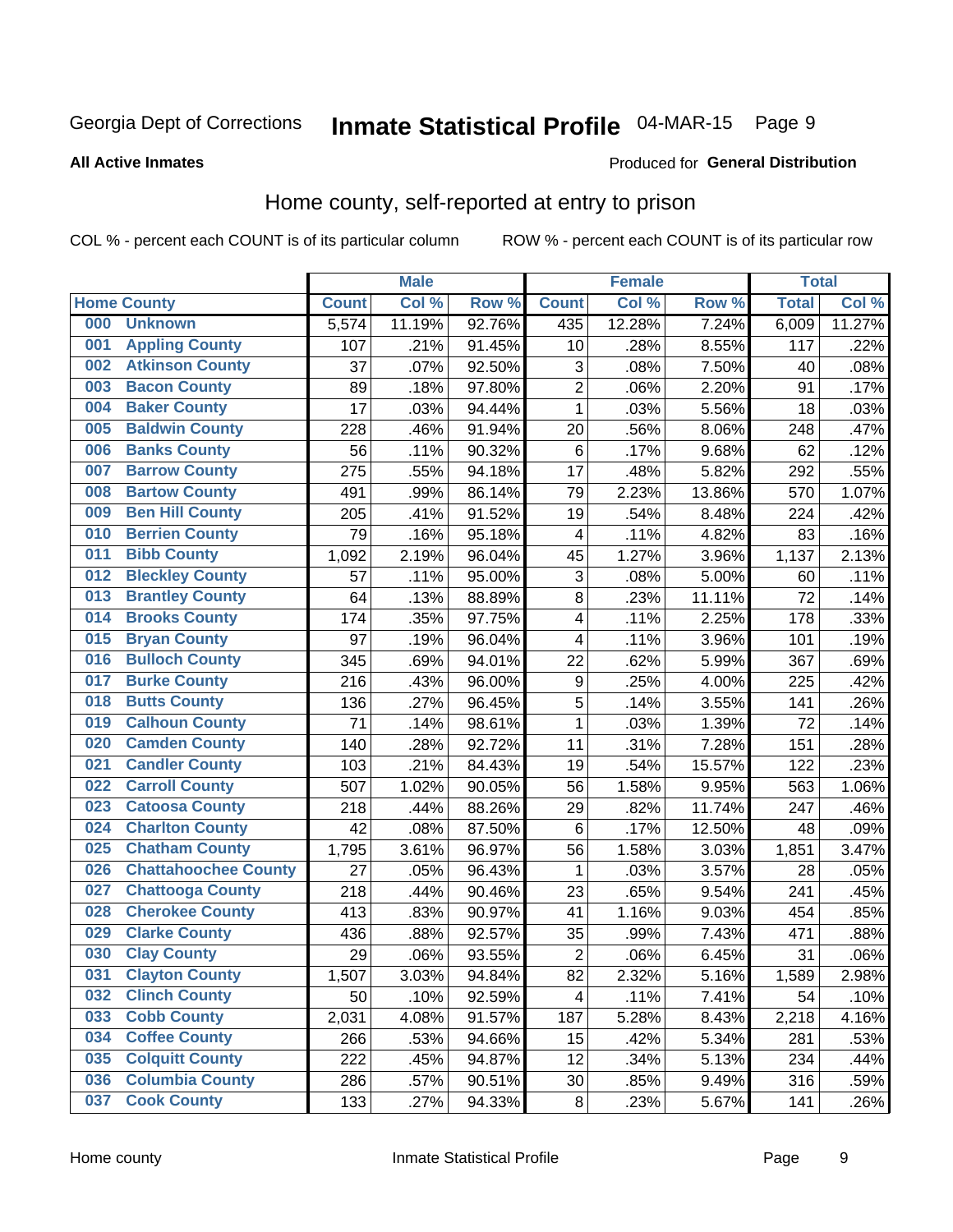Georgia Dept of Corrections **Inmate Statistical Profile** 04-MAR-15

**All Active Inmates**

Produced for **General Distribution**

## Home county, self-reported at entry to prison

COL % - percent each COUNT is of its particular column ROW % - percent each COUNT is of its particular row

| Home County | | Male | | | Female | | | Total | |
|---|---|---|---|---|---|---|---|---|---|
| | | Count | Col % | Row % | Count | Col % | Row % | Total | Col % |
| 000 | Unknown | 5,574 | 11.19% | 92.76% | 435 | 12.28% | 7.24% | 6,009 | 11.27% |
| 001 | Appling County | 107 | .21% | 91.45% | 10 | .28% | 8.55% | 117 | .22% |
| 002 | Atkinson County | 37 | .07% | 92.50% | 3 | .08% | 7.50% | 40 | .08% |
| 003 | Bacon County | 89 | .18% | 97.80% | 2 | .06% | 2.20% | 91 | .17% |
| 004 | Baker County | 17 | .03% | 94.44% | 1 | .03% | 5.56% | 18 | .03% |
| 005 | Baldwin County | 228 | .46% | 91.94% | 20 | .56% | 8.06% | 248 | .47% |
| 006 | Banks County | 56 | .11% | 90.32% | 6 | .17% | 9.68% | 62 | .12% |
| 007 | Barrow County | 275 | .55% | 94.18% | 17 | .48% | 5.82% | 292 | .55% |
| 008 | Bartow County | 491 | .99% | 86.14% | 79 | 2.23% | 13.86% | 570 | 1.07% |
| 009 | Ben Hill County | 205 | .41% | 91.52% | 19 | .54% | 8.48% | 224 | .42% |
| 010 | Berrien County | 79 | .16% | 95.18% | 4 | .11% | 4.82% | 83 | .16% |
| 011 | Bibb County | 1,092 | 2.19% | 96.04% | 45 | 1.27% | 3.96% | 1,137 | 2.13% |
| 012 | Bleckley County | 57 | .11% | 95.00% | 3 | .08% | 5.00% | 60 | .11% |
| 013 | Brantley County | 64 | .13% | 88.89% | 8 | .23% | 11.11% | 72 | .14% |
| 014 | Brooks County | 174 | .35% | 97.75% | 4 | .11% | 2.25% | 178 | .33% |
| 015 | Bryan County | 97 | .19% | 96.04% | 4 | .11% | 3.96% | 101 | .19% |
| 016 | Bulloch County | 345 | .69% | 94.01% | 22 | .62% | 5.99% | 367 | .69% |
| 017 | Burke County | 216 | .43% | 96.00% | 9 | .25% | 4.00% | 225 | .42% |
| 018 | Butts County | 136 | .27% | 96.45% | 5 | .14% | 3.55% | 141 | .26% |
| 019 | Calhoun County | 71 | .14% | 98.61% | 1 | .03% | 1.39% | 72 | .14% |
| 020 | Camden County | 140 | .28% | 92.72% | 11 | .31% | 7.28% | 151 | .28% |
| 021 | Candler County | 103 | .21% | 84.43% | 19 | .54% | 15.57% | 122 | .23% |
| 022 | Carroll County | 507 | 1.02% | 90.05% | 56 | 1.58% | 9.95% | 563 | 1.06% |
| 023 | Catoosa County | 218 | .44% | 88.26% | 29 | .82% | 11.74% | 247 | .46% |
| 024 | Charlton County | 42 | .08% | 87.50% | 6 | .17% | 12.50% | 48 | .09% |
| 025 | Chatham County | 1,795 | 3.61% | 96.97% | 56 | 1.58% | 3.03% | 1,851 | 3.47% |
| 026 | Chattahoochee County | 27 | .05% | 96.43% | 1 | .03% | 3.57% | 28 | .05% |
| 027 | Chattooga County | 218 | .44% | 90.46% | 23 | .65% | 9.54% | 241 | .45% |
| 028 | Cherokee County | 413 | .83% | 90.97% | 41 | 1.16% | 9.03% | 454 | .85% |
| 029 | Clarke County | 436 | .88% | 92.57% | 35 | .99% | 7.43% | 471 | .88% |
| 030 | Clay County | 29 | .06% | 93.55% | 2 | .06% | 6.45% | 31 | .06% |
| 031 | Clayton County | 1,507 | 3.03% | 94.84% | 82 | 2.32% | 5.16% | 1,589 | 2.98% |
| 032 | Clinch County | 50 | .10% | 92.59% | 4 | .11% | 7.41% | 54 | .10% |
| 033 | Cobb County | 2,031 | 4.08% | 91.57% | 187 | 5.28% | 8.43% | 2,218 | 4.16% |
| 034 | Coffee County | 266 | .53% | 94.66% | 15 | .42% | 5.34% | 281 | .53% |
| 035 | Colquitt County | 222 | .45% | 94.87% | 12 | .34% | 5.13% | 234 | .44% |
| 036 | Columbia County | 286 | .57% | 90.51% | 30 | .85% | 9.49% | 316 | .59% |
| 037 | Cook County | 133 | .27% | 94.33% | 8 | .23% | 5.67% | 141 | .26% |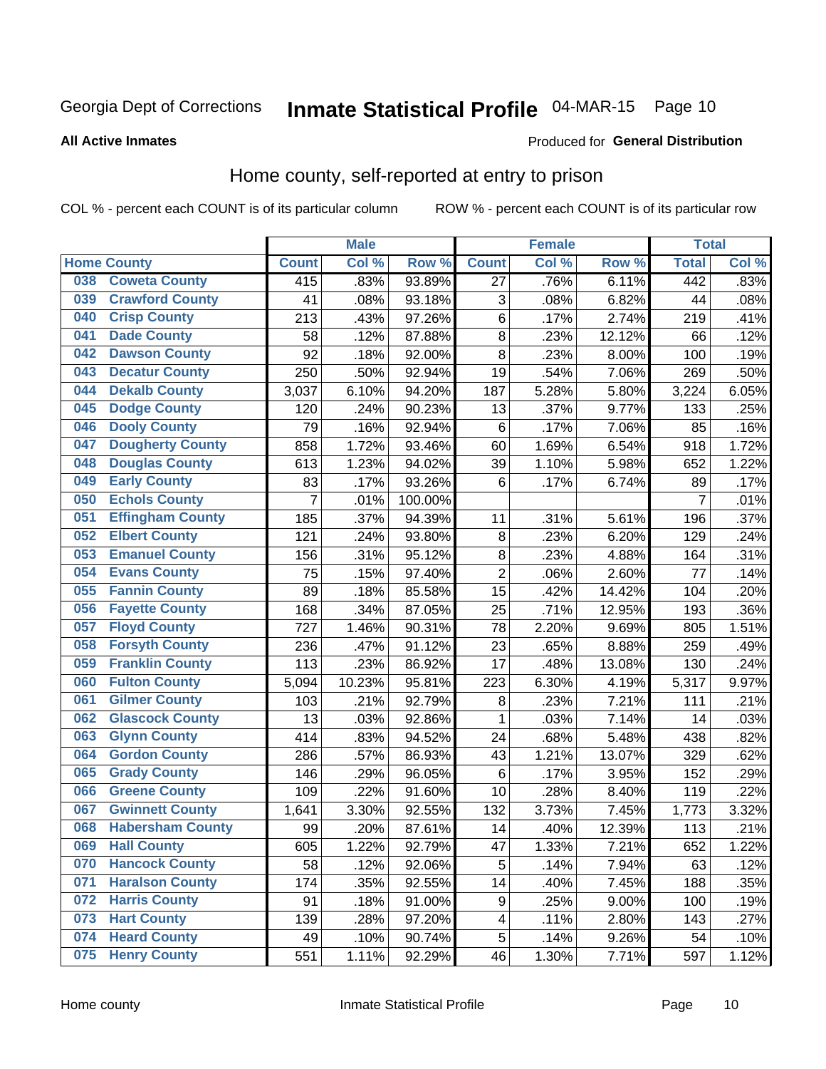Georgia Dept of Corrections **Inmate Statistical Profile** 04-MAR-15 Page 10

**All Active Inmates**

Produced for **General Distribution**

## Home county, self-reported at entry to prison

COL % - percent each COUNT is of its particular column ROW % - percent each COUNT is of its particular row

| Home County | | Male | | | Female | | | Total | |
|---|---|---|---|---|---|---|---|---|---|
| | | Count | Col % | Row % | Count | Col % | Row % | Total | Col % |
| 038 | Coweta County | 415 | .83% | 93.89% | 27 | .76% | 6.11% | 442 | .83% |
| 039 | Crawford County | 41 | .08% | 93.18% | 3 | .08% | 6.82% | 44 | .08% |
| 040 | Crisp County | 213 | .43% | 97.26% | 6 | .17% | 2.74% | 219 | .41% |
| 041 | Dade County | 58 | .12% | 87.88% | 8 | .23% | 12.12% | 66 | .12% |
| 042 | Dawson County | 92 | .18% | 92.00% | 8 | .23% | 8.00% | 100 | .19% |
| 043 | Decatur County | 250 | .50% | 92.94% | 19 | .54% | 7.06% | 269 | .50% |
| 044 | Dekalb County | 3,037 | 6.10% | 94.20% | 187 | 5.28% | 5.80% | 3,224 | 6.05% |
| 045 | Dodge County | 120 | .24% | 90.23% | 13 | .37% | 9.77% | 133 | .25% |
| 046 | Dooly County | 79 | .16% | 92.94% | 6 | .17% | 7.06% | 85 | .16% |
| 047 | Dougherty County | 858 | 1.72% | 93.46% | 60 | 1.69% | 6.54% | 918 | 1.72% |
| 048 | Douglas County | 613 | 1.23% | 94.02% | 39 | 1.10% | 5.98% | 652 | 1.22% |
| 049 | Early County | 83 | .17% | 93.26% | 6 | .17% | 6.74% | 89 | .17% |
| 050 | Echols County | 7 | .01% | 100.00% | | | | 7 | .01% |
| 051 | Effingham County | 185 | .37% | 94.39% | 11 | .31% | 5.61% | 196 | .37% |
| 052 | Elbert County | 121 | .24% | 93.80% | 8 | .23% | 6.20% | 129 | .24% |
| 053 | Emanuel County | 156 | .31% | 95.12% | 8 | .23% | 4.88% | 164 | .31% |
| 054 | Evans County | 75 | .15% | 97.40% | 2 | .06% | 2.60% | 77 | .14% |
| 055 | Fannin County | 89 | .18% | 85.58% | 15 | .42% | 14.42% | 104 | .20% |
| 056 | Fayette County | 168 | .34% | 87.05% | 25 | .71% | 12.95% | 193 | .36% |
| 057 | Floyd County | 727 | 1.46% | 90.31% | 78 | 2.20% | 9.69% | 805 | 1.51% |
| 058 | Forsyth County | 236 | .47% | 91.12% | 23 | .65% | 8.88% | 259 | .49% |
| 059 | Franklin County | 113 | .23% | 86.92% | 17 | .48% | 13.08% | 130 | .24% |
| 060 | Fulton County | 5,094 | 10.23% | 95.81% | 223 | 6.30% | 4.19% | 5,317 | 9.97% |
| 061 | Gilmer County | 103 | .21% | 92.79% | 8 | .23% | 7.21% | 111 | .21% |
| 062 | Glascock County | 13 | .03% | 92.86% | 1 | .03% | 7.14% | 14 | .03% |
| 063 | Glynn County | 414 | .83% | 94.52% | 24 | .68% | 5.48% | 438 | .82% |
| 064 | Gordon County | 286 | .57% | 86.93% | 43 | 1.21% | 13.07% | 329 | .62% |
| 065 | Grady County | 146 | .29% | 96.05% | 6 | .17% | 3.95% | 152 | .29% |
| 066 | Greene County | 109 | .22% | 91.60% | 10 | .28% | 8.40% | 119 | .22% |
| 067 | Gwinnett County | 1,641 | 3.30% | 92.55% | 132 | 3.73% | 7.45% | 1,773 | 3.32% |
| 068 | Habersham County | 99 | .20% | 87.61% | 14 | .40% | 12.39% | 113 | .21% |
| 069 | Hall County | 605 | 1.22% | 92.79% | 47 | 1.33% | 7.21% | 652 | 1.22% |
| 070 | Hancock County | 58 | .12% | 92.06% | 5 | .14% | 7.94% | 63 | .12% |
| 071 | Haralson County | 174 | .35% | 92.55% | 14 | .40% | 7.45% | 188 | .35% |
| 072 | Harris County | 91 | .18% | 91.00% | 9 | .25% | 9.00% | 100 | .19% |
| 073 | Hart County | 139 | .28% | 97.20% | 4 | .11% | 2.80% | 143 | .27% |
| 074 | Heard County | 49 | .10% | 90.74% | 5 | .14% | 9.26% | 54 | .10% |
| 075 | Henry County | 551 | 1.11% | 92.29% | 46 | 1.30% | 7.71% | 597 | 1.12% |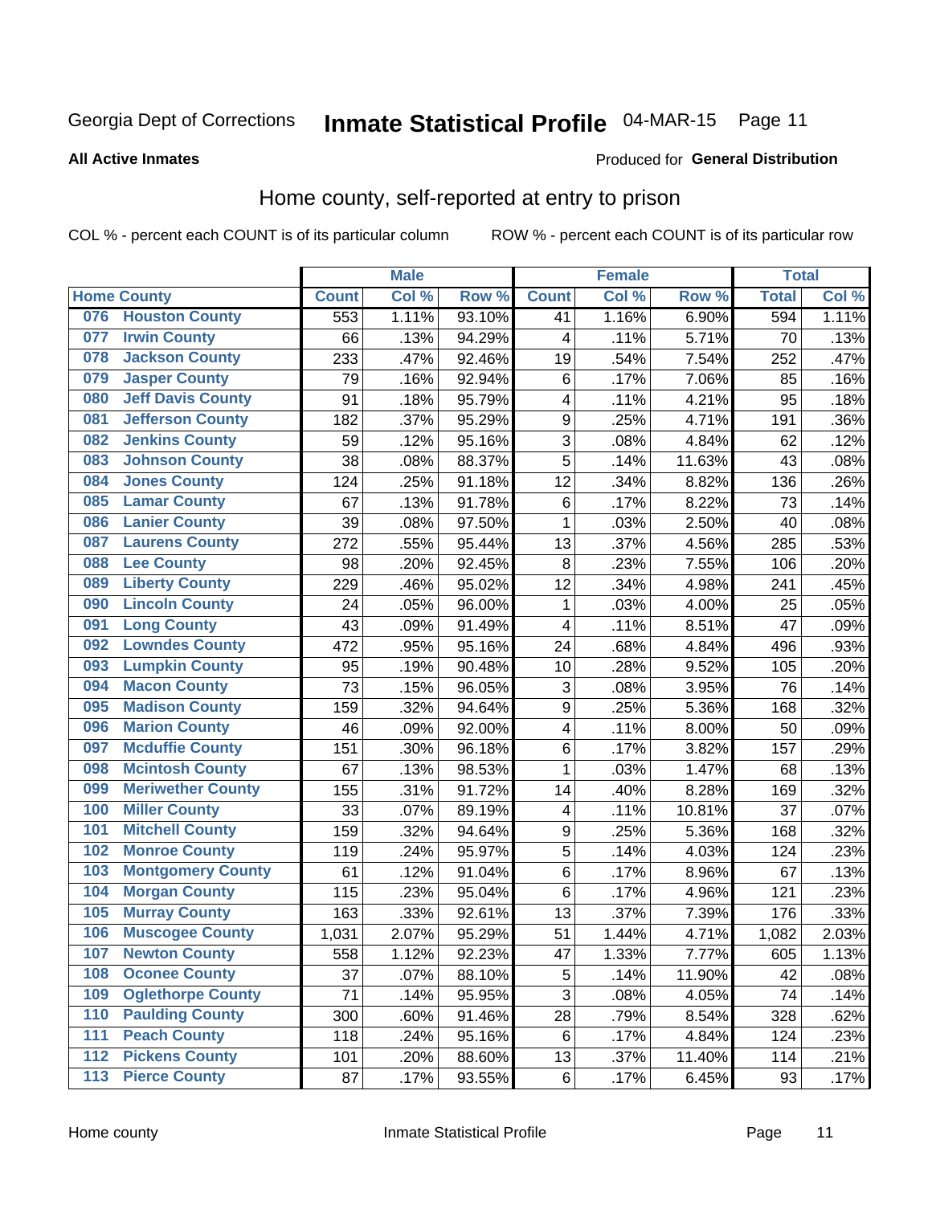Georgia Dept of Corrections **Inmate Statistical Profile** 04-MAR-15 Page 11

**All Active Inmates**

Produced for **General Distribution**

## Home county, self-reported at entry to prison

COL % - percent each COUNT is of its particular column    ROW % - percent each COUNT is of its particular row

| Home County | | Male | | | Female | | | Total | |
|---|---|---|---|---|---|---|---|---|---|
| | | Count | Col % | Row % | Count | Col % | Row % | Total | Col % |
| 076 | Houston County | 553 | 1.11% | 93.10% | 41 | 1.16% | 6.90% | 594 | 1.11% |
| 077 | Irwin County | 66 | .13% | 94.29% | 4 | .11% | 5.71% | 70 | .13% |
| 078 | Jackson County | 233 | .47% | 92.46% | 19 | .54% | 7.54% | 252 | .47% |
| 079 | Jasper County | 79 | .16% | 92.94% | 6 | .17% | 7.06% | 85 | .16% |
| 080 | Jeff Davis County | 91 | .18% | 95.79% | 4 | .11% | 4.21% | 95 | .18% |
| 081 | Jefferson County | 182 | .37% | 95.29% | 9 | .25% | 4.71% | 191 | .36% |
| 082 | Jenkins County | 59 | .12% | 95.16% | 3 | .08% | 4.84% | 62 | .12% |
| 083 | Johnson County | 38 | .08% | 88.37% | 5 | .14% | 11.63% | 43 | .08% |
| 084 | Jones County | 124 | .25% | 91.18% | 12 | .34% | 8.82% | 136 | .26% |
| 085 | Lamar County | 67 | .13% | 91.78% | 6 | .17% | 8.22% | 73 | .14% |
| 086 | Lanier County | 39 | .08% | 97.50% | 1 | .03% | 2.50% | 40 | .08% |
| 087 | Laurens County | 272 | .55% | 95.44% | 13 | .37% | 4.56% | 285 | .53% |
| 088 | Lee County | 98 | .20% | 92.45% | 8 | .23% | 7.55% | 106 | .20% |
| 089 | Liberty County | 229 | .46% | 95.02% | 12 | .34% | 4.98% | 241 | .45% |
| 090 | Lincoln County | 24 | .05% | 96.00% | 1 | .03% | 4.00% | 25 | .05% |
| 091 | Long County | 43 | .09% | 91.49% | 4 | .11% | 8.51% | 47 | .09% |
| 092 | Lowndes County | 472 | .95% | 95.16% | 24 | .68% | 4.84% | 496 | .93% |
| 093 | Lumpkin County | 95 | .19% | 90.48% | 10 | .28% | 9.52% | 105 | .20% |
| 094 | Macon County | 73 | .15% | 96.05% | 3 | .08% | 3.95% | 76 | .14% |
| 095 | Madison County | 159 | .32% | 94.64% | 9 | .25% | 5.36% | 168 | .32% |
| 096 | Marion County | 46 | .09% | 92.00% | 4 | .11% | 8.00% | 50 | .09% |
| 097 | Mcduffie County | 151 | .30% | 96.18% | 6 | .17% | 3.82% | 157 | .29% |
| 098 | Mcintosh County | 67 | .13% | 98.53% | 1 | .03% | 1.47% | 68 | .13% |
| 099 | Meriwether County | 155 | .31% | 91.72% | 14 | .40% | 8.28% | 169 | .32% |
| 100 | Miller County | 33 | .07% | 89.19% | 4 | .11% | 10.81% | 37 | .07% |
| 101 | Mitchell County | 159 | .32% | 94.64% | 9 | .25% | 5.36% | 168 | .32% |
| 102 | Monroe County | 119 | .24% | 95.97% | 5 | .14% | 4.03% | 124 | .23% |
| 103 | Montgomery County | 61 | .12% | 91.04% | 6 | .17% | 8.96% | 67 | .13% |
| 104 | Morgan County | 115 | .23% | 95.04% | 6 | .17% | 4.96% | 121 | .23% |
| 105 | Murray County | 163 | .33% | 92.61% | 13 | .37% | 7.39% | 176 | .33% |
| 106 | Muscogee County | 1,031 | 2.07% | 95.29% | 51 | 1.44% | 4.71% | 1,082 | 2.03% |
| 107 | Newton County | 558 | 1.12% | 92.23% | 47 | 1.33% | 7.77% | 605 | 1.13% |
| 108 | Oconee County | 37 | .07% | 88.10% | 5 | .14% | 11.90% | 42 | .08% |
| 109 | Oglethorpe County | 71 | .14% | 95.95% | 3 | .08% | 4.05% | 74 | .14% |
| 110 | Paulding County | 300 | .60% | 91.46% | 28 | .79% | 8.54% | 328 | .62% |
| 111 | Peach County | 118 | .24% | 95.16% | 6 | .17% | 4.84% | 124 | .23% |
| 112 | Pickens County | 101 | .20% | 88.60% | 13 | .37% | 11.40% | 114 | .21% |
| 113 | Pierce County | 87 | .17% | 93.55% | 6 | .17% | 6.45% | 93 | .17% |

Home county    Inmate Statistical Profile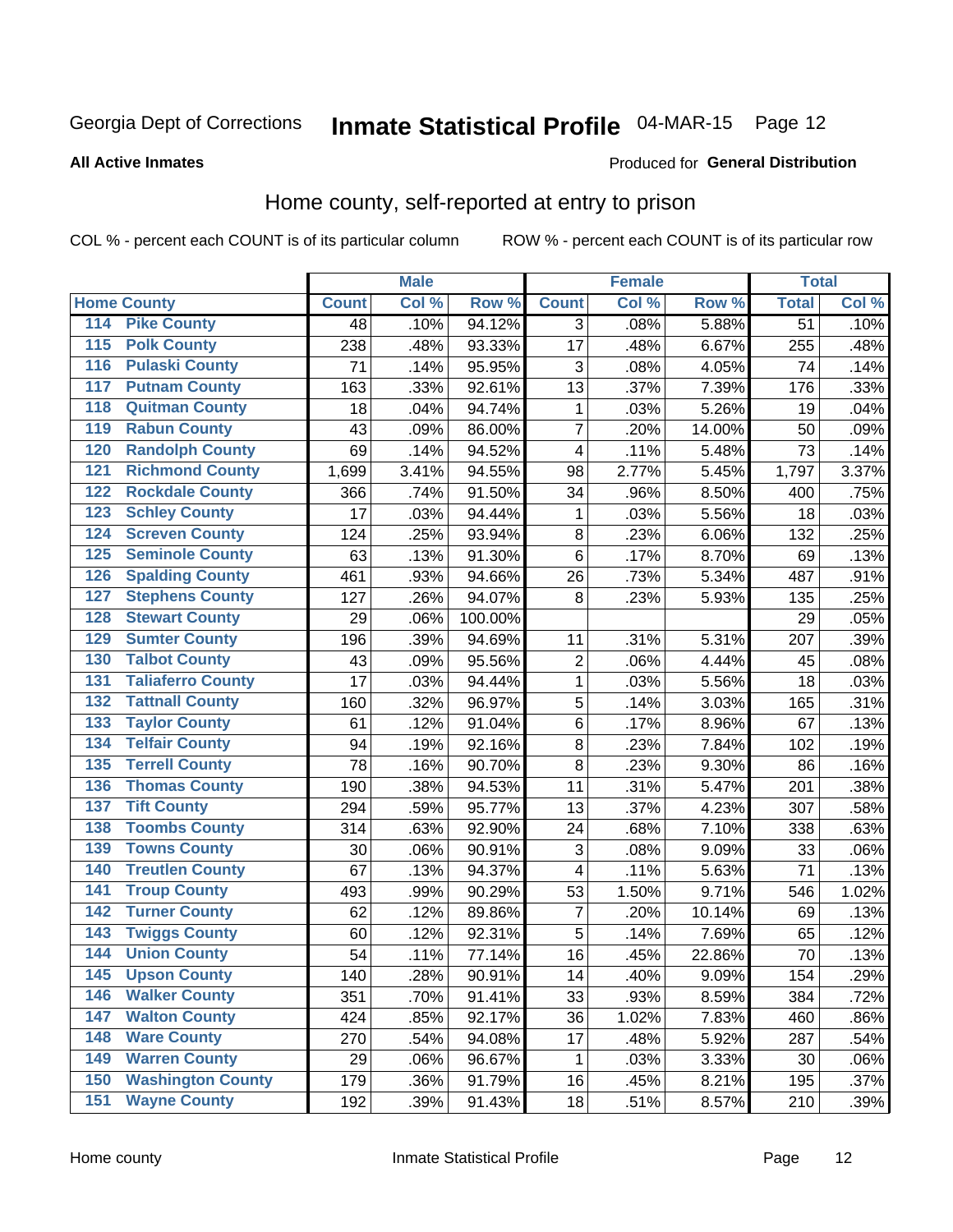Georgia Dept of Corrections **Inmate Statistical Profile** 04-MAR-15

**All Active Inmates**

Produced for **General Distribution**

## Home county, self-reported at entry to prison

COL % - percent each COUNT is of its particular column ROW % - percent each COUNT is of its particular row

| Home County | | Male | | | Female | | | Total | |
|---|---|---|---|---|---|---|---|---|---|
| | | Count | Col % | Row % | Count | Col % | Row % | Total | Col % |
| 114 | Pike County | 48 | .10% | 94.12% | 3 | .08% | 5.88% | 51 | .10% |
| 115 | Polk County | 238 | .48% | 93.33% | 17 | .48% | 6.67% | 255 | .48% |
| 116 | Pulaski County | 71 | .14% | 95.95% | 3 | .08% | 4.05% | 74 | .14% |
| 117 | Putnam County | 163 | .33% | 92.61% | 13 | .37% | 7.39% | 176 | .33% |
| 118 | Quitman County | 18 | .04% | 94.74% | 1 | .03% | 5.26% | 19 | .04% |
| 119 | Rabun County | 43 | .09% | 86.00% | 7 | .20% | 14.00% | 50 | .09% |
| 120 | Randolph County | 69 | .14% | 94.52% | 4 | .11% | 5.48% | 73 | .14% |
| 121 | Richmond County | 1,699 | 3.41% | 94.55% | 98 | 2.77% | 5.45% | 1,797 | 3.37% |
| 122 | Rockdale County | 366 | .74% | 91.50% | 34 | .96% | 8.50% | 400 | .75% |
| 123 | Schley County | 17 | .03% | 94.44% | 1 | .03% | 5.56% | 18 | .03% |
| 124 | Screven County | 124 | .25% | 93.94% | 8 | .23% | 6.06% | 132 | .25% |
| 125 | Seminole County | 63 | .13% | 91.30% | 6 | .17% | 8.70% | 69 | .13% |
| 126 | Spalding County | 461 | .93% | 94.66% | 26 | .73% | 5.34% | 487 | .91% |
| 127 | Stephens County | 127 | .26% | 94.07% | 8 | .23% | 5.93% | 135 | .25% |
| 128 | Stewart County | 29 | .06% | 100.00% | | | | 29 | .05% |
| 129 | Sumter County | 196 | .39% | 94.69% | 11 | .31% | 5.31% | 207 | .39% |
| 130 | Talbot County | 43 | .09% | 95.56% | 2 | .06% | 4.44% | 45 | .08% |
| 131 | Taliaferro County | 17 | .03% | 94.44% | 1 | .03% | 5.56% | 18 | .03% |
| 132 | Tattnall County | 160 | .32% | 96.97% | 5 | .14% | 3.03% | 165 | .31% |
| 133 | Taylor County | 61 | .12% | 91.04% | 6 | .17% | 8.96% | 67 | .13% |
| 134 | Telfair County | 94 | .19% | 92.16% | 8 | .23% | 7.84% | 102 | .19% |
| 135 | Terrell County | 78 | .16% | 90.70% | 8 | .23% | 9.30% | 86 | .16% |
| 136 | Thomas County | 190 | .38% | 94.53% | 11 | .31% | 5.47% | 201 | .38% |
| 137 | Tift County | 294 | .59% | 95.77% | 13 | .37% | 4.23% | 307 | .58% |
| 138 | Toombs County | 314 | .63% | 92.90% | 24 | .68% | 7.10% | 338 | .63% |
| 139 | Towns County | 30 | .06% | 90.91% | 3 | .08% | 9.09% | 33 | .06% |
| 140 | Treutlen County | 67 | .13% | 94.37% | 4 | .11% | 5.63% | 71 | .13% |
| 141 | Troup County | 493 | .99% | 90.29% | 53 | 1.50% | 9.71% | 546 | 1.02% |
| 142 | Turner County | 62 | .12% | 89.86% | 7 | .20% | 10.14% | 69 | .13% |
| 143 | Twiggs County | 60 | .12% | 92.31% | 5 | .14% | 7.69% | 65 | .12% |
| 144 | Union County | 54 | .11% | 77.14% | 16 | .45% | 22.86% | 70 | .13% |
| 145 | Upson County | 140 | .28% | 90.91% | 14 | .40% | 9.09% | 154 | .29% |
| 146 | Walker County | 351 | .70% | 91.41% | 33 | .93% | 8.59% | 384 | .72% |
| 147 | Walton County | 424 | .85% | 92.17% | 36 | 1.02% | 7.83% | 460 | .86% |
| 148 | Ware County | 270 | .54% | 94.08% | 17 | .48% | 5.92% | 287 | .54% |
| 149 | Warren County | 29 | .06% | 96.67% | 1 | .03% | 3.33% | 30 | .06% |
| 150 | Washington County | 179 | .36% | 91.79% | 16 | .45% | 8.21% | 195 | .37% |
| 151 | Wayne County | 192 | .39% | 91.43% | 18 | .51% | 8.57% | 210 | .39% |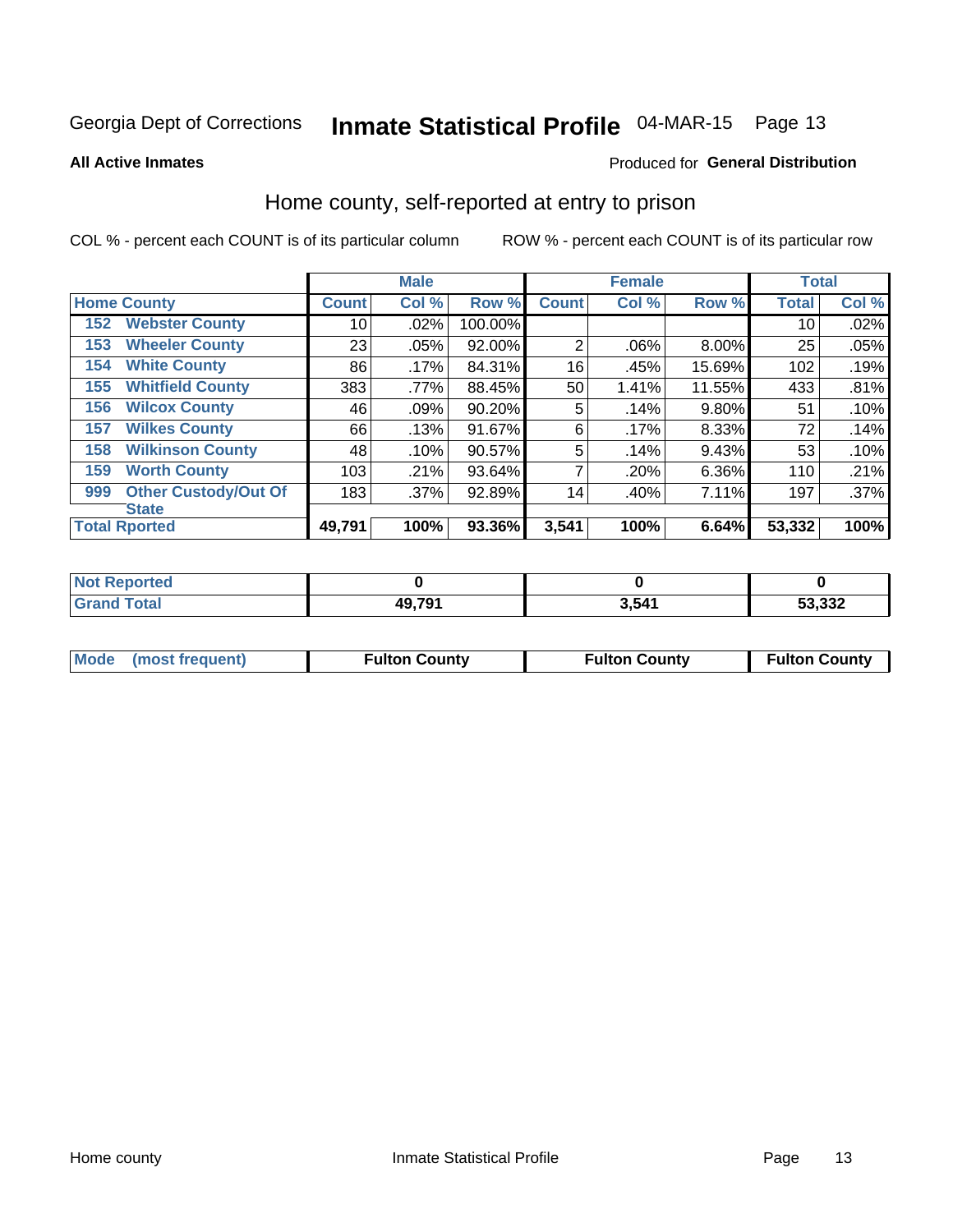Georgia Dept of Corrections **Inmate Statistical Profile** 04-MAR-15 Page 13

**All Active Inmates**

Produced for **General Distribution**

## Home county, self-reported at entry to prison

COL % - percent each COUNT is of its particular column

ROW % - percent each COUNT is of its particular row

| Home County | | Male | | | Female | | | Total | |
|---|---|---|---|---|---|---|---|---|---|
| | | Count | Col % | Row % | Count | Col % | Row % | Total | Col % |
| 152 | Webster County | 10 | .02% | 100.00% | | | | 10 | .02% |
| 153 | Wheeler County | 23 | .05% | 92.00% | 2 | .06% | 8.00% | 25 | .05% |
| 154 | White County | 86 | .17% | 84.31% | 16 | .45% | 15.69% | 102 | .19% |
| 155 | Whitfield County | 383 | .77% | 88.45% | 50 | 1.41% | 11.55% | 433 | .81% |
| 156 | Wilcox County | 46 | .09% | 90.20% | 5 | .14% | 9.80% | 51 | .10% |
| 157 | Wilkes County | 66 | .13% | 91.67% | 6 | .17% | 8.33% | 72 | .14% |
| 158 | Wilkinson County | 48 | .10% | 90.57% | 5 | .14% | 9.43% | 53 | .10% |
| 159 | Worth County | 103 | .21% | 93.64% | 7 | .20% | 6.36% | 110 | .21% |
| 999 | Other Custody/Out Of State | 183 | .37% | 92.89% | 14 | .40% | 7.11% | 197 | .37% |
| Total Rported | | 49,791 | 100% | 93.36% | 3,541 | 100% | 6.64% | 53,332 | 100% |

| | Male | Female | Total |
|---|---|---|---|
| Not Reported | 0 | 0 | 0 |
| Grand Total | 49,791 | 3,541 | 53,332 |

| | Male | Female | Total |
|---|---|---|---|
| Mode (most frequent) | Fulton County | Fulton County | Fulton County |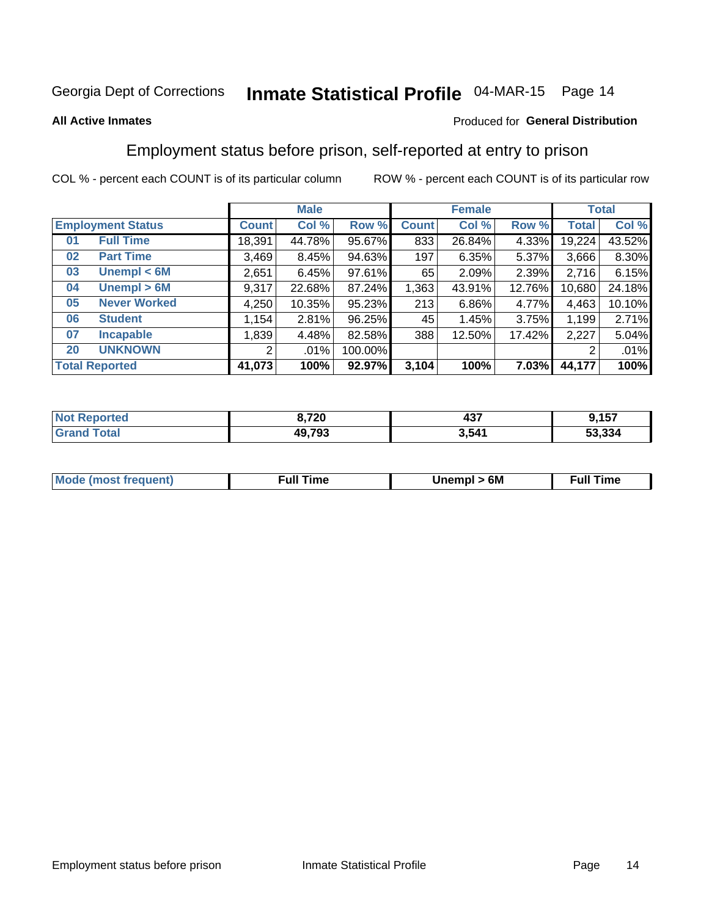Georgia Dept of Corrections **Inmate Statistical Profile** 04-MAR-15

**All Active Inmates**

Produced for **General Distribution**

## Employment status before prison, self-reported at entry to prison

COL % - percent each COUNT is of its particular column

ROW % - percent each COUNT is of its particular row

| Employment Status | | Male | | | Female | | | Total | |
|---|---|---|---|---|---|---|---|---|---|
| | | Count | Col % | Row % | Count | Col % | Row % | Total | Col % |
| 01 | Full Time | 18,391 | 44.78% | 95.67% | 833 | 26.84% | 4.33% | 19,224 | 43.52% |
| 02 | Part Time | 3,469 | 8.45% | 94.63% | 197 | 6.35% | 5.37% | 3,666 | 8.30% |
| 03 | Unempl < 6M | 2,651 | 6.45% | 97.61% | 65 | 2.09% | 2.39% | 2,716 | 6.15% |
| 04 | Unempl > 6M | 9,317 | 22.68% | 87.24% | 1,363 | 43.91% | 12.76% | 10,680 | 24.18% |
| 05 | Never Worked | 4,250 | 10.35% | 95.23% | 213 | 6.86% | 4.77% | 4,463 | 10.10% |
| 06 | Student | 1,154 | 2.81% | 96.25% | 45 | 1.45% | 3.75% | 1,199 | 2.71% |
| 07 | Incapable | 1,839 | 4.48% | 82.58% | 388 | 12.50% | 17.42% | 2,227 | 5.04% |
| 20 | UNKNOWN | 2 | .01% | 100.00% | | | | 2 | .01% |
| **Total Reported** | | **41,073** | **100%** | **92.97%** | **3,104** | **100%** | **7.03%** | **44,177** | **100%** |

| | Male | Female | Total |
|---|---|---|---|
| Not Reported | **8,720** | **437** | **9,157** |
| Grand Total | **49,793** | **3,541** | **53,334** |

| | Male | Female | Total |
|---|---|---|---|
| Mode (most frequent) | **Full Time** | **Unempl > 6M** | **Full Time** |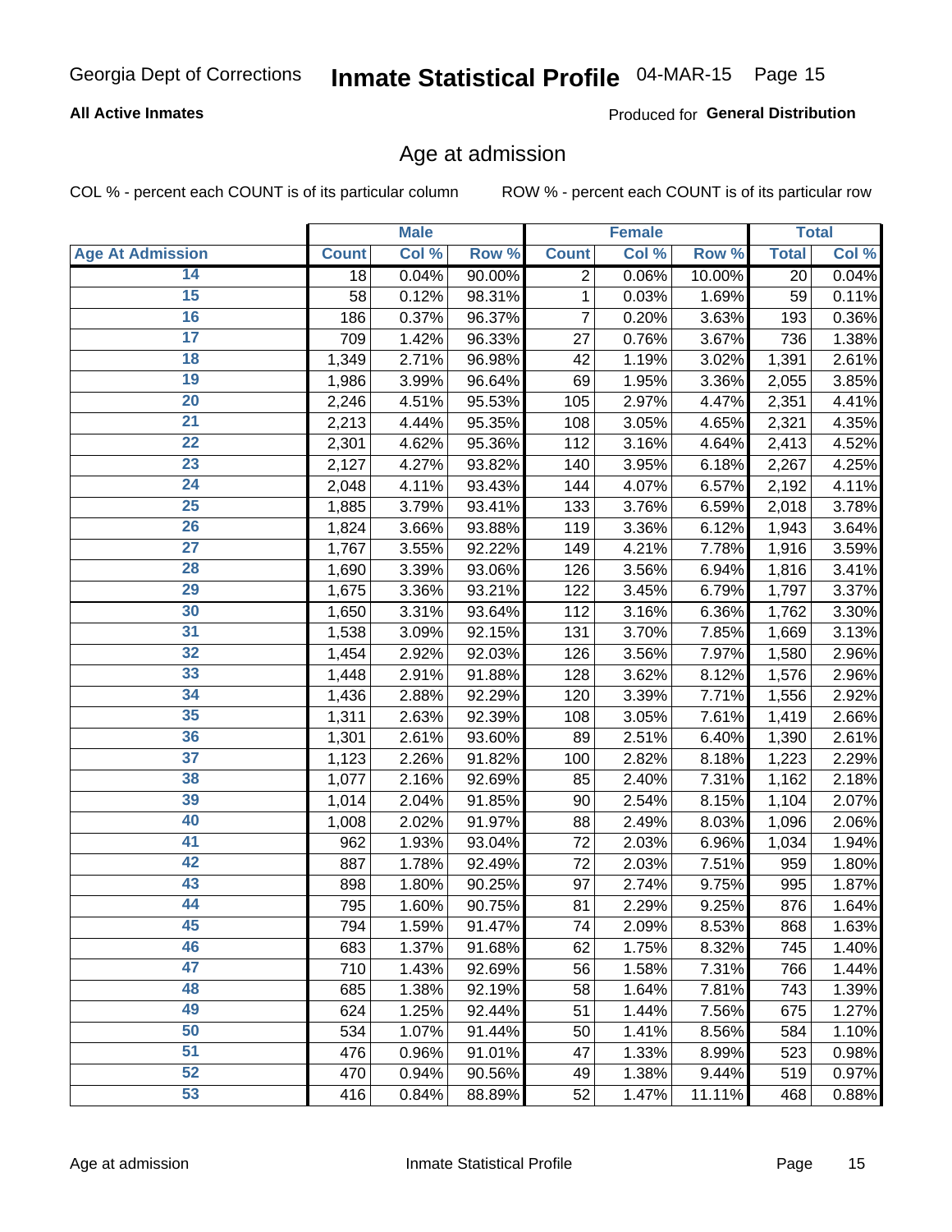Georgia Dept of Corrections **Inmate Statistical Profile** 04-MAR-15

**All Active Inmates**

Produced for **General Distribution**

## Age at admission

COL % - percent each COUNT is of its particular column ROW % - percent each COUNT is of its particular row

| | Male | | | Female | | | Total | |
|---|---|---|---|---|---|---|---|---|
| **Age At Admission** | **Count** | **Col %** | **Row %** | **Count** | **Col %** | **Row %** | **Total** | **Col %** |
| 14 | 18 | 0.04% | 90.00% | 2 | 0.06% | 10.00% | 20 | 0.04% |
| 15 | 58 | 0.12% | 98.31% | 1 | 0.03% | 1.69% | 59 | 0.11% |
| 16 | 186 | 0.37% | 96.37% | 7 | 0.20% | 3.63% | 193 | 0.36% |
| 17 | 709 | 1.42% | 96.33% | 27 | 0.76% | 3.67% | 736 | 1.38% |
| 18 | 1,349 | 2.71% | 96.98% | 42 | 1.19% | 3.02% | 1,391 | 2.61% |
| 19 | 1,986 | 3.99% | 96.64% | 69 | 1.95% | 3.36% | 2,055 | 3.85% |
| 20 | 2,246 | 4.51% | 95.53% | 105 | 2.97% | 4.47% | 2,351 | 4.41% |
| 21 | 2,213 | 4.44% | 95.35% | 108 | 3.05% | 4.65% | 2,321 | 4.35% |
| 22 | 2,301 | 4.62% | 95.36% | 112 | 3.16% | 4.64% | 2,413 | 4.52% |
| 23 | 2,127 | 4.27% | 93.82% | 140 | 3.95% | 6.18% | 2,267 | 4.25% |
| 24 | 2,048 | 4.11% | 93.43% | 144 | 4.07% | 6.57% | 2,192 | 4.11% |
| 25 | 1,885 | 3.79% | 93.41% | 133 | 3.76% | 6.59% | 2,018 | 3.78% |
| 26 | 1,824 | 3.66% | 93.88% | 119 | 3.36% | 6.12% | 1,943 | 3.64% |
| 27 | 1,767 | 3.55% | 92.22% | 149 | 4.21% | 7.78% | 1,916 | 3.59% |
| 28 | 1,690 | 3.39% | 93.06% | 126 | 3.56% | 6.94% | 1,816 | 3.41% |
| 29 | 1,675 | 3.36% | 93.21% | 122 | 3.45% | 6.79% | 1,797 | 3.37% |
| 30 | 1,650 | 3.31% | 93.64% | 112 | 3.16% | 6.36% | 1,762 | 3.30% |
| 31 | 1,538 | 3.09% | 92.15% | 131 | 3.70% | 7.85% | 1,669 | 3.13% |
| 32 | 1,454 | 2.92% | 92.03% | 126 | 3.56% | 7.97% | 1,580 | 2.96% |
| 33 | 1,448 | 2.91% | 91.88% | 128 | 3.62% | 8.12% | 1,576 | 2.96% |
| 34 | 1,436 | 2.88% | 92.29% | 120 | 3.39% | 7.71% | 1,556 | 2.92% |
| 35 | 1,311 | 2.63% | 92.39% | 108 | 3.05% | 7.61% | 1,419 | 2.66% |
| 36 | 1,301 | 2.61% | 93.60% | 89 | 2.51% | 6.40% | 1,390 | 2.61% |
| 37 | 1,123 | 2.26% | 91.82% | 100 | 2.82% | 8.18% | 1,223 | 2.29% |
| 38 | 1,077 | 2.16% | 92.69% | 85 | 2.40% | 7.31% | 1,162 | 2.18% |
| 39 | 1,014 | 2.04% | 91.85% | 90 | 2.54% | 8.15% | 1,104 | 2.07% |
| 40 | 1,008 | 2.02% | 91.97% | 88 | 2.49% | 8.03% | 1,096 | 2.06% |
| 41 | 962 | 1.93% | 93.04% | 72 | 2.03% | 6.96% | 1,034 | 1.94% |
| 42 | 887 | 1.78% | 92.49% | 72 | 2.03% | 7.51% | 959 | 1.80% |
| 43 | 898 | 1.80% | 90.25% | 97 | 2.74% | 9.75% | 995 | 1.87% |
| 44 | 795 | 1.60% | 90.75% | 81 | 2.29% | 9.25% | 876 | 1.64% |
| 45 | 794 | 1.59% | 91.47% | 74 | 2.09% | 8.53% | 868 | 1.63% |
| 46 | 683 | 1.37% | 91.68% | 62 | 1.75% | 8.32% | 745 | 1.40% |
| 47 | 710 | 1.43% | 92.69% | 56 | 1.58% | 7.31% | 766 | 1.44% |
| 48 | 685 | 1.38% | 92.19% | 58 | 1.64% | 7.81% | 743 | 1.39% |
| 49 | 624 | 1.25% | 92.44% | 51 | 1.44% | 7.56% | 675 | 1.27% |
| 50 | 534 | 1.07% | 91.44% | 50 | 1.41% | 8.56% | 584 | 1.10% |
| 51 | 476 | 0.96% | 91.01% | 47 | 1.33% | 8.99% | 523 | 0.98% |
| 52 | 470 | 0.94% | 90.56% | 49 | 1.38% | 9.44% | 519 | 0.97% |
| 53 | 416 | 0.84% | 88.89% | 52 | 1.47% | 11.11% | 468 | 0.88% |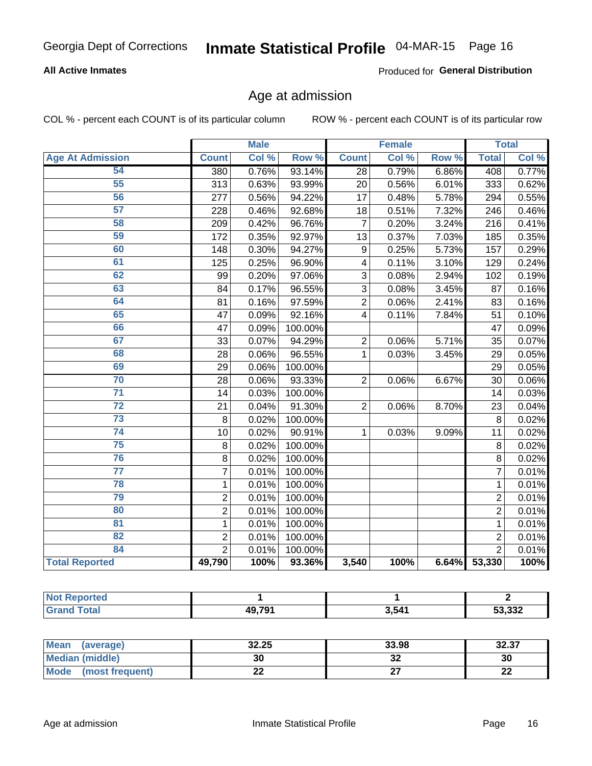Georgia Dept of Corrections **Inmate Statistical Profile** 04-MAR-15

**All Active Inmates**

Produced for **General Distribution**

## Age at admission

COL % - percent each COUNT is of its particular column    ROW % - percent each COUNT is of its particular row

| | Male | | | Female | | | Total | |
|---|---|---|---|---|---|---|---|---|
| **Age At Admission** | **Count** | **Col %** | **Row %** | **Count** | **Col %** | **Row %** | **Total** | **Col %** |
| 54 | 380 | 0.76% | 93.14% | 28 | 0.79% | 6.86% | 408 | 0.77% |
| 55 | 313 | 0.63% | 93.99% | 20 | 0.56% | 6.01% | 333 | 0.62% |
| 56 | 277 | 0.56% | 94.22% | 17 | 0.48% | 5.78% | 294 | 0.55% |
| 57 | 228 | 0.46% | 92.68% | 18 | 0.51% | 7.32% | 246 | 0.46% |
| 58 | 209 | 0.42% | 96.76% | 7 | 0.20% | 3.24% | 216 | 0.41% |
| 59 | 172 | 0.35% | 92.97% | 13 | 0.37% | 7.03% | 185 | 0.35% |
| 60 | 148 | 0.30% | 94.27% | 9 | 0.25% | 5.73% | 157 | 0.29% |
| 61 | 125 | 0.25% | 96.90% | 4 | 0.11% | 3.10% | 129 | 0.24% |
| 62 | 99 | 0.20% | 97.06% | 3 | 0.08% | 2.94% | 102 | 0.19% |
| 63 | 84 | 0.17% | 96.55% | 3 | 0.08% | 3.45% | 87 | 0.16% |
| 64 | 81 | 0.16% | 97.59% | 2 | 0.06% | 2.41% | 83 | 0.16% |
| 65 | 47 | 0.09% | 92.16% | 4 | 0.11% | 7.84% | 51 | 0.10% |
| 66 | 47 | 0.09% | 100.00% | | | | 47 | 0.09% |
| 67 | 33 | 0.07% | 94.29% | 2 | 0.06% | 5.71% | 35 | 0.07% |
| 68 | 28 | 0.06% | 96.55% | 1 | 0.03% | 3.45% | 29 | 0.05% |
| 69 | 29 | 0.06% | 100.00% | | | | 29 | 0.05% |
| 70 | 28 | 0.06% | 93.33% | 2 | 0.06% | 6.67% | 30 | 0.06% |
| 71 | 14 | 0.03% | 100.00% | | | | 14 | 0.03% |
| 72 | 21 | 0.04% | 91.30% | 2 | 0.06% | 8.70% | 23 | 0.04% |
| 73 | 8 | 0.02% | 100.00% | | | | 8 | 0.02% |
| 74 | 10 | 0.02% | 90.91% | 1 | 0.03% | 9.09% | 11 | 0.02% |
| 75 | 8 | 0.02% | 100.00% | | | | 8 | 0.02% |
| 76 | 8 | 0.02% | 100.00% | | | | 8 | 0.02% |
| 77 | 7 | 0.01% | 100.00% | | | | 7 | 0.01% |
| 78 | 1 | 0.01% | 100.00% | | | | 1 | 0.01% |
| 79 | 2 | 0.01% | 100.00% | | | | 2 | 0.01% |
| 80 | 2 | 0.01% | 100.00% | | | | 2 | 0.01% |
| 81 | 1 | 0.01% | 100.00% | | | | 1 | 0.01% |
| 82 | 2 | 0.01% | 100.00% | | | | 2 | 0.01% |
| 84 | 2 | 0.01% | 100.00% | | | | 2 | 0.01% |
| **Total Reported** | **49,790** | **100%** | **93.36%** | **3,540** | **100%** | **6.64%** | **53,330** | **100%** |

| | Male | Female | Total |
|---|---|---|---|
| **Not Reported** | **1** | **1** | **2** |
| **Grand Total** | **49,791** | **3,541** | **53,332** |

| | Male | Female | Total |
|---|---|---|---|
| **Mean (average)** | **32.25** | **33.98** | **32.37** |
| **Median (middle)** | **30** | **32** | **30** |
| **Mode (most frequent)** | **22** | **27** | **22** |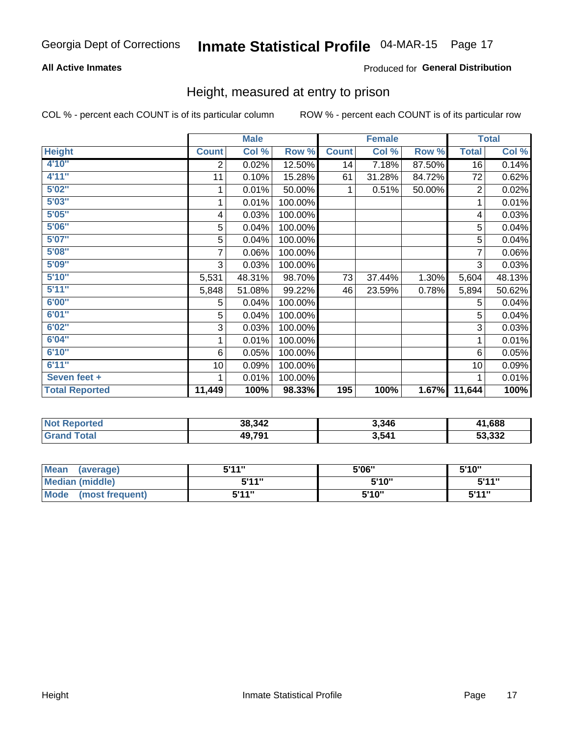Georgia Dept of Corrections **Inmate Statistical Profile** 04-MAR-15

**All Active Inmates**

Produced for **General Distribution**

## Height, measured at entry to prison

COL % - percent each COUNT is of its particular column

ROW % - percent each COUNT is of its particular row

| | Male | | | Female | | | Total | |
|---|---|---|---|---|---|---|---|---|
| **Height** | **Count** | **Col %** | **Row %** | **Count** | **Col %** | **Row %** | **Total** | **Col %** |
| **4'10"** | 2 | 0.02% | 12.50% | 14 | 7.18% | 87.50% | 16 | 0.14% |
| **4'11"** | 11 | 0.10% | 15.28% | 61 | 31.28% | 84.72% | 72 | 0.62% |
| **5'02"** | 1 | 0.01% | 50.00% | 1 | 0.51% | 50.00% | 2 | 0.02% |
| **5'03"** | 1 | 0.01% | 100.00% | | | | 1 | 0.01% |
| **5'05"** | 4 | 0.03% | 100.00% | | | | 4 | 0.03% |
| **5'06"** | 5 | 0.04% | 100.00% | | | | 5 | 0.04% |
| **5'07"** | 5 | 0.04% | 100.00% | | | | 5 | 0.04% |
| **5'08"** | 7 | 0.06% | 100.00% | | | | 7 | 0.06% |
| **5'09"** | 3 | 0.03% | 100.00% | | | | 3 | 0.03% |
| **5'10"** | 5,531 | 48.31% | 98.70% | 73 | 37.44% | 1.30% | 5,604 | 48.13% |
| **5'11"** | 5,848 | 51.08% | 99.22% | 46 | 23.59% | 0.78% | 5,894 | 50.62% |
| **6'00"** | 5 | 0.04% | 100.00% | | | | 5 | 0.04% |
| **6'01"** | 5 | 0.04% | 100.00% | | | | 5 | 0.04% |
| **6'02"** | 3 | 0.03% | 100.00% | | | | 3 | 0.03% |
| **6'04"** | 1 | 0.01% | 100.00% | | | | 1 | 0.01% |
| **6'10"** | 6 | 0.05% | 100.00% | | | | 6 | 0.05% |
| **6'11"** | 10 | 0.09% | 100.00% | | | | 10 | 0.09% |
| **Seven feet +** | 1 | 0.01% | 100.00% | | | | 1 | 0.01% |
| **Total Reported** | **11,449** | **100%** | **98.33%** | **195** | **100%** | **1.67%** | **11,644** | **100%** |

| | Male | Female | Total |
|---|---|---|---|
| **Not Reported** | **38,342** | **3,346** | **41,688** |
| **Grand Total** | **49,791** | **3,541** | **53,332** |

| | Male | Female | Total |
|---|---|---|---|
| **Mean (average)** | **5'11"** | **5'06"** | **5'10"** |
| **Median (middle)** | **5'11"** | **5'10"** | **5'11"** |
| **Mode (most frequent)** | **5'11"** | **5'10"** | **5'11"** |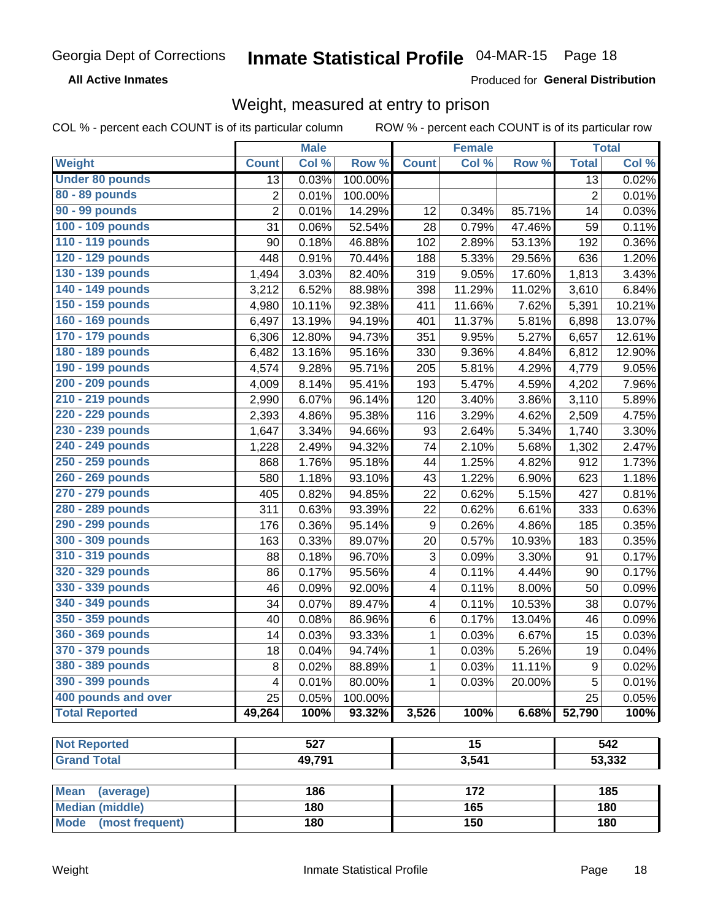Georgia Dept of Corrections **Inmate Statistical Profile** 04-MAR-15 Page 18

**All Active Inmates**

Produced for **General Distribution**

## Weight, measured at entry to prison

COL % - percent each COUNT is of its particular column    ROW % - percent each COUNT is of its particular row

| | Male | | | Female | | | Total | |
|---|---|---|---|---|---|---|---|---|
| **Weight** | **Count** | **Col %** | **Row %** | **Count** | **Col %** | **Row %** | **Total** | **Col %** |
| **Under 80 pounds** | 13 | 0.03% | 100.00% | | | | 13 | 0.02% |
| **80 - 89 pounds** | 2 | 0.01% | 100.00% | | | | 2 | 0.01% |
| **90 - 99 pounds** | 2 | 0.01% | 14.29% | 12 | 0.34% | 85.71% | 14 | 0.03% |
| **100 - 109 pounds** | 31 | 0.06% | 52.54% | 28 | 0.79% | 47.46% | 59 | 0.11% |
| **110 - 119 pounds** | 90 | 0.18% | 46.88% | 102 | 2.89% | 53.13% | 192 | 0.36% |
| **120 - 129 pounds** | 448 | 0.91% | 70.44% | 188 | 5.33% | 29.56% | 636 | 1.20% |
| **130 - 139 pounds** | 1,494 | 3.03% | 82.40% | 319 | 9.05% | 17.60% | 1,813 | 3.43% |
| **140 - 149 pounds** | 3,212 | 6.52% | 88.98% | 398 | 11.29% | 11.02% | 3,610 | 6.84% |
| **150 - 159 pounds** | 4,980 | 10.11% | 92.38% | 411 | 11.66% | 7.62% | 5,391 | 10.21% |
| **160 - 169 pounds** | 6,497 | 13.19% | 94.19% | 401 | 11.37% | 5.81% | 6,898 | 13.07% |
| **170 - 179 pounds** | 6,306 | 12.80% | 94.73% | 351 | 9.95% | 5.27% | 6,657 | 12.61% |
| **180 - 189 pounds** | 6,482 | 13.16% | 95.16% | 330 | 9.36% | 4.84% | 6,812 | 12.90% |
| **190 - 199 pounds** | 4,574 | 9.28% | 95.71% | 205 | 5.81% | 4.29% | 4,779 | 9.05% |
| **200 - 209 pounds** | 4,009 | 8.14% | 95.41% | 193 | 5.47% | 4.59% | 4,202 | 7.96% |
| **210 - 219 pounds** | 2,990 | 6.07% | 96.14% | 120 | 3.40% | 3.86% | 3,110 | 5.89% |
| **220 - 229 pounds** | 2,393 | 4.86% | 95.38% | 116 | 3.29% | 4.62% | 2,509 | 4.75% |
| **230 - 239 pounds** | 1,647 | 3.34% | 94.66% | 93 | 2.64% | 5.34% | 1,740 | 3.30% |
| **240 - 249 pounds** | 1,228 | 2.49% | 94.32% | 74 | 2.10% | 5.68% | 1,302 | 2.47% |
| **250 - 259 pounds** | 868 | 1.76% | 95.18% | 44 | 1.25% | 4.82% | 912 | 1.73% |
| **260 - 269 pounds** | 580 | 1.18% | 93.10% | 43 | 1.22% | 6.90% | 623 | 1.18% |
| **270 - 279 pounds** | 405 | 0.82% | 94.85% | 22 | 0.62% | 5.15% | 427 | 0.81% |
| **280 - 289 pounds** | 311 | 0.63% | 93.39% | 22 | 0.62% | 6.61% | 333 | 0.63% |
| **290 - 299 pounds** | 176 | 0.36% | 95.14% | 9 | 0.26% | 4.86% | 185 | 0.35% |
| **300 - 309 pounds** | 163 | 0.33% | 89.07% | 20 | 0.57% | 10.93% | 183 | 0.35% |
| **310 - 319 pounds** | 88 | 0.18% | 96.70% | 3 | 0.09% | 3.30% | 91 | 0.17% |
| **320 - 329 pounds** | 86 | 0.17% | 95.56% | 4 | 0.11% | 4.44% | 90 | 0.17% |
| **330 - 339 pounds** | 46 | 0.09% | 92.00% | 4 | 0.11% | 8.00% | 50 | 0.09% |
| **340 - 349 pounds** | 34 | 0.07% | 89.47% | 4 | 0.11% | 10.53% | 38 | 0.07% |
| **350 - 359 pounds** | 40 | 0.08% | 86.96% | 6 | 0.17% | 13.04% | 46 | 0.09% |
| **360 - 369 pounds** | 14 | 0.03% | 93.33% | 1 | 0.03% | 6.67% | 15 | 0.03% |
| **370 - 379 pounds** | 18 | 0.04% | 94.74% | 1 | 0.03% | 5.26% | 19 | 0.04% |
| **380 - 389 pounds** | 8 | 0.02% | 88.89% | 1 | 0.03% | 11.11% | 9 | 0.02% |
| **390 - 399 pounds** | 4 | 0.01% | 80.00% | 1 | 0.03% | 20.00% | 5 | 0.01% |
| **400 pounds and over** | 25 | 0.05% | 100.00% | | | | 25 | 0.05% |
| **Total Reported** | **49,264** | **100%** | **93.32%** | **3,526** | **100%** | **6.68%** | **52,790** | **100%** |

| | Male | Female | Total |
|---|---|---|---|
| **Not Reported** | **527** | **15** | **542** |
| **Grand Total** | **49,791** | **3,541** | **53,332** |

| | Male | Female | Total |
|---|---|---|---|
| **Mean (average)** | **186** | **172** | **185** |
| **Median (middle)** | **180** | **165** | **180** |
| **Mode (most frequent)** | **180** | **150** | **180** |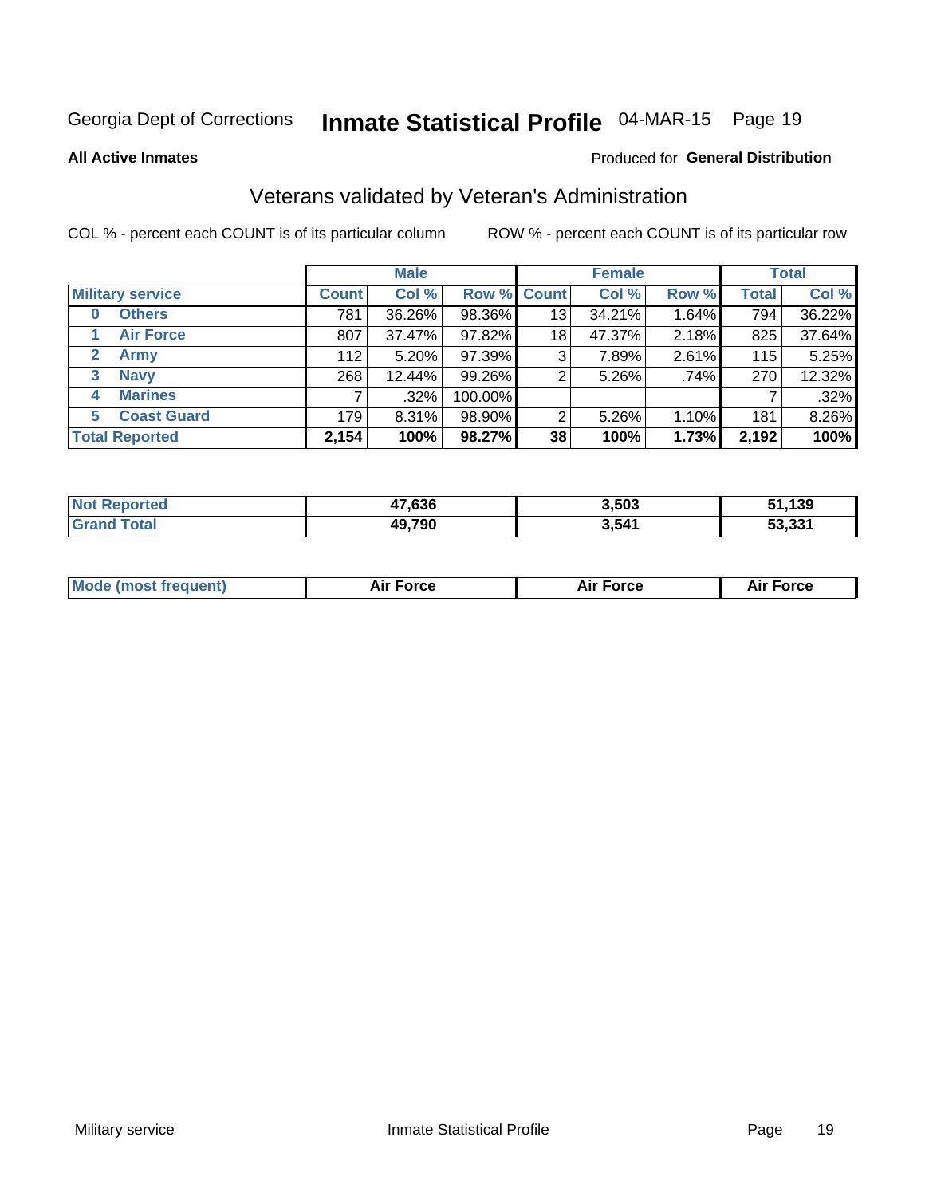Georgia Dept of Corrections **Inmate Statistical Profile** 04-MAR-15

**All Active Inmates**

Produced for **General Distribution**

## Veterans validated by Veteran's Administration

COL % - percent each COUNT is of its particular column

ROW % - percent each COUNT is of its particular row

| | | Male | | | Female | | | Total | |
|---|---|---|---|---|---|---|---|---|---|
| Military service | | Count | Col % | Row % | Count | Col % | Row % | Total | Col % |
| 0 | Others | 781 | 36.26% | 98.36% | 13 | 34.21% | 1.64% | 794 | 36.22% |
| 1 | Air Force | 807 | 37.47% | 97.82% | 18 | 47.37% | 2.18% | 825 | 37.64% |
| 2 | Army | 112 | 5.20% | 97.39% | 3 | 7.89% | 2.61% | 115 | 5.25% |
| 3 | Navy | 268 | 12.44% | 99.26% | 2 | 5.26% | .74% | 270 | 12.32% |
| 4 | Marines | 7 | .32% | 100.00% | | | | 7 | .32% |
| 5 | Coast Guard | 179 | 8.31% | 98.90% | 2 | 5.26% | 1.10% | 181 | 8.26% |
| Total Reported | | **2,154** | **100%** | **98.27%** | **38** | **100%** | **1.73%** | **2,192** | **100%** |

| | Male | Female | Total |
|---|---|---|---|
| Not Reported | 47,636 | 3,503 | 51,139 |
| Grand Total | 49,790 | 3,541 | 53,331 |

| | Male | Female | Total |
|---|---|---|---|
| Mode (most frequent) | Air Force | Air Force | Air Force |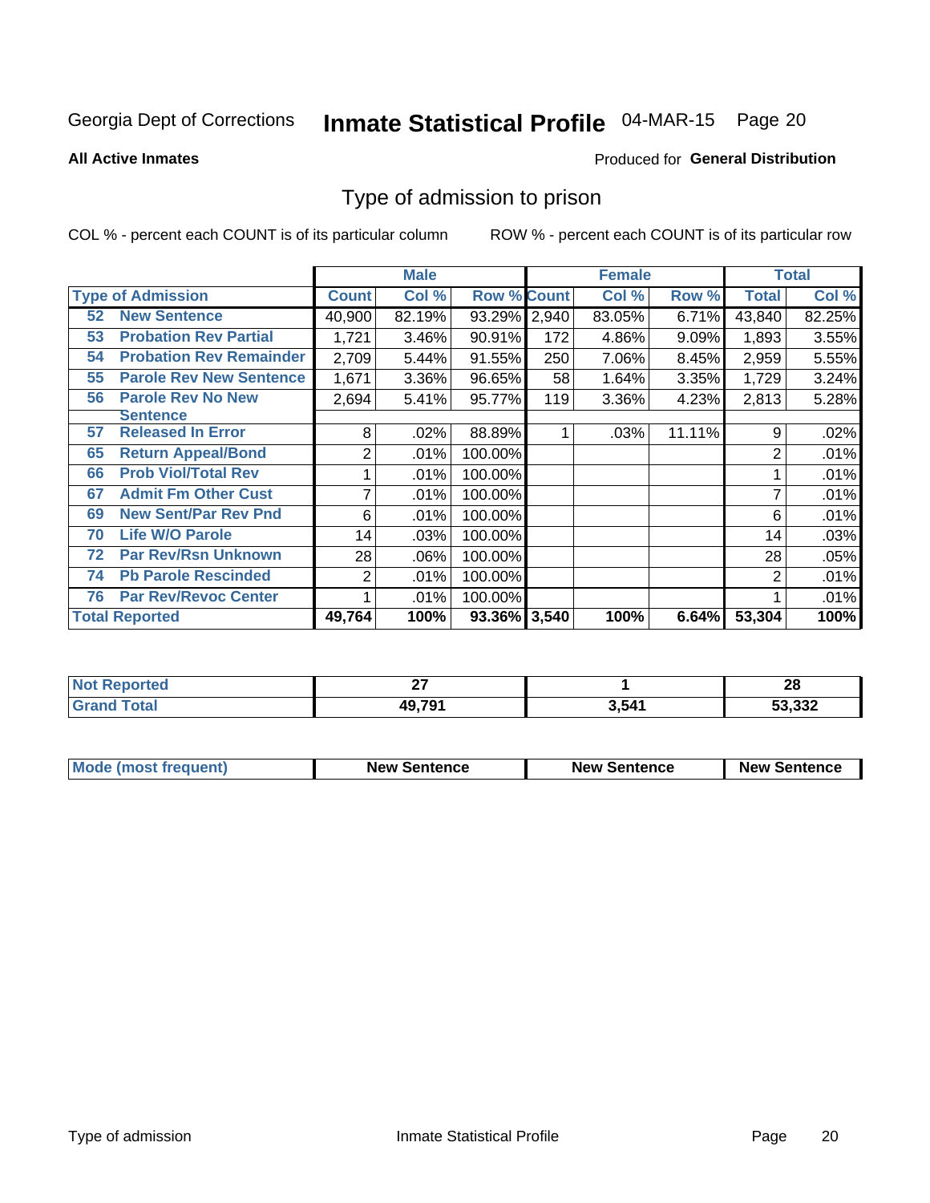Georgia Dept of Corrections **Inmate Statistical Profile** 04-MAR-15

**All Active Inmates**

Produced for **General Distribution**

## Type of admission to prison

COL % - percent each COUNT is of its particular column ROW % - percent each COUNT is of its particular row

| Type of Admission | Male | | | Female | | | Total | |
|---|---|---|---|---|---|---|---|---|
| | Count | Col % | Row % | Count | Col % | Row % | Total | Col % |
| 52 New Sentence | 40,900 | 82.19% | 93.29% | 2,940 | 83.05% | 6.71% | 43,840 | 82.25% |
| 53 Probation Rev Partial | 1,721 | 3.46% | 90.91% | 172 | 4.86% | 9.09% | 1,893 | 3.55% |
| 54 Probation Rev Remainder | 2,709 | 5.44% | 91.55% | 250 | 7.06% | 8.45% | 2,959 | 5.55% |
| 55 Parole Rev New Sentence | 1,671 | 3.36% | 96.65% | 58 | 1.64% | 3.35% | 1,729 | 3.24% |
| 56 Parole Rev No New Sentence | 2,694 | 5.41% | 95.77% | 119 | 3.36% | 4.23% | 2,813 | 5.28% |
| 57 Released In Error | 8 | .02% | 88.89% | 1 | .03% | 11.11% | 9 | .02% |
| 65 Return Appeal/Bond | 2 | .01% | 100.00% | | | | 2 | .01% |
| 66 Prob Viol/Total Rev | 1 | .01% | 100.00% | | | | 1 | .01% |
| 67 Admit Fm Other Cust | 7 | .01% | 100.00% | | | | 7 | .01% |
| 69 New Sent/Par Rev Pnd | 6 | .01% | 100.00% | | | | 6 | .01% |
| 70 Life W/O Parole | 14 | .03% | 100.00% | | | | 14 | .03% |
| 72 Par Rev/Rsn Unknown | 28 | .06% | 100.00% | | | | 28 | .05% |
| 74 Pb Parole Rescinded | 2 | .01% | 100.00% | | | | 2 | .01% |
| 76 Par Rev/Revoc Center | 1 | .01% | 100.00% | | | | 1 | .01% |
| **Total Reported** | **49,764** | **100%** | **93.36%** | **3,540** | **100%** | **6.64%** | **53,304** | **100%** |

| | Male | Female | Total |
|---|---|---|---|
| Not Reported | 27 | 1 | 28 |
| Grand Total | 49,791 | 3,541 | 53,332 |

| | Male | Female | Total |
|---|---|---|---|
| Mode (most frequent) | New Sentence | New Sentence | New Sentence |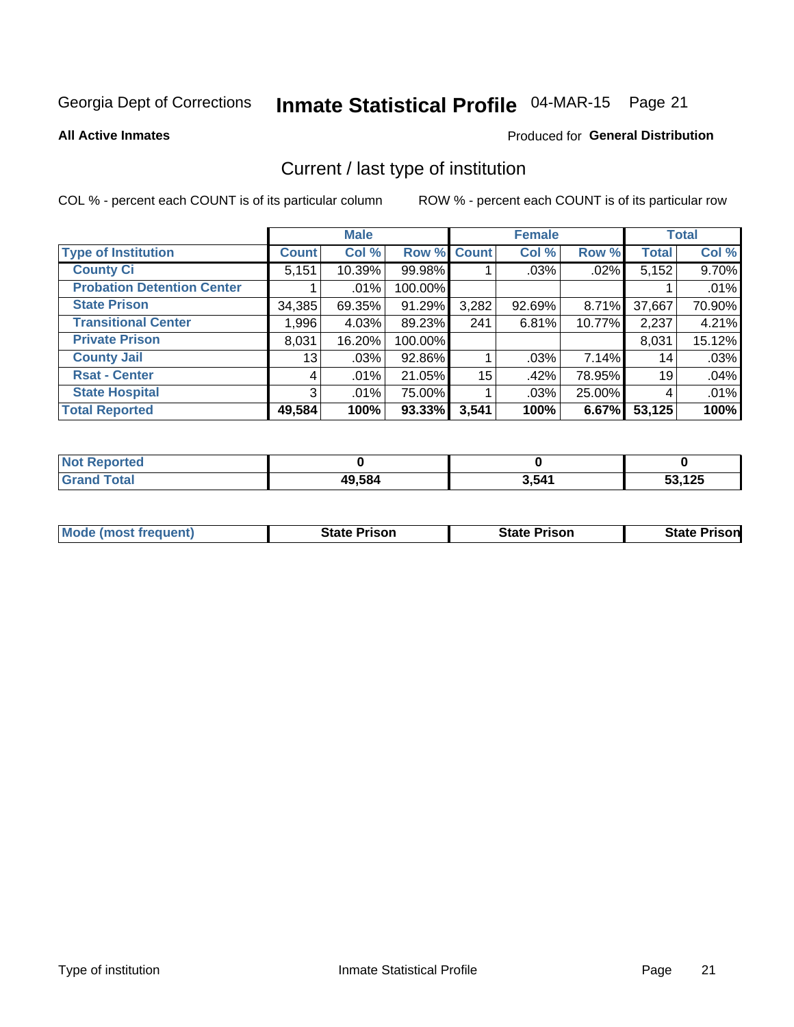Georgia Dept of Corrections **Inmate Statistical Profile** 04-MAR-15

**All Active Inmates**

Produced for **General Distribution**

## Current / last type of institution

COL % - percent each COUNT is of its particular column

ROW % - percent each COUNT is of its particular row

| | Male | | | Female | | | Total | |
|---|---|---|---|---|---|---|---|---|
| Type of Institution | Count | Col % | Row % | Count | Col % | Row % | Total | Col % |
| County Ci | 5,151 | 10.39% | 99.98% | 1 | .03% | .02% | 5,152 | 9.70% |
| Probation Detention Center | 1 | .01% | 100.00% | | | | 1 | .01% |
| State Prison | 34,385 | 69.35% | 91.29% | 3,282 | 92.69% | 8.71% | 37,667 | 70.90% |
| Transitional Center | 1,996 | 4.03% | 89.23% | 241 | 6.81% | 10.77% | 2,237 | 4.21% |
| Private Prison | 8,031 | 16.20% | 100.00% | | | | 8,031 | 15.12% |
| County Jail | 13 | .03% | 92.86% | 1 | .03% | 7.14% | 14 | .03% |
| Rsat - Center | 4 | .01% | 21.05% | 15 | .42% | 78.95% | 19 | .04% |
| State Hospital | 3 | .01% | 75.00% | 1 | .03% | 25.00% | 4 | .01% |
| **Total Reported** | **49,584** | **100%** | **93.33%** | **3,541** | **100%** | **6.67%** | **53,125** | **100%** |

| | Male | Female | Total |
|---|---|---|---|
| Not Reported | 0 | 0 | 0 |
| Grand Total | 49,584 | 3,541 | 53,125 |

| | Male | Female | Total |
|---|---|---|---|
| Mode (most frequent) | State Prison | State Prison | State Prison |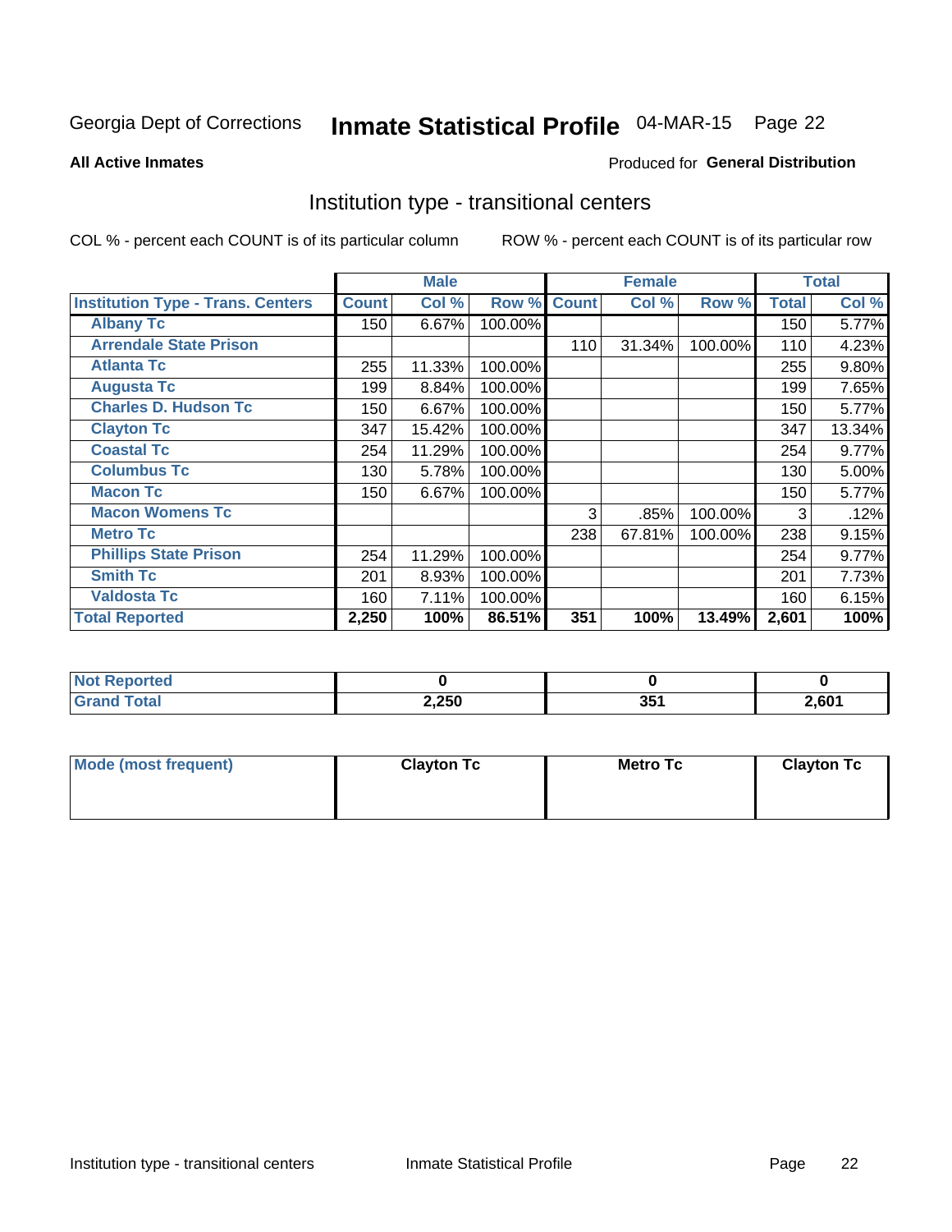Georgia Dept of Corrections **Inmate Statistical Profile** 04-MAR-15

**All Active Inmates**

Produced for **General Distribution**

## Institution type - transitional centers

COL % - percent each COUNT is of its particular column

ROW % - percent each COUNT is of its particular row

| | Male | | | Female | | | Total | |
|---|---|---|---|---|---|---|---|---|
| **Institution Type - Trans. Centers** | **Count** | **Col %** | **Row %** | **Count** | **Col %** | **Row %** | **Total** | **Col %** |
| **Albany Tc** | 150 | 6.67% | 100.00% | | | | 150 | 5.77% |
| **Arrendale State Prison** | | | | 110 | 31.34% | 100.00% | 110 | 4.23% |
| **Atlanta Tc** | 255 | 11.33% | 100.00% | | | | 255 | 9.80% |
| **Augusta Tc** | 199 | 8.84% | 100.00% | | | | 199 | 7.65% |
| **Charles D. Hudson Tc** | 150 | 6.67% | 100.00% | | | | 150 | 5.77% |
| **Clayton Tc** | 347 | 15.42% | 100.00% | | | | 347 | 13.34% |
| **Coastal Tc** | 254 | 11.29% | 100.00% | | | | 254 | 9.77% |
| **Columbus Tc** | 130 | 5.78% | 100.00% | | | | 130 | 5.00% |
| **Macon Tc** | 150 | 6.67% | 100.00% | | | | 150 | 5.77% |
| **Macon Womens Tc** | | | | 3 | .85% | 100.00% | 3 | .12% |
| **Metro Tc** | | | | 238 | 67.81% | 100.00% | 238 | 9.15% |
| **Phillips State Prison** | 254 | 11.29% | 100.00% | | | | 254 | 9.77% |
| **Smith Tc** | 201 | 8.93% | 100.00% | | | | 201 | 7.73% |
| **Valdosta Tc** | 160 | 7.11% | 100.00% | | | | 160 | 6.15% |
| **Total Reported** | **2,250** | **100%** | **86.51%** | **351** | **100%** | **13.49%** | **2,601** | **100%** |

| | Male | Female | Total |
|---|---|---|---|
| **Not Reported** | **0** | **0** | **0** |
| **Grand Total** | **2,250** | **351** | **2,601** |

| | Male | Female | Total |
|---|---|---|---|
| **Mode (most frequent)** | **Clayton Tc** | **Metro Tc** | **Clayton Tc** |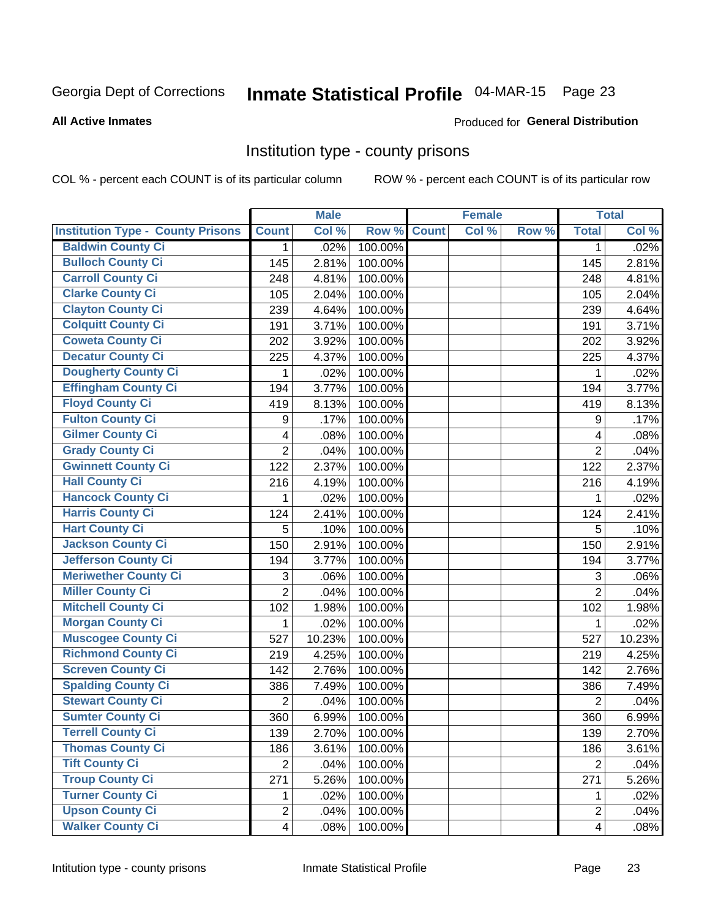Georgia Dept of Corrections **Inmate Statistical Profile** 04-MAR-15

**All Active Inmates**

Produced for **General Distribution**

## Institution type - county prisons

COL % - percent each COUNT is of its particular column

ROW % - percent each COUNT is of its particular row

| | Male | | | Female | | | Total | |
|---|---|---|---|---|---|---|---|---|
| **Institution Type - County Prisons** | **Count** | **Col %** | **Row %** | **Count** | **Col %** | **Row %** | **Total** | **Col %** |
| **Baldwin County Ci** | 1 | .02% | 100.00% | | | | 1 | .02% |
| **Bulloch County Ci** | 145 | 2.81% | 100.00% | | | | 145 | 2.81% |
| **Carroll County Ci** | 248 | 4.81% | 100.00% | | | | 248 | 4.81% |
| **Clarke County Ci** | 105 | 2.04% | 100.00% | | | | 105 | 2.04% |
| **Clayton County Ci** | 239 | 4.64% | 100.00% | | | | 239 | 4.64% |
| **Colquitt County Ci** | 191 | 3.71% | 100.00% | | | | 191 | 3.71% |
| **Coweta County Ci** | 202 | 3.92% | 100.00% | | | | 202 | 3.92% |
| **Decatur County Ci** | 225 | 4.37% | 100.00% | | | | 225 | 4.37% |
| **Dougherty County Ci** | 1 | .02% | 100.00% | | | | 1 | .02% |
| **Effingham County Ci** | 194 | 3.77% | 100.00% | | | | 194 | 3.77% |
| **Floyd County Ci** | 419 | 8.13% | 100.00% | | | | 419 | 8.13% |
| **Fulton County Ci** | 9 | .17% | 100.00% | | | | 9 | .17% |
| **Gilmer County Ci** | 4 | .08% | 100.00% | | | | 4 | .08% |
| **Grady County Ci** | 2 | .04% | 100.00% | | | | 2 | .04% |
| **Gwinnett County Ci** | 122 | 2.37% | 100.00% | | | | 122 | 2.37% |
| **Hall County Ci** | 216 | 4.19% | 100.00% | | | | 216 | 4.19% |
| **Hancock County Ci** | 1 | .02% | 100.00% | | | | 1 | .02% |
| **Harris County Ci** | 124 | 2.41% | 100.00% | | | | 124 | 2.41% |
| **Hart County Ci** | 5 | .10% | 100.00% | | | | 5 | .10% |
| **Jackson County Ci** | 150 | 2.91% | 100.00% | | | | 150 | 2.91% |
| **Jefferson County Ci** | 194 | 3.77% | 100.00% | | | | 194 | 3.77% |
| **Meriwether County Ci** | 3 | .06% | 100.00% | | | | 3 | .06% |
| **Miller County Ci** | 2 | .04% | 100.00% | | | | 2 | .04% |
| **Mitchell County Ci** | 102 | 1.98% | 100.00% | | | | 102 | 1.98% |
| **Morgan County Ci** | 1 | .02% | 100.00% | | | | 1 | .02% |
| **Muscogee County Ci** | 527 | 10.23% | 100.00% | | | | 527 | 10.23% |
| **Richmond County Ci** | 219 | 4.25% | 100.00% | | | | 219 | 4.25% |
| **Screven County Ci** | 142 | 2.76% | 100.00% | | | | 142 | 2.76% |
| **Spalding County Ci** | 386 | 7.49% | 100.00% | | | | 386 | 7.49% |
| **Stewart County Ci** | 2 | .04% | 100.00% | | | | 2 | .04% |
| **Sumter County Ci** | 360 | 6.99% | 100.00% | | | | 360 | 6.99% |
| **Terrell County Ci** | 139 | 2.70% | 100.00% | | | | 139 | 2.70% |
| **Thomas County Ci** | 186 | 3.61% | 100.00% | | | | 186 | 3.61% |
| **Tift County Ci** | 2 | .04% | 100.00% | | | | 2 | .04% |
| **Troup County Ci** | 271 | 5.26% | 100.00% | | | | 271 | 5.26% |
| **Turner County Ci** | 1 | .02% | 100.00% | | | | 1 | .02% |
| **Upson County Ci** | 2 | .04% | 100.00% | | | | 2 | .04% |
| **Walker County Ci** | 4 | .08% | 100.00% | | | | 4 | .08% |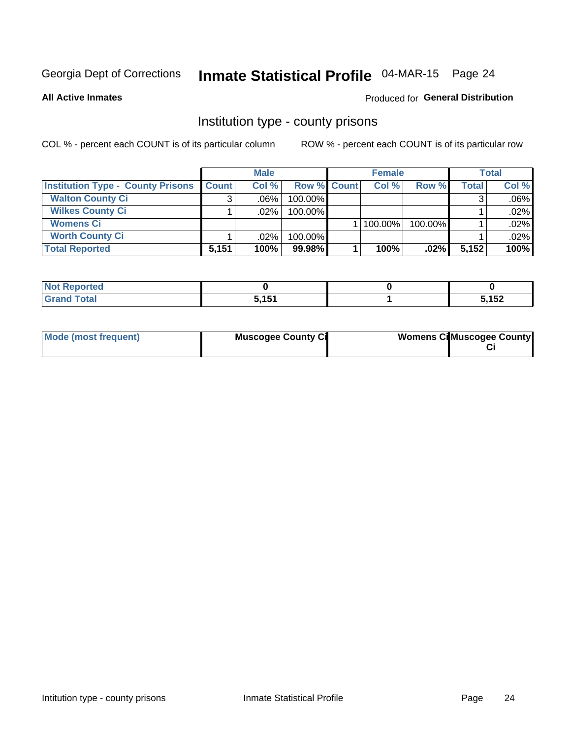Georgia Dept of Corrections **Inmate Statistical Profile** 04-MAR-15 Page 24

**All Active Inmates**

Produced for **General Distribution**

## Institution type - county prisons

COL % - percent each COUNT is of its particular column

ROW % - percent each COUNT is of its particular row

| | Male | | | Female | | | Total | |
|---|---|---|---|---|---|---|---|---|
| **Institution Type - County Prisons** | **Count** | **Col %** | **Row %** | **Count** | **Col %** | **Row %** | **Total** | **Col %** |
| **Walton County Ci** | 3 | .06% | 100.00% | | | | 3 | .06% |
| **Wilkes County Ci** | 1 | .02% | 100.00% | | | | 1 | .02% |
| **Womens Ci** | | | | 1 | 100.00% | 100.00% | 1 | .02% |
| **Worth County Ci** | 1 | .02% | 100.00% | | | | 1 | .02% |
| **Total Reported** | **5,151** | **100%** | **99.98%** | **1** | **100%** | **.02%** | **5,152** | **100%** |

| | Male | Female | Total |
|---|---|---|---|
| **Not Reported** | **0** | **0** | **0** |
| **Grand Total** | **5,151** | **1** | **5,152** |

| | Male | Female | Total |
|---|---|---|---|
| **Mode (most frequent)** | **Muscogee County Ci** | **Womens Ci** | **Muscogee County Ci** |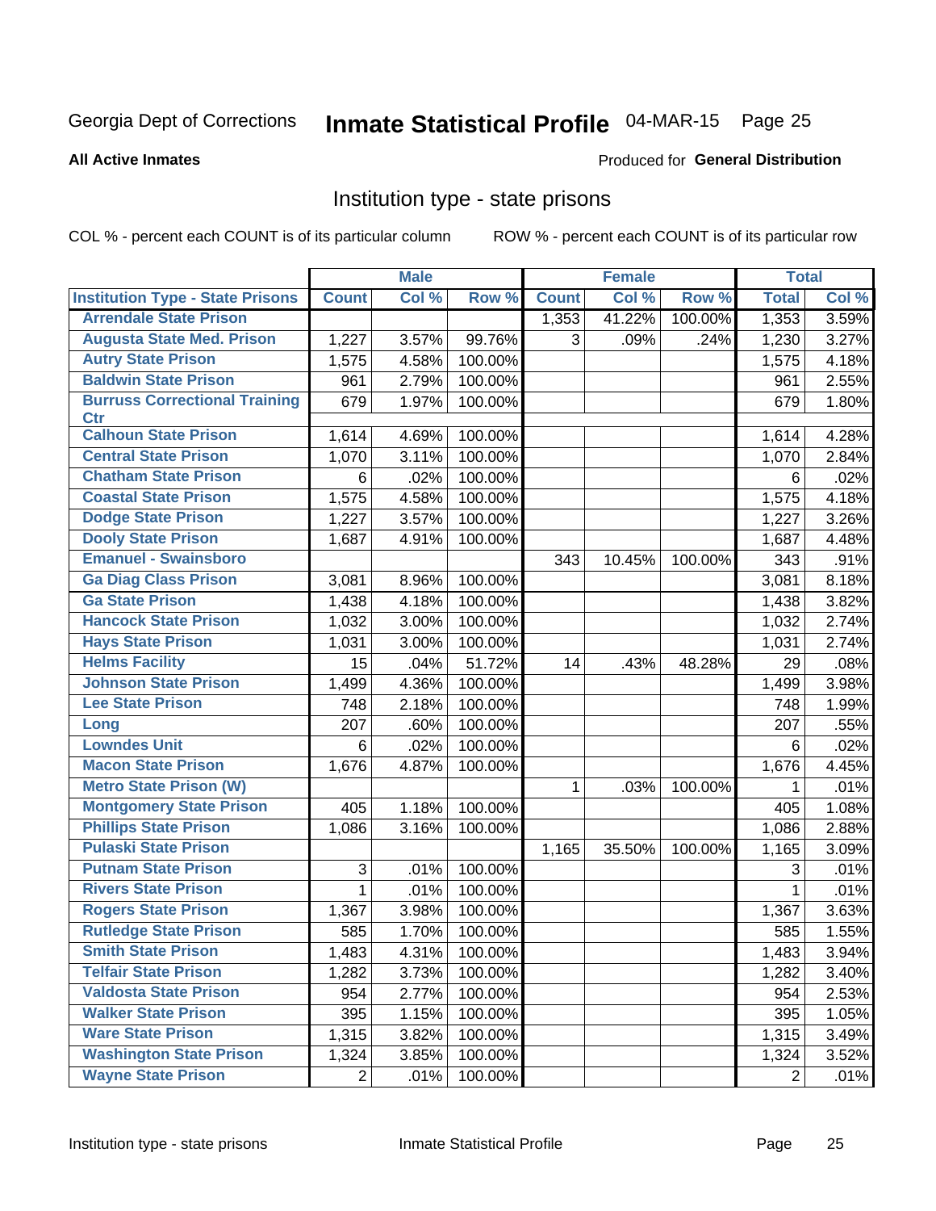# Georgia Dept of Corrections — Inmate Statistical Profile 04-MAR-15

**All Active Inmates**

Produced for **General Distribution**

## Institution type - state prisons

COL % - percent each COUNT is of its particular column

ROW % - percent each COUNT is of its particular row

| | Male | | | Female | | | Total | |
|---|---|---|---|---|---|---|---|---|
| **Institution Type - State Prisons** | **Count** | **Col %** | **Row %** | **Count** | **Col %** | **Row %** | **Total** | **Col %** |
| Arrendale State Prison | | | | 1,353 | 41.22% | 100.00% | 1,353 | 3.59% |
| Augusta State Med. Prison | 1,227 | 3.57% | 99.76% | 3 | .09% | .24% | 1,230 | 3.27% |
| Autry State Prison | 1,575 | 4.58% | 100.00% | | | | 1,575 | 4.18% |
| Baldwin State Prison | 961 | 2.79% | 100.00% | | | | 961 | 2.55% |
| Burruss Correctional Training Ctr | 679 | 1.97% | 100.00% | | | | 679 | 1.80% |
| Calhoun State Prison | 1,614 | 4.69% | 100.00% | | | | 1,614 | 4.28% |
| Central State Prison | 1,070 | 3.11% | 100.00% | | | | 1,070 | 2.84% |
| Chatham State Prison | 6 | .02% | 100.00% | | | | 6 | .02% |
| Coastal State Prison | 1,575 | 4.58% | 100.00% | | | | 1,575 | 4.18% |
| Dodge State Prison | 1,227 | 3.57% | 100.00% | | | | 1,227 | 3.26% |
| Dooly State Prison | 1,687 | 4.91% | 100.00% | | | | 1,687 | 4.48% |
| Emanuel - Swainsboro | | | | 343 | 10.45% | 100.00% | 343 | .91% |
| Ga Diag Class Prison | 3,081 | 8.96% | 100.00% | | | | 3,081 | 8.18% |
| Ga State Prison | 1,438 | 4.18% | 100.00% | | | | 1,438 | 3.82% |
| Hancock State Prison | 1,032 | 3.00% | 100.00% | | | | 1,032 | 2.74% |
| Hays State Prison | 1,031 | 3.00% | 100.00% | | | | 1,031 | 2.74% |
| Helms Facility | 15 | .04% | 51.72% | 14 | .43% | 48.28% | 29 | .08% |
| Johnson State Prison | 1,499 | 4.36% | 100.00% | | | | 1,499 | 3.98% |
| Lee State Prison | 748 | 2.18% | 100.00% | | | | 748 | 1.99% |
| Long | 207 | .60% | 100.00% | | | | 207 | .55% |
| Lowndes Unit | 6 | .02% | 100.00% | | | | 6 | .02% |
| Macon State Prison | 1,676 | 4.87% | 100.00% | | | | 1,676 | 4.45% |
| Metro State Prison (W) | | | | 1 | .03% | 100.00% | 1 | .01% |
| Montgomery State Prison | 405 | 1.18% | 100.00% | | | | 405 | 1.08% |
| Phillips State Prison | 1,086 | 3.16% | 100.00% | | | | 1,086 | 2.88% |
| Pulaski State Prison | | | | 1,165 | 35.50% | 100.00% | 1,165 | 3.09% |
| Putnam State Prison | 3 | .01% | 100.00% | | | | 3 | .01% |
| Rivers State Prison | 1 | .01% | 100.00% | | | | 1 | .01% |
| Rogers State Prison | 1,367 | 3.98% | 100.00% | | | | 1,367 | 3.63% |
| Rutledge State Prison | 585 | 1.70% | 100.00% | | | | 585 | 1.55% |
| Smith State Prison | 1,483 | 4.31% | 100.00% | | | | 1,483 | 3.94% |
| Telfair State Prison | 1,282 | 3.73% | 100.00% | | | | 1,282 | 3.40% |
| Valdosta State Prison | 954 | 2.77% | 100.00% | | | | 954 | 2.53% |
| Walker State Prison | 395 | 1.15% | 100.00% | | | | 395 | 1.05% |
| Ware State Prison | 1,315 | 3.82% | 100.00% | | | | 1,315 | 3.49% |
| Washington State Prison | 1,324 | 3.85% | 100.00% | | | | 1,324 | 3.52% |
| Wayne State Prison | 2 | .01% | 100.00% | | | | 2 | .01% |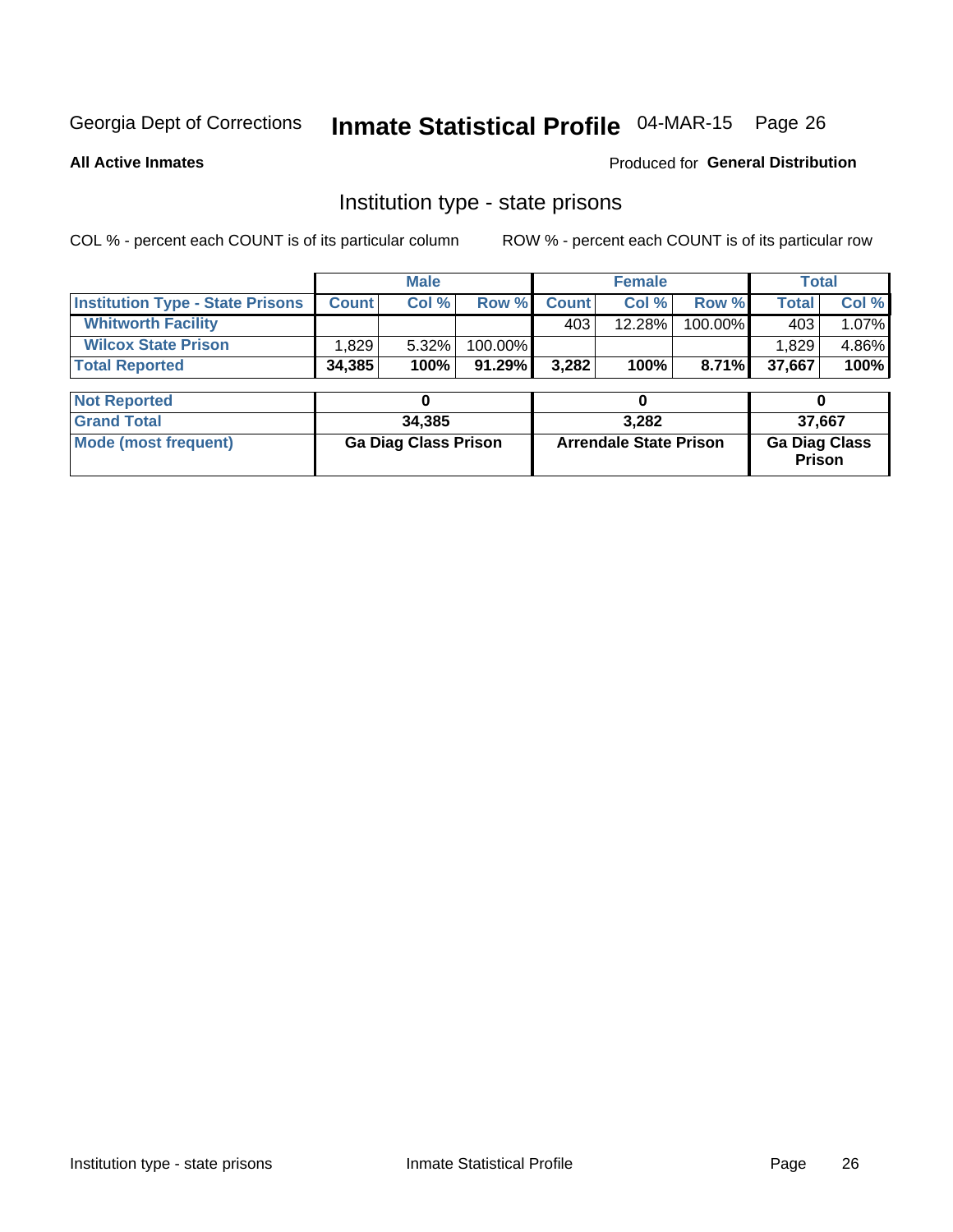Georgia Dept of Corrections **Inmate Statistical Profile** 04-MAR-15

**All Active Inmates**

Produced for **General Distribution**

## Institution type - state prisons

COL % - percent each COUNT is of its particular column ROW % - percent each COUNT is of its particular row

| | Male | | | Female | | | Total | |
|---|---|---|---|---|---|---|---|---|
| **Institution Type - State Prisons** | **Count** | **Col %** | **Row %** | **Count** | **Col %** | **Row %** | **Total** | **Col %** |
| **Whitworth Facility** | | | | 403 | 12.28% | 100.00% | 403 | 1.07% |
| **Wilcox State Prison** | 1,829 | 5.32% | 100.00% | | | | 1,829 | 4.86% |
| **Total Reported** | **34,385** | **100%** | **91.29%** | **3,282** | **100%** | **8.71%** | **37,667** | **100%** |

| | Male | Female | Total |
|---|---|---|---|
| **Not Reported** | **0** | **0** | **0** |
| **Grand Total** | **34,385** | **3,282** | **37,667** |
| **Mode (most frequent)** | **Ga Diag Class Prison** | **Arrendale State Prison** | **Ga Diag Class Prison** |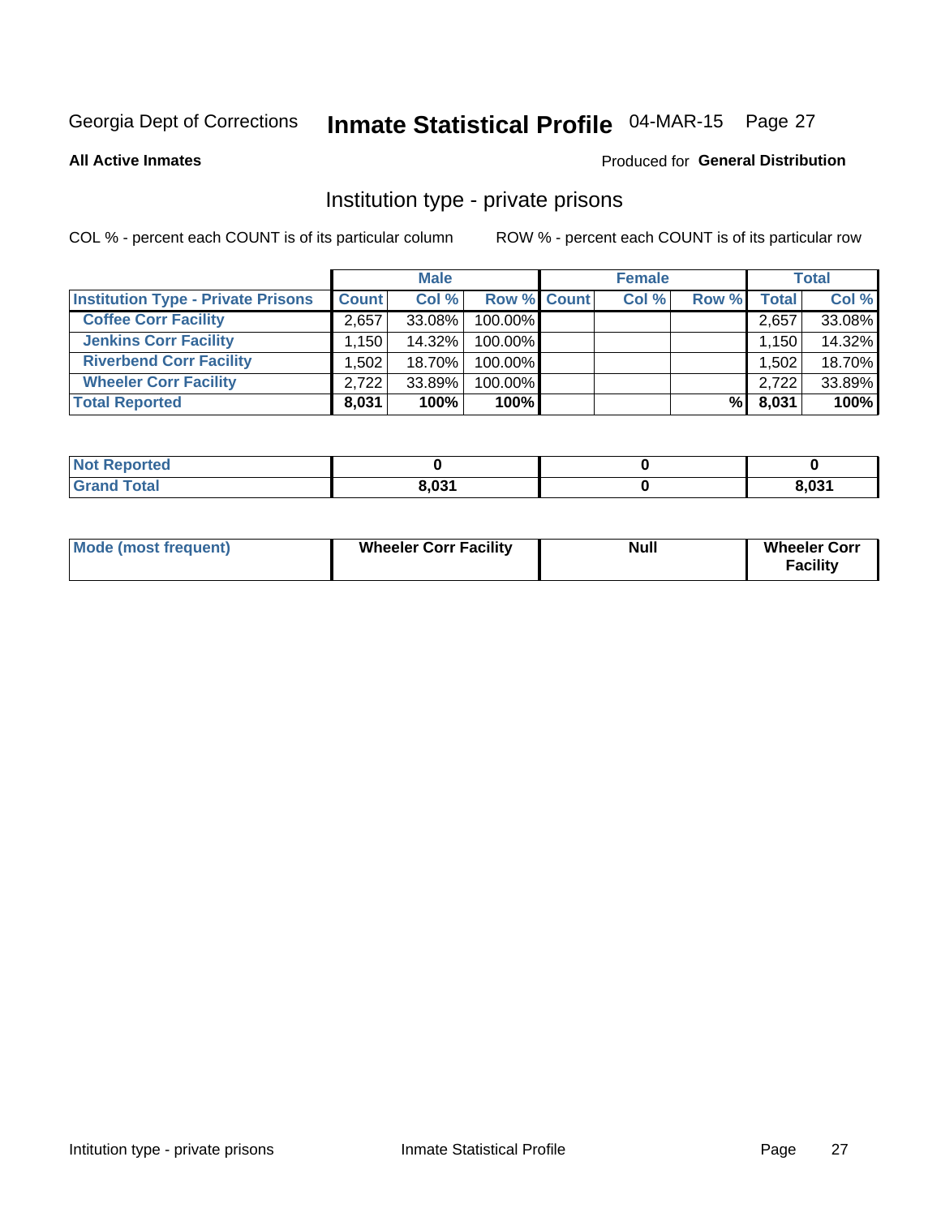Georgia Dept of Corrections **Inmate Statistical Profile** 04-MAR-15 Page 27

**All Active Inmates**

Produced for **General Distribution**

## Institution type - private prisons

COL % - percent each COUNT is of its particular column

ROW % - percent each COUNT is of its particular row

| | Male | | | Female | | | Total | |
|---|---|---|---|---|---|---|---|---|
| **Institution Type - Private Prisons** | **Count** | **Col %** | **Row %** | **Count** | **Col %** | **Row %** | **Total** | **Col %** |
| **Coffee Corr Facility** | 2,657 | 33.08% | 100.00% | | | | 2,657 | 33.08% |
| **Jenkins Corr Facility** | 1,150 | 14.32% | 100.00% | | | | 1,150 | 14.32% |
| **Riverbend Corr Facility** | 1,502 | 18.70% | 100.00% | | | | 1,502 | 18.70% |
| **Wheeler Corr Facility** | 2,722 | 33.89% | 100.00% | | | | 2,722 | 33.89% |
| **Total Reported** | **8,031** | **100%** | **100%** | | | **%** | **8,031** | **100%** |

| | Male | Female | Total |
|---|---|---|---|
| **Not Reported** | **0** | **0** | **0** |
| **Grand Total** | **8,031** | **0** | **8,031** |

| | Male | Female | Total |
|---|---|---|---|
| **Mode (most frequent)** | **Wheeler Corr Facility** | **Null** | **Wheeler Corr Facility** |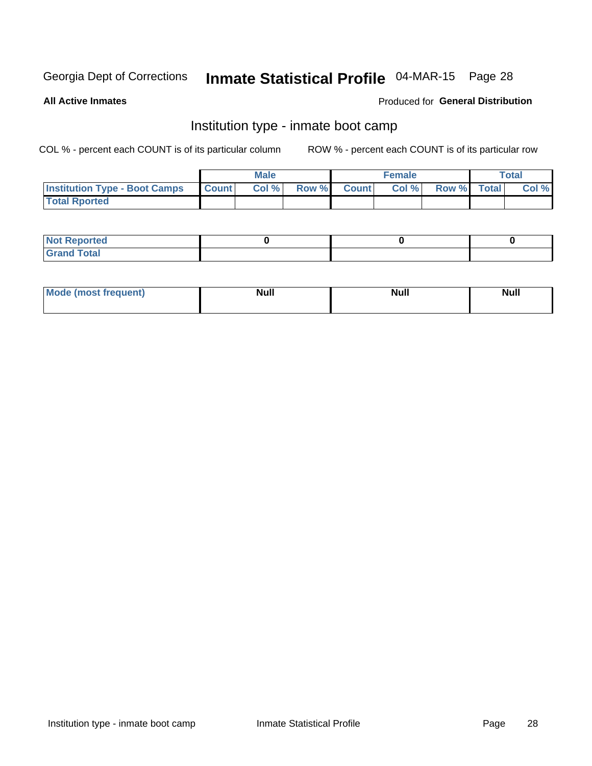Georgia Dept of Corrections **Inmate Statistical Profile** 04-MAR-15

**All Active Inmates**

Produced for **General Distribution**

## Institution type - inmate boot camp

COL % - percent each COUNT is of its particular column

ROW % - percent each COUNT is of its particular row

| | Male | | | Female | | | Total | |
|---|---|---|---|---|---|---|---|---|
| **Institution Type - Boot Camps** | **Count** | **Col %** | **Row %** | **Count** | **Col %** | **Row %** | **Total** | **Col %** |
| **Total Rported** | | | | | | | | |

| | Male | Female | Total |
|---|---|---|---|
| **Not Reported** | 0 | 0 | 0 |
| **Grand Total** | | | |

| | Male | Female | Total |
|---|---|---|---|
| **Mode (most frequent)** | Null | Null | Null |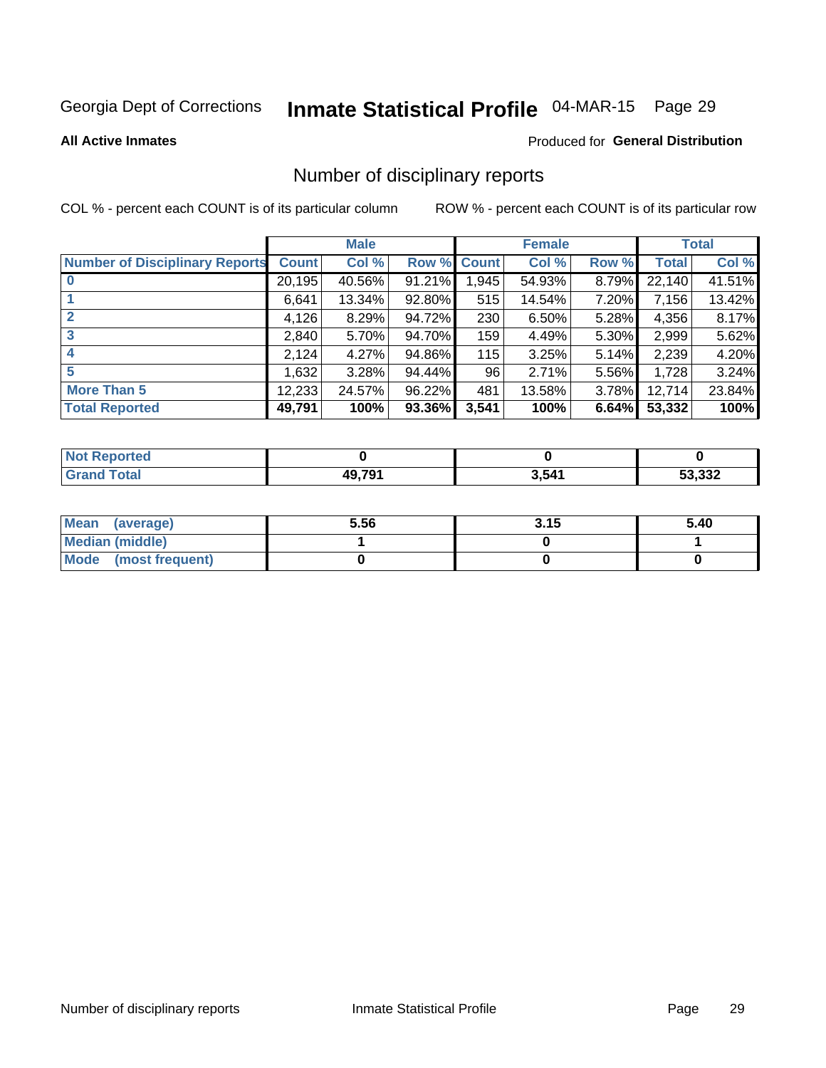Georgia Dept of Corrections **Inmate Statistical Profile** 04-MAR-15

**All Active Inmates**

Produced for **General Distribution**

## Number of disciplinary reports

COL % - percent each COUNT is of its particular column

ROW % - percent each COUNT is of its particular row

| | Male | | | Female | | | Total | |
|---|---|---|---|---|---|---|---|---|
| **Number of Disciplinary Reports** | **Count** | **Col %** | **Row %** | **Count** | **Col %** | **Row %** | **Total** | **Col %** |
| **0** | 20,195 | 40.56% | 91.21% | 1,945 | 54.93% | 8.79% | 22,140 | 41.51% |
| **1** | 6,641 | 13.34% | 92.80% | 515 | 14.54% | 7.20% | 7,156 | 13.42% |
| **2** | 4,126 | 8.29% | 94.72% | 230 | 6.50% | 5.28% | 4,356 | 8.17% |
| **3** | 2,840 | 5.70% | 94.70% | 159 | 4.49% | 5.30% | 2,999 | 5.62% |
| **4** | 2,124 | 4.27% | 94.86% | 115 | 3.25% | 5.14% | 2,239 | 4.20% |
| **5** | 1,632 | 3.28% | 94.44% | 96 | 2.71% | 5.56% | 1,728 | 3.24% |
| **More Than 5** | 12,233 | 24.57% | 96.22% | 481 | 13.58% | 3.78% | 12,714 | 23.84% |
| **Total Reported** | **49,791** | **100%** | **93.36%** | **3,541** | **100%** | **6.64%** | **53,332** | **100%** |

| | Male | Female | Total |
|---|---|---|---|
| **Not Reported** | **0** | **0** | **0** |
| **Grand Total** | **49,791** | **3,541** | **53,332** |

| | Male | Female | Total |
|---|---|---|---|
| **Mean (average)** | **5.56** | **3.15** | **5.40** |
| **Median (middle)** | **1** | **0** | **1** |
| **Mode (most frequent)** | **0** | **0** | **0** |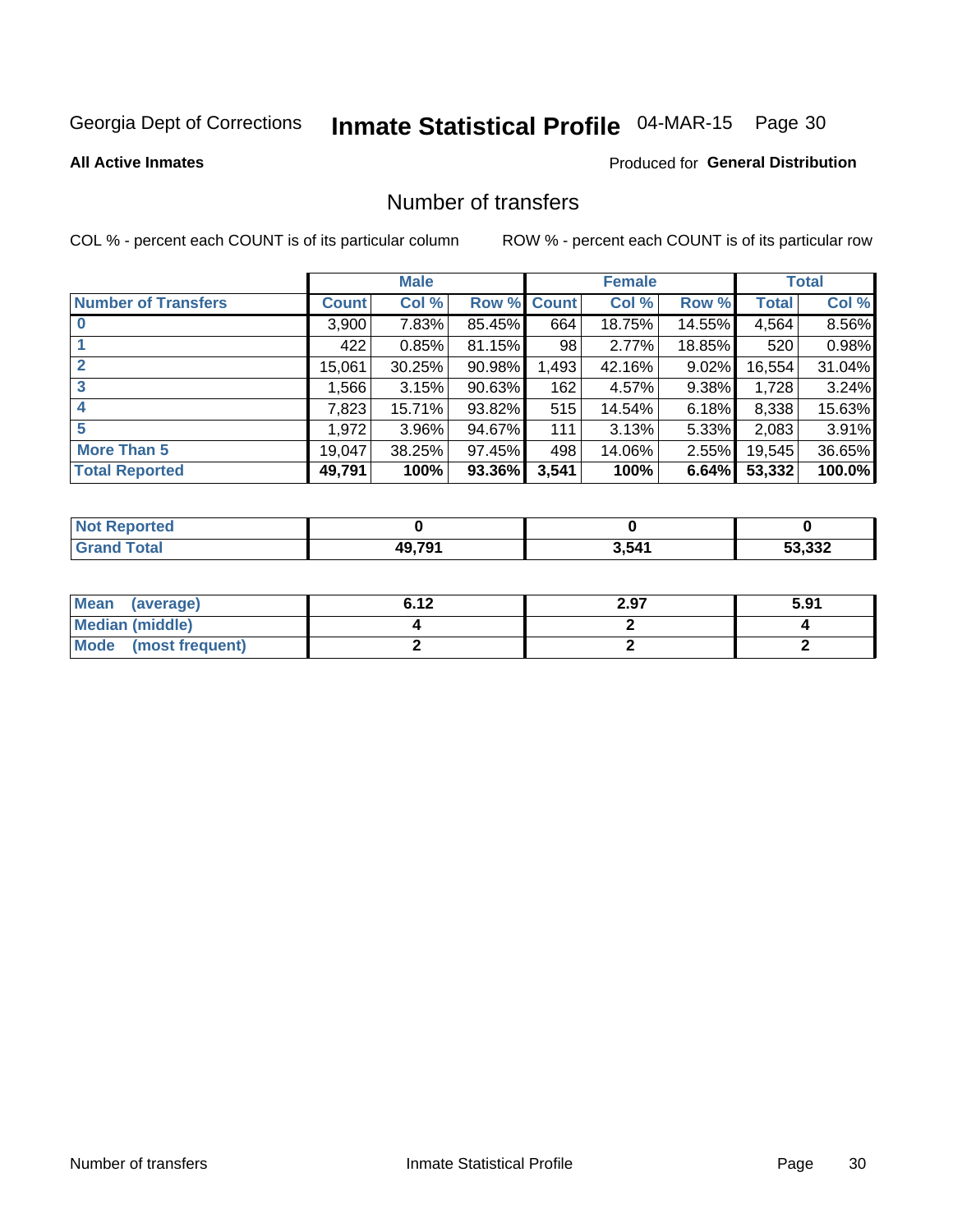Georgia Dept of Corrections **Inmate Statistical Profile** 04-MAR-15

**All Active Inmates**

Produced for **General Distribution**

## Number of transfers

COL % - percent each COUNT is of its particular column

ROW % - percent each COUNT is of its particular row

| | Male | | | Female | | | Total | |
|---|---|---|---|---|---|---|---|---|
| **Number of Transfers** | **Count** | **Col %** | **Row %** | **Count** | **Col %** | **Row %** | **Total** | **Col %** |
| **0** | 3,900 | 7.83% | 85.45% | 664 | 18.75% | 14.55% | 4,564 | 8.56% |
| **1** | 422 | 0.85% | 81.15% | 98 | 2.77% | 18.85% | 520 | 0.98% |
| **2** | 15,061 | 30.25% | 90.98% | 1,493 | 42.16% | 9.02% | 16,554 | 31.04% |
| **3** | 1,566 | 3.15% | 90.63% | 162 | 4.57% | 9.38% | 1,728 | 3.24% |
| **4** | 7,823 | 15.71% | 93.82% | 515 | 14.54% | 6.18% | 8,338 | 15.63% |
| **5** | 1,972 | 3.96% | 94.67% | 111 | 3.13% | 5.33% | 2,083 | 3.91% |
| **More Than 5** | 19,047 | 38.25% | 97.45% | 498 | 14.06% | 2.55% | 19,545 | 36.65% |
| **Total Reported** | **49,791** | **100%** | **93.36%** | **3,541** | **100%** | **6.64%** | **53,332** | **100.0%** |

| | Male | Female | Total |
|---|---|---|---|
| **Not Reported** | **0** | **0** | **0** |
| **Grand Total** | **49,791** | **3,541** | **53,332** |

| | Male | Female | Total |
|---|---|---|---|
| **Mean (average)** | **6.12** | **2.97** | **5.91** |
| **Median (middle)** | **4** | **2** | **4** |
| **Mode (most frequent)** | **2** | **2** | **2** |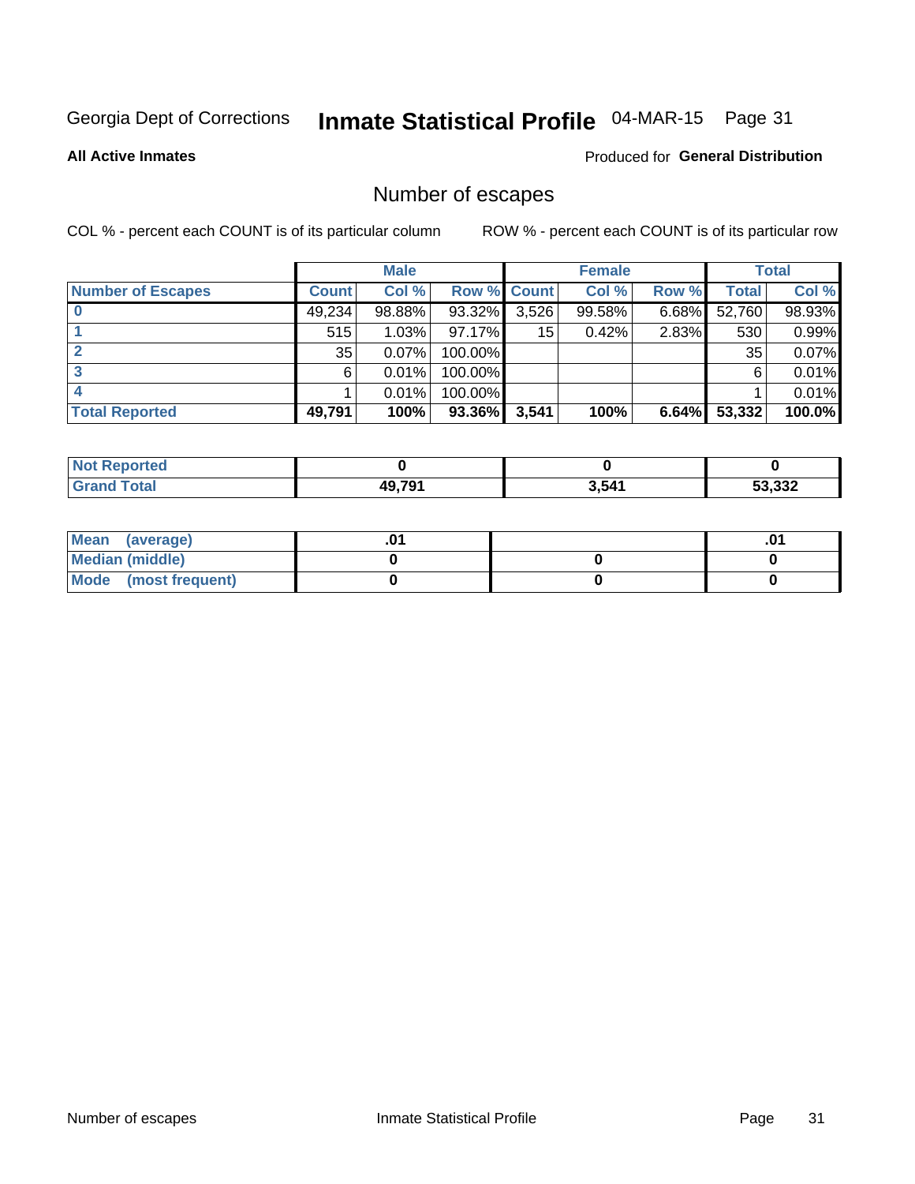Georgia Dept of Corrections **Inmate Statistical Profile** 04-MAR-15

**All Active Inmates**

Produced for **General Distribution**

## Number of escapes

COL % - percent each COUNT is of its particular column ROW % - percent each COUNT is of its particular row

| | Male | | | Female | | | Total | |
|---|---|---|---|---|---|---|---|---|
| **Number of Escapes** | **Count** | **Col %** | **Row %** | **Count** | **Col %** | **Row %** | **Total** | **Col %** |
| **0** | 49,234 | 98.88% | 93.32% | 3,526 | 99.58% | 6.68% | 52,760 | 98.93% |
| **1** | 515 | 1.03% | 97.17% | 15 | 0.42% | 2.83% | 530 | 0.99% |
| **2** | 35 | 0.07% | 100.00% | | | | 35 | 0.07% |
| **3** | 6 | 0.01% | 100.00% | | | | 6 | 0.01% |
| **4** | 1 | 0.01% | 100.00% | | | | 1 | 0.01% |
| **Total Reported** | **49,791** | **100%** | **93.36%** | **3,541** | **100%** | **6.64%** | **53,332** | **100.0%** |

| | Male | Female | Total |
|---|---|---|---|
| **Not Reported** | **0** | **0** | **0** |
| **Grand Total** | **49,791** | **3,541** | **53,332** |

| | Male | Female | Total |
|---|---|---|---|
| **Mean (average)** | **.01** | | **.01** |
| **Median (middle)** | **0** | **0** | **0** |
| **Mode (most frequent)** | **0** | **0** | **0** |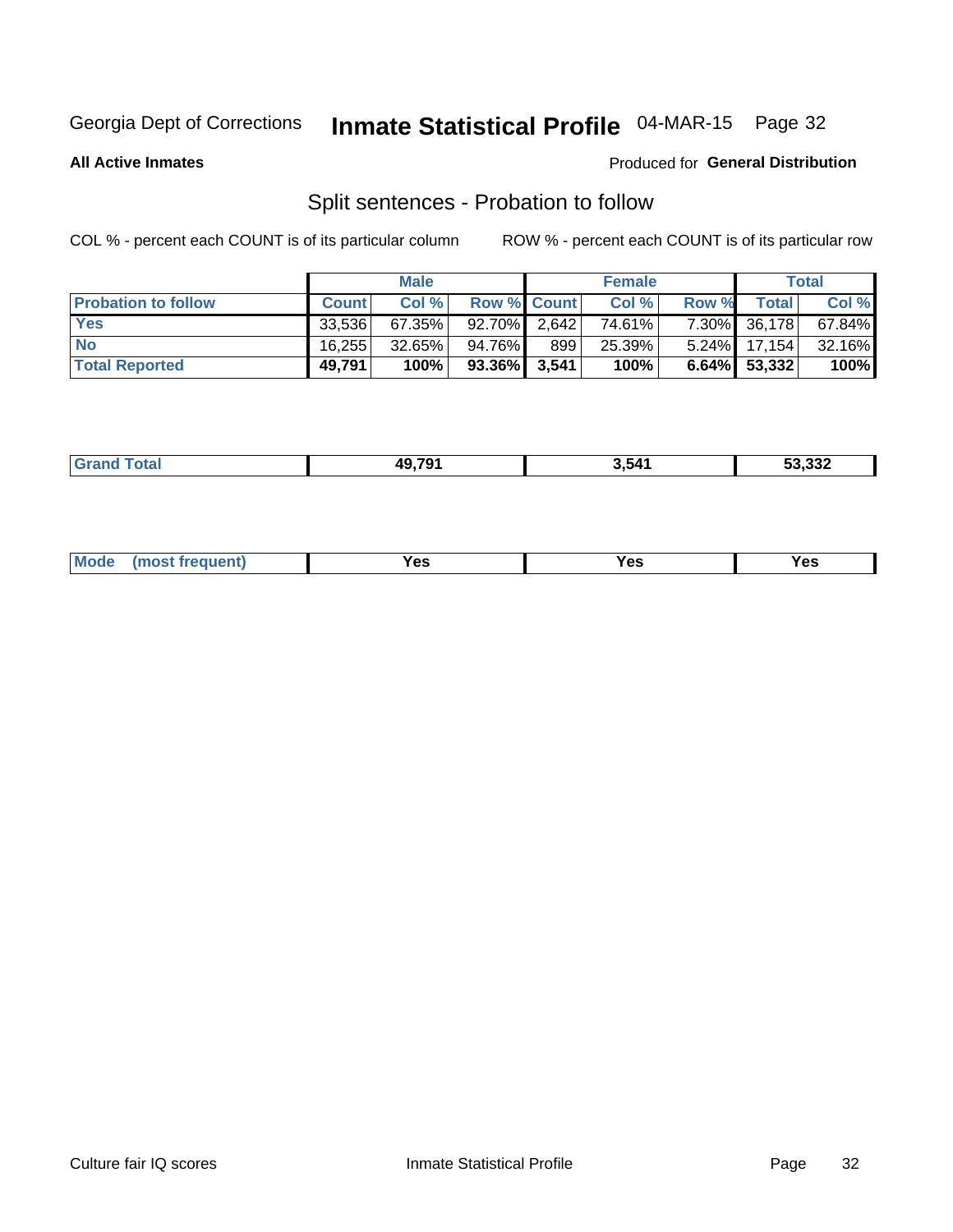Georgia Dept of Corrections **Inmate Statistical Profile** 04-MAR-15

**All Active Inmates**

Produced for **General Distribution**

## Split sentences - Probation to follow

COL % - percent each COUNT is of its particular column

ROW % - percent each COUNT is of its particular row

| | Male | | | Female | | | Total | |
|---|---|---|---|---|---|---|---|---|
| **Probation to follow** | **Count** | **Col %** | **Row %** | **Count** | **Col %** | **Row %** | **Total** | **Col %** |
| **Yes** | 33,536 | 67.35% | 92.70% | 2,642 | 74.61% | 7.30% | 36,178 | 67.84% |
| **No** | 16,255 | 32.65% | 94.76% | 899 | 25.39% | 5.24% | 17,154 | 32.16% |
| **Total Reported** | **49,791** | **100%** | **93.36%** | **3,541** | **100%** | **6.64%** | **53,332** | **100%** |

| | Male | Female | Total |
|---|---|---|---|
| **Grand Total** | **49,791** | **3,541** | **53,332** |

| | Male | Female | Total |
|---|---|---|---|
| **Mode (most frequent)** | **Yes** | **Yes** | **Yes** |

Culture fair IQ scores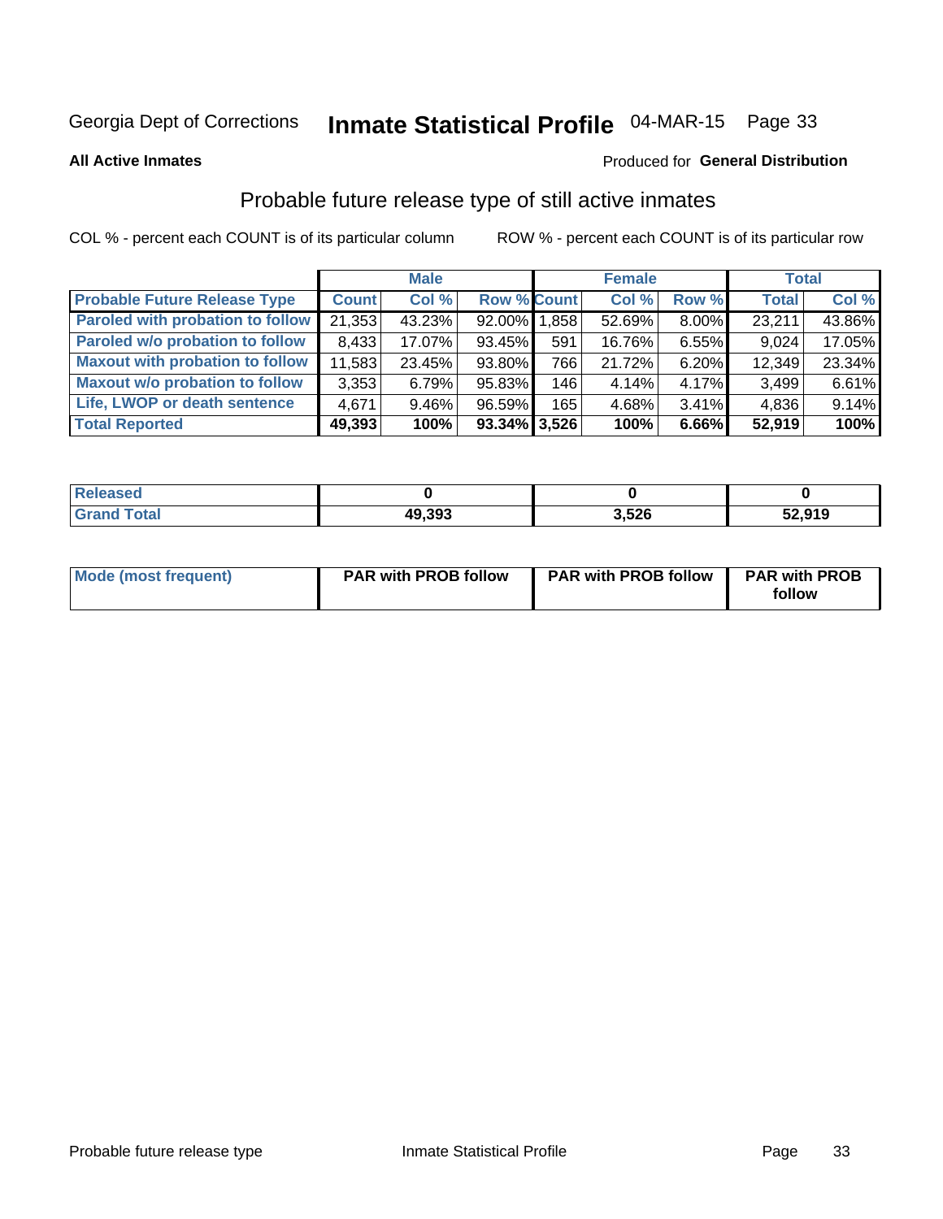Georgia Dept of Corrections **Inmate Statistical Profile** 04-MAR-15 Page 33

**All Active Inmates**

Produced for **General Distribution**

## Probable future release type of still active inmates

COL % - percent each COUNT is of its particular column ROW % - percent each COUNT is of its particular row

| | Male | | | Female | | | Total | |
|---|---|---|---|---|---|---|---|---|
| **Probable Future Release Type** | **Count** | **Col %** | **Row %** | **Count** | **Col %** | **Row %** | **Total** | **Col %** |
| **Paroled with probation to follow** | 21,353 | 43.23% | 92.00% | 1,858 | 52.69% | 8.00% | 23,211 | 43.86% |
| **Paroled w/o probation to follow** | 8,433 | 17.07% | 93.45% | 591 | 16.76% | 6.55% | 9,024 | 17.05% |
| **Maxout with probation to follow** | 11,583 | 23.45% | 93.80% | 766 | 21.72% | 6.20% | 12,349 | 23.34% |
| **Maxout w/o probation to follow** | 3,353 | 6.79% | 95.83% | 146 | 4.14% | 4.17% | 3,499 | 6.61% |
| **Life, LWOP or death sentence** | 4,671 | 9.46% | 96.59% | 165 | 4.68% | 3.41% | 4,836 | 9.14% |
| **Total Reported** | **49,393** | **100%** | **93.34%** | **3,526** | **100%** | **6.66%** | **52,919** | **100%** |

| | Male | Female | Total |
|---|---|---|---|
| **Released** | **0** | **0** | **0** |
| **Grand Total** | **49,393** | **3,526** | **52,919** |

| | Male | Female | Total |
|---|---|---|---|
| **Mode (most frequent)** | **PAR with PROB follow** | **PAR with PROB follow** | **PAR with PROB follow** |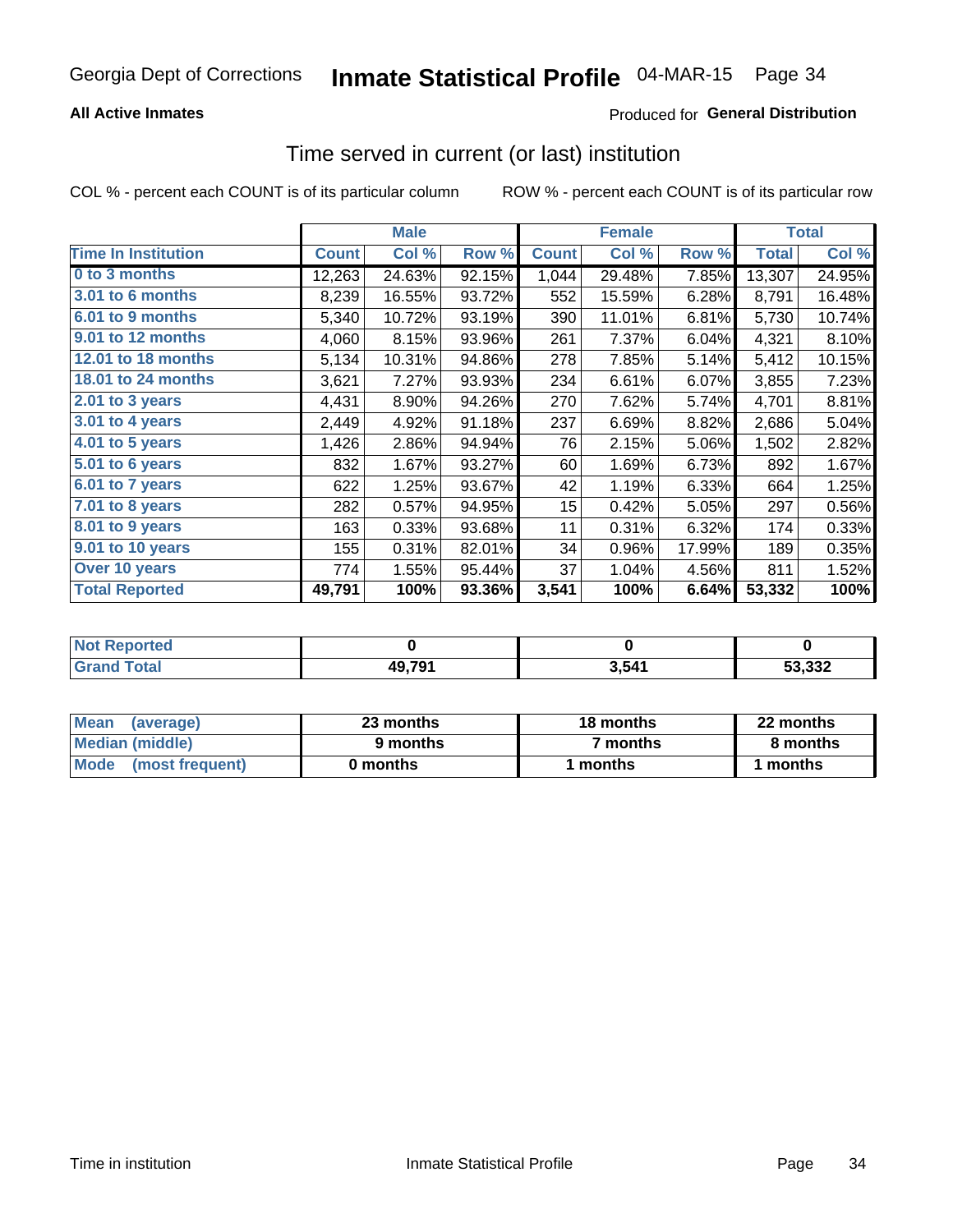Georgia Dept of Corrections **Inmate Statistical Profile** 04-MAR-15

**All Active Inmates**

Produced for **General Distribution**

## Time served in current (or last) institution

COL % - percent each COUNT is of its particular column ROW % - percent each COUNT is of its particular row

| | Male | | | Female | | | Total | |
|---|---|---|---|---|---|---|---|---|
| **Time In Institution** | **Count** | **Col %** | **Row %** | **Count** | **Col %** | **Row %** | **Total** | **Col %** |
| **0 to 3 months** | 12,263 | 24.63% | 92.15% | 1,044 | 29.48% | 7.85% | 13,307 | 24.95% |
| **3.01 to 6 months** | 8,239 | 16.55% | 93.72% | 552 | 15.59% | 6.28% | 8,791 | 16.48% |
| **6.01 to 9 months** | 5,340 | 10.72% | 93.19% | 390 | 11.01% | 6.81% | 5,730 | 10.74% |
| **9.01 to 12 months** | 4,060 | 8.15% | 93.96% | 261 | 7.37% | 6.04% | 4,321 | 8.10% |
| **12.01 to 18 months** | 5,134 | 10.31% | 94.86% | 278 | 7.85% | 5.14% | 5,412 | 10.15% |
| **18.01 to 24 months** | 3,621 | 7.27% | 93.93% | 234 | 6.61% | 6.07% | 3,855 | 7.23% |
| **2.01 to 3 years** | 4,431 | 8.90% | 94.26% | 270 | 7.62% | 5.74% | 4,701 | 8.81% |
| **3.01 to 4 years** | 2,449 | 4.92% | 91.18% | 237 | 6.69% | 8.82% | 2,686 | 5.04% |
| **4.01 to 5 years** | 1,426 | 2.86% | 94.94% | 76 | 2.15% | 5.06% | 1,502 | 2.82% |
| **5.01 to 6 years** | 832 | 1.67% | 93.27% | 60 | 1.69% | 6.73% | 892 | 1.67% |
| **6.01 to 7 years** | 622 | 1.25% | 93.67% | 42 | 1.19% | 6.33% | 664 | 1.25% |
| **7.01 to 8 years** | 282 | 0.57% | 94.95% | 15 | 0.42% | 5.05% | 297 | 0.56% |
| **8.01 to 9 years** | 163 | 0.33% | 93.68% | 11 | 0.31% | 6.32% | 174 | 0.33% |
| **9.01 to 10 years** | 155 | 0.31% | 82.01% | 34 | 0.96% | 17.99% | 189 | 0.35% |
| **Over 10 years** | 774 | 1.55% | 95.44% | 37 | 1.04% | 4.56% | 811 | 1.52% |
| **Total Reported** | **49,791** | **100%** | **93.36%** | **3,541** | **100%** | **6.64%** | **53,332** | **100%** |

| | Male | Female | Total |
|---|---|---|---|
| **Not Reported** | **0** | **0** | **0** |
| **Grand Total** | **49,791** | **3,541** | **53,332** |

| | Male | Female | Total |
|---|---|---|---|
| **Mean (average)** | **23 months** | **18 months** | **22 months** |
| **Median (middle)** | **9 months** | **7 months** | **8 months** |
| **Mode (most frequent)** | **0 months** | **1 months** | **1 months** |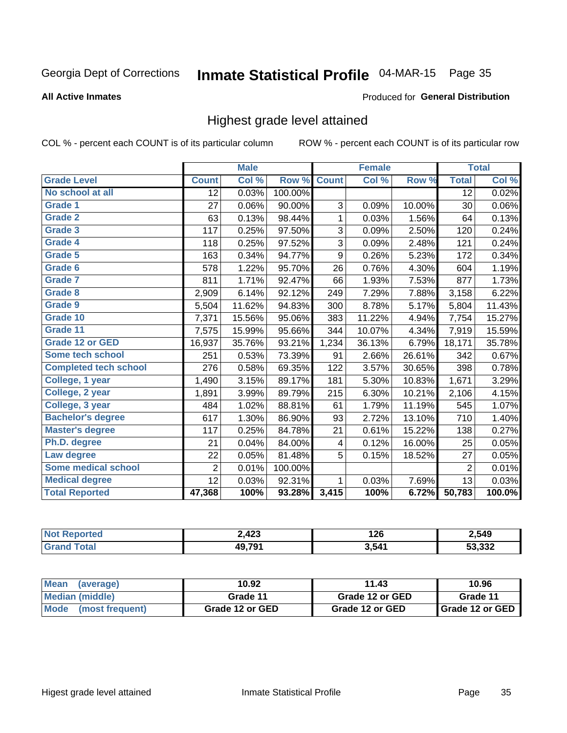Georgia Dept of Corrections **Inmate Statistical Profile** 04-MAR-15

**All Active Inmates**

Produced for **General Distribution**

## Highest grade level attained

COL % - percent each COUNT is of its particular column ROW % - percent each COUNT is of its particular row

| | Male | | | Female | | | Total | |
|---|---|---|---|---|---|---|---|---|
| Grade Level | Count | Col % | Row % | Count | Col % | Row % | Total | Col % |
| No school at all | 12 | 0.03% | 100.00% | | | | 12 | 0.02% |
| Grade 1 | 27 | 0.06% | 90.00% | 3 | 0.09% | 10.00% | 30 | 0.06% |
| Grade 2 | 63 | 0.13% | 98.44% | 1 | 0.03% | 1.56% | 64 | 0.13% |
| Grade 3 | 117 | 0.25% | 97.50% | 3 | 0.09% | 2.50% | 120 | 0.24% |
| Grade 4 | 118 | 0.25% | 97.52% | 3 | 0.09% | 2.48% | 121 | 0.24% |
| Grade 5 | 163 | 0.34% | 94.77% | 9 | 0.26% | 5.23% | 172 | 0.34% |
| Grade 6 | 578 | 1.22% | 95.70% | 26 | 0.76% | 4.30% | 604 | 1.19% |
| Grade 7 | 811 | 1.71% | 92.47% | 66 | 1.93% | 7.53% | 877 | 1.73% |
| Grade 8 | 2,909 | 6.14% | 92.12% | 249 | 7.29% | 7.88% | 3,158 | 6.22% |
| Grade 9 | 5,504 | 11.62% | 94.83% | 300 | 8.78% | 5.17% | 5,804 | 11.43% |
| Grade 10 | 7,371 | 15.56% | 95.06% | 383 | 11.22% | 4.94% | 7,754 | 15.27% |
| Grade 11 | 7,575 | 15.99% | 95.66% | 344 | 10.07% | 4.34% | 7,919 | 15.59% |
| Grade 12 or GED | 16,937 | 35.76% | 93.21% | 1,234 | 36.13% | 6.79% | 18,171 | 35.78% |
| Some tech school | 251 | 0.53% | 73.39% | 91 | 2.66% | 26.61% | 342 | 0.67% |
| Completed tech school | 276 | 0.58% | 69.35% | 122 | 3.57% | 30.65% | 398 | 0.78% |
| College, 1 year | 1,490 | 3.15% | 89.17% | 181 | 5.30% | 10.83% | 1,671 | 3.29% |
| College, 2 year | 1,891 | 3.99% | 89.79% | 215 | 6.30% | 10.21% | 2,106 | 4.15% |
| College, 3 year | 484 | 1.02% | 88.81% | 61 | 1.79% | 11.19% | 545 | 1.07% |
| Bachelor's degree | 617 | 1.30% | 86.90% | 93 | 2.72% | 13.10% | 710 | 1.40% |
| Master's degree | 117 | 0.25% | 84.78% | 21 | 0.61% | 15.22% | 138 | 0.27% |
| Ph.D. degree | 21 | 0.04% | 84.00% | 4 | 0.12% | 16.00% | 25 | 0.05% |
| Law degree | 22 | 0.05% | 81.48% | 5 | 0.15% | 18.52% | 27 | 0.05% |
| Some medical school | 2 | 0.01% | 100.00% | | | | 2 | 0.01% |
| Medical degree | 12 | 0.03% | 92.31% | 1 | 0.03% | 7.69% | 13 | 0.03% |
| **Total Reported** | **47,368** | **100%** | **93.28%** | **3,415** | **100%** | **6.72%** | **50,783** | **100.0%** |

| | Male | Female | Total |
|---|---|---|---|
| Not Reported | 2,423 | 126 | 2,549 |
| Grand Total | 49,791 | 3,541 | 53,332 |

| | Male | Female | Total |
|---|---|---|---|
| Mean (average) | 10.92 | 11.43 | 10.96 |
| Median (middle) | Grade 11 | Grade 12 or GED | Grade 11 |
| Mode (most frequent) | Grade 12 or GED | Grade 12 or GED | Grade 12 or GED |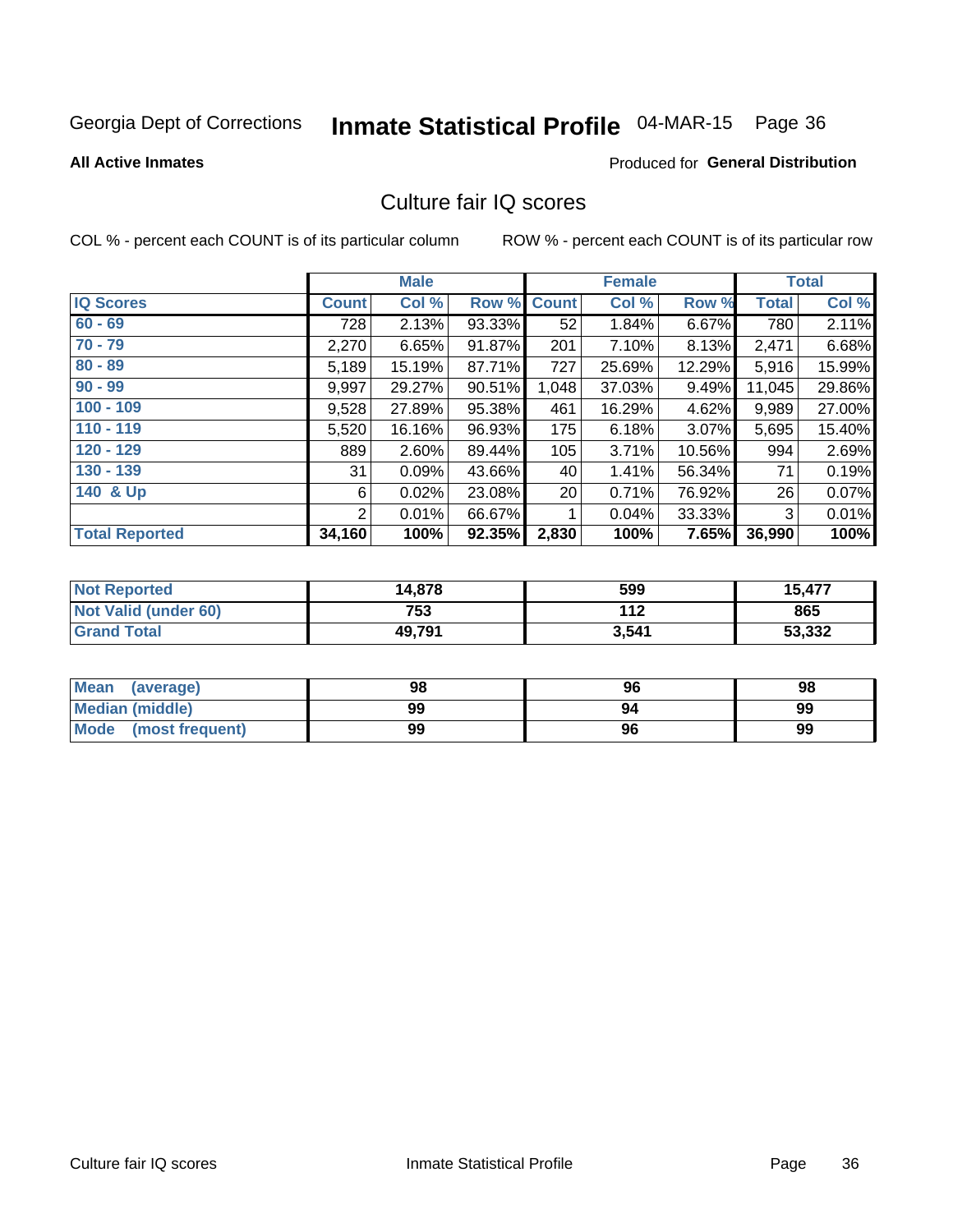Georgia Dept of Corrections **Inmate Statistical Profile** 04-MAR-15 Page 36

**All Active Inmates**

Produced for **General Distribution**

## Culture fair IQ scores

COL % - percent each COUNT is of its particular column

ROW % - percent each COUNT is of its particular row

| | Male | | | Female | | | Total | |
|---|---|---|---|---|---|---|---|---|
| **IQ Scores** | **Count** | **Col %** | **Row %** | **Count** | **Col %** | **Row %** | **Total** | **Col %** |
| 60 - 69 | 728 | 2.13% | 93.33% | 52 | 1.84% | 6.67% | 780 | 2.11% |
| 70 - 79 | 2,270 | 6.65% | 91.87% | 201 | 7.10% | 8.13% | 2,471 | 6.68% |
| 80 - 89 | 5,189 | 15.19% | 87.71% | 727 | 25.69% | 12.29% | 5,916 | 15.99% |
| 90 - 99 | 9,997 | 29.27% | 90.51% | 1,048 | 37.03% | 9.49% | 11,045 | 29.86% |
| 100 - 109 | 9,528 | 27.89% | 95.38% | 461 | 16.29% | 4.62% | 9,989 | 27.00% |
| 110 - 119 | 5,520 | 16.16% | 96.93% | 175 | 6.18% | 3.07% | 5,695 | 15.40% |
| 120 - 129 | 889 | 2.60% | 89.44% | 105 | 3.71% | 10.56% | 994 | 2.69% |
| 130 - 139 | 31 | 0.09% | 43.66% | 40 | 1.41% | 56.34% | 71 | 0.19% |
| 140 & Up | 6 | 0.02% | 23.08% | 20 | 0.71% | 76.92% | 26 | 0.07% |
| | 2 | 0.01% | 66.67% | 1 | 0.04% | 33.33% | 3 | 0.01% |
| **Total Reported** | **34,160** | **100%** | **92.35%** | **2,830** | **100%** | **7.65%** | **36,990** | **100%** |

| | Male | Female | Total |
|---|---|---|---|
| Not Reported | 14,878 | 599 | 15,477 |
| Not Valid (under 60) | 753 | 112 | 865 |
| Grand Total | 49,791 | 3,541 | 53,332 |

| | Male | Female | Total |
|---|---|---|---|
| Mean (average) | 98 | 96 | 98 |
| Median (middle) | 99 | 94 | 99 |
| Mode (most frequent) | 99 | 96 | 99 |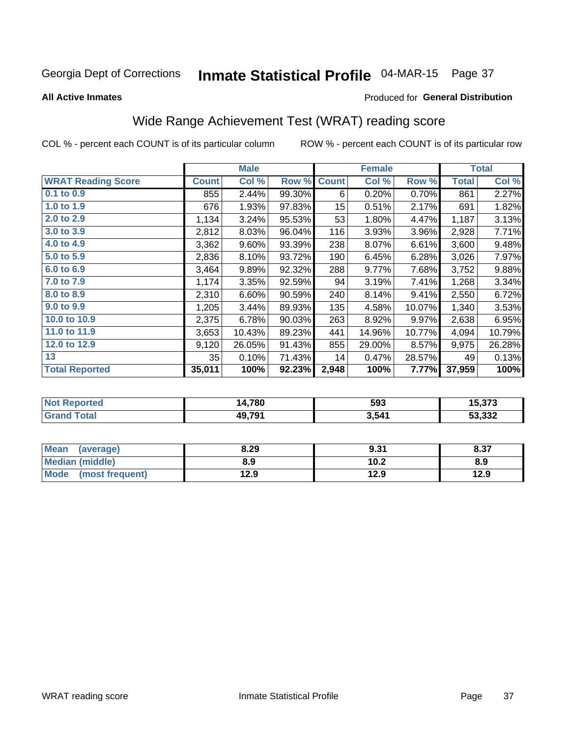Georgia Dept of Corrections **Inmate Statistical Profile** 04-MAR-15 Page 37

**All Active Inmates**

Produced for **General Distribution**

## Wide Range Achievement Test (WRAT) reading score

COL % - percent each COUNT is of its particular column ROW % - percent each COUNT is of its particular row

| | Male | | | Female | | | Total | |
|---|---|---|---|---|---|---|---|---|
| **WRAT Reading Score** | **Count** | **Col %** | **Row %** | **Count** | **Col %** | **Row %** | **Total** | **Col %** |
| **0.1 to 0.9** | 855 | 2.44% | 99.30% | 6 | 0.20% | 0.70% | 861 | 2.27% |
| **1.0 to 1.9** | 676 | 1.93% | 97.83% | 15 | 0.51% | 2.17% | 691 | 1.82% |
| **2.0 to 2.9** | 1,134 | 3.24% | 95.53% | 53 | 1.80% | 4.47% | 1,187 | 3.13% |
| **3.0 to 3.9** | 2,812 | 8.03% | 96.04% | 116 | 3.93% | 3.96% | 2,928 | 7.71% |
| **4.0 to 4.9** | 3,362 | 9.60% | 93.39% | 238 | 8.07% | 6.61% | 3,600 | 9.48% |
| **5.0 to 5.9** | 2,836 | 8.10% | 93.72% | 190 | 6.45% | 6.28% | 3,026 | 7.97% |
| **6.0 to 6.9** | 3,464 | 9.89% | 92.32% | 288 | 9.77% | 7.68% | 3,752 | 9.88% |
| **7.0 to 7.9** | 1,174 | 3.35% | 92.59% | 94 | 3.19% | 7.41% | 1,268 | 3.34% |
| **8.0 to 8.9** | 2,310 | 6.60% | 90.59% | 240 | 8.14% | 9.41% | 2,550 | 6.72% |
| **9.0 to 9.9** | 1,205 | 3.44% | 89.93% | 135 | 4.58% | 10.07% | 1,340 | 3.53% |
| **10.0 to 10.9** | 2,375 | 6.78% | 90.03% | 263 | 8.92% | 9.97% | 2,638 | 6.95% |
| **11.0 to 11.9** | 3,653 | 10.43% | 89.23% | 441 | 14.96% | 10.77% | 4,094 | 10.79% |
| **12.0 to 12.9** | 9,120 | 26.05% | 91.43% | 855 | 29.00% | 8.57% | 9,975 | 26.28% |
| **13** | 35 | 0.10% | 71.43% | 14 | 0.47% | 28.57% | 49 | 0.13% |
| **Total Reported** | **35,011** | **100%** | **92.23%** | **2,948** | **100%** | **7.77%** | **37,959** | **100%** |

| | Male | Female | Total |
|---|---|---|---|
| **Not Reported** | **14,780** | **593** | **15,373** |
| **Grand Total** | **49,791** | **3,541** | **53,332** |

| | Male | Female | Total |
|---|---|---|---|
| **Mean (average)** | **8.29** | **9.31** | **8.37** |
| **Median (middle)** | **8.9** | **10.2** | **8.9** |
| **Mode (most frequent)** | **12.9** | **12.9** | **12.9** |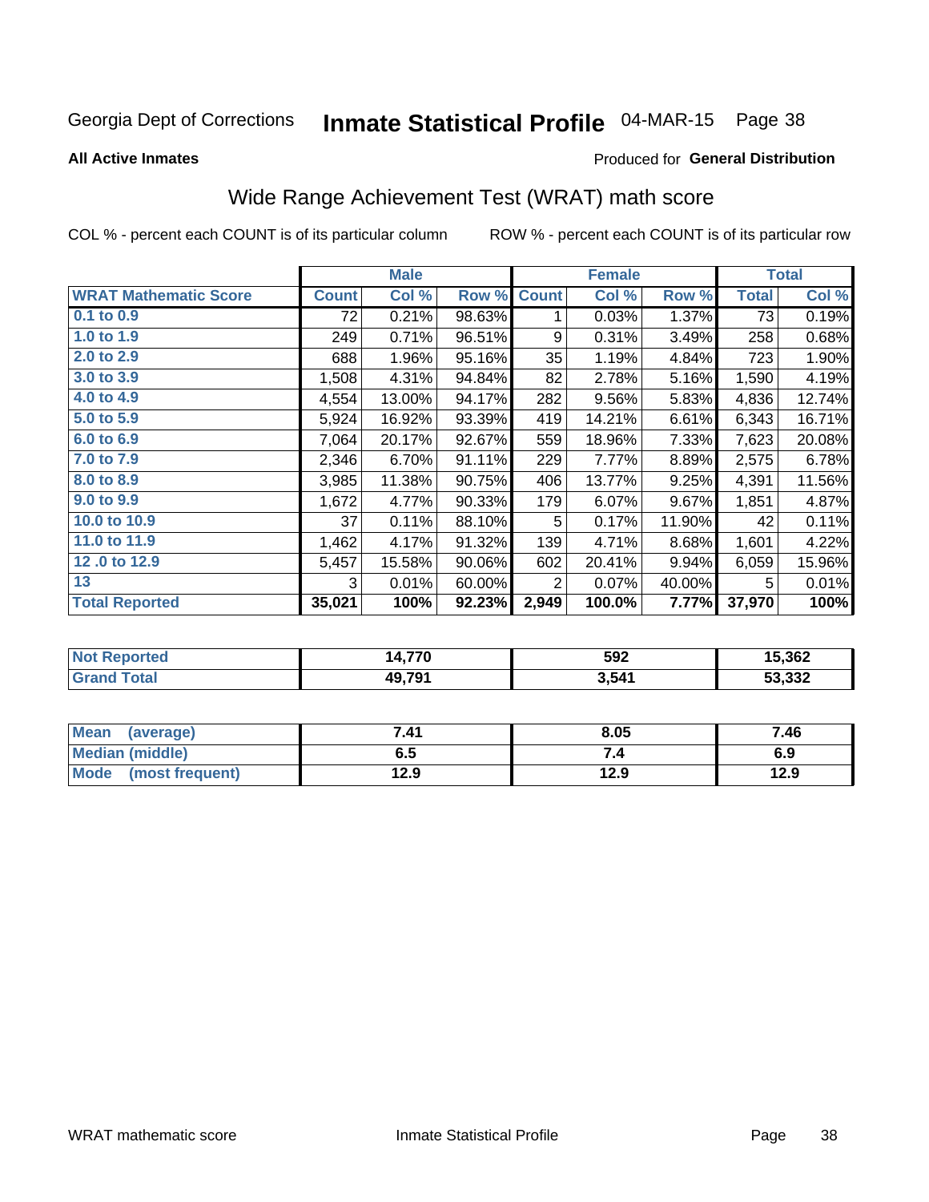Georgia Dept of Corrections **Inmate Statistical Profile** 04-MAR-15 Page 38

**All Active Inmates**

Produced for **General Distribution**

## Wide Range Achievement Test (WRAT) math score

COL % - percent each COUNT is of its particular column

ROW % - percent each COUNT is of its particular row

| | Male | | | Female | | | Total | |
|---|---|---|---|---|---|---|---|---|
| **WRAT Mathematic Score** | **Count** | **Col %** | **Row %** | **Count** | **Col %** | **Row %** | **Total** | **Col %** |
| 0.1 to 0.9 | 72 | 0.21% | 98.63% | 1 | 0.03% | 1.37% | 73 | 0.19% |
| 1.0 to 1.9 | 249 | 0.71% | 96.51% | 9 | 0.31% | 3.49% | 258 | 0.68% |
| 2.0 to 2.9 | 688 | 1.96% | 95.16% | 35 | 1.19% | 4.84% | 723 | 1.90% |
| 3.0 to 3.9 | 1,508 | 4.31% | 94.84% | 82 | 2.78% | 5.16% | 1,590 | 4.19% |
| 4.0 to 4.9 | 4,554 | 13.00% | 94.17% | 282 | 9.56% | 5.83% | 4,836 | 12.74% |
| 5.0 to 5.9 | 5,924 | 16.92% | 93.39% | 419 | 14.21% | 6.61% | 6,343 | 16.71% |
| 6.0 to 6.9 | 7,064 | 20.17% | 92.67% | 559 | 18.96% | 7.33% | 7,623 | 20.08% |
| 7.0 to 7.9 | 2,346 | 6.70% | 91.11% | 229 | 7.77% | 8.89% | 2,575 | 6.78% |
| 8.0 to 8.9 | 3,985 | 11.38% | 90.75% | 406 | 13.77% | 9.25% | 4,391 | 11.56% |
| 9.0 to 9.9 | 1,672 | 4.77% | 90.33% | 179 | 6.07% | 9.67% | 1,851 | 4.87% |
| 10.0 to 10.9 | 37 | 0.11% | 88.10% | 5 | 0.17% | 11.90% | 42 | 0.11% |
| 11.0 to 11.9 | 1,462 | 4.17% | 91.32% | 139 | 4.71% | 8.68% | 1,601 | 4.22% |
| 12 .0 to 12.9 | 5,457 | 15.58% | 90.06% | 602 | 20.41% | 9.94% | 6,059 | 15.96% |
| 13 | 3 | 0.01% | 60.00% | 2 | 0.07% | 40.00% | 5 | 0.01% |
| **Total Reported** | **35,021** | **100%** | **92.23%** | **2,949** | **100.0%** | **7.77%** | **37,970** | **100%** |

| | Male | Female | Total |
|---|---|---|---|
| Not Reported | **14,770** | **592** | **15,362** |
| Grand Total | **49,791** | **3,541** | **53,332** |

| | Male | Female | Total |
|---|---|---|---|
| Mean (average) | **7.41** | **8.05** | **7.46** |
| Median (middle) | **6.5** | **7.4** | **6.9** |
| Mode (most frequent) | **12.9** | **12.9** | **12.9** |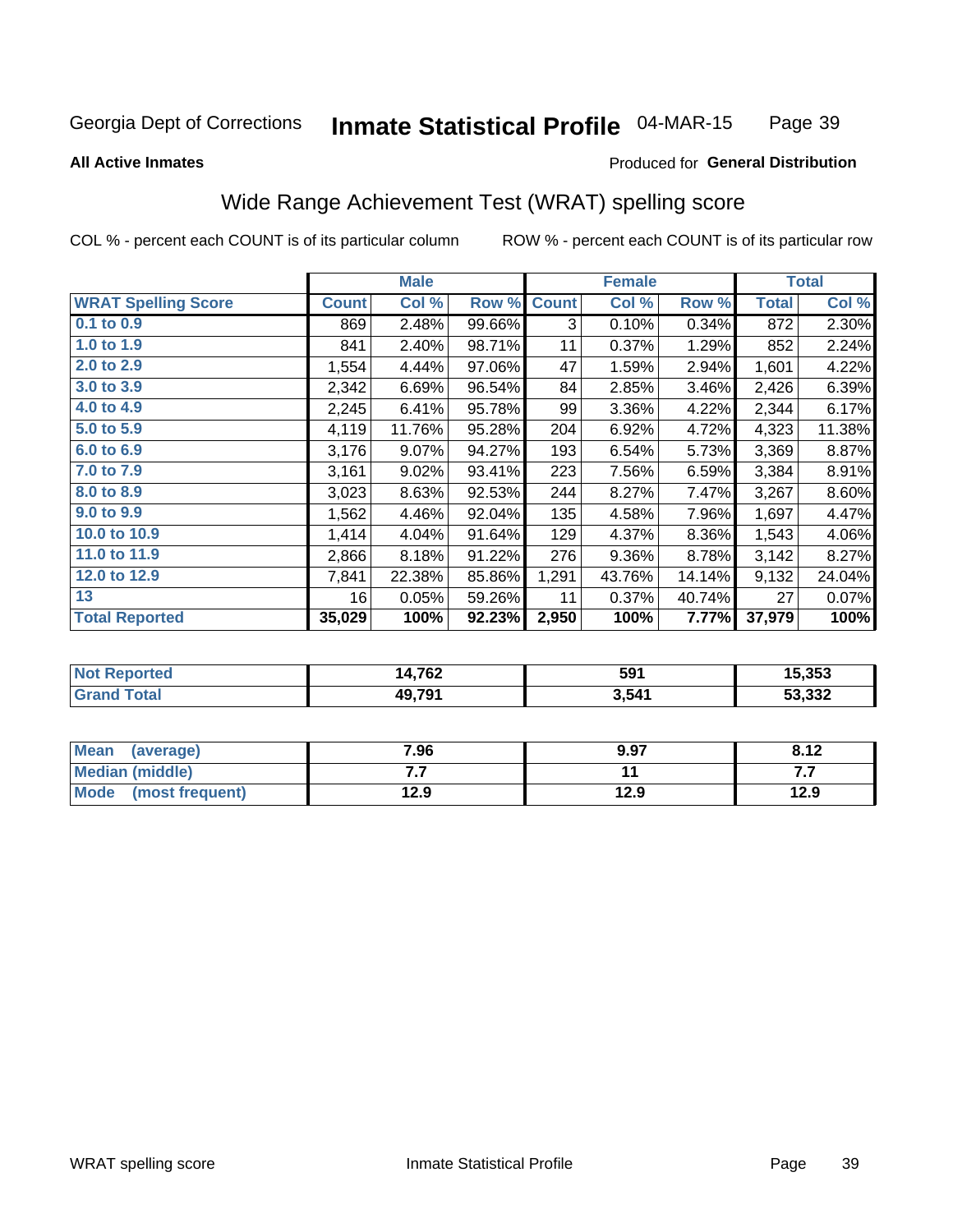Georgia Dept of Corrections **Inmate Statistical Profile** 04-MAR-15

**All Active Inmates**

Produced for **General Distribution**

## Wide Range Achievement Test (WRAT) spelling score

COL % - percent each COUNT is of its particular column ROW % - percent each COUNT is of its particular row

| | Male | | | Female | | | Total | |
|---|---|---|---|---|---|---|---|---|
| **WRAT Spelling Score** | **Count** | **Col %** | **Row %** | **Count** | **Col %** | **Row %** | **Total** | **Col %** |
| **0.1 to 0.9** | 869 | 2.48% | 99.66% | 3 | 0.10% | 0.34% | 872 | 2.30% |
| **1.0 to 1.9** | 841 | 2.40% | 98.71% | 11 | 0.37% | 1.29% | 852 | 2.24% |
| **2.0 to 2.9** | 1,554 | 4.44% | 97.06% | 47 | 1.59% | 2.94% | 1,601 | 4.22% |
| **3.0 to 3.9** | 2,342 | 6.69% | 96.54% | 84 | 2.85% | 3.46% | 2,426 | 6.39% |
| **4.0 to 4.9** | 2,245 | 6.41% | 95.78% | 99 | 3.36% | 4.22% | 2,344 | 6.17% |
| **5.0 to 5.9** | 4,119 | 11.76% | 95.28% | 204 | 6.92% | 4.72% | 4,323 | 11.38% |
| **6.0 to 6.9** | 3,176 | 9.07% | 94.27% | 193 | 6.54% | 5.73% | 3,369 | 8.87% |
| **7.0 to 7.9** | 3,161 | 9.02% | 93.41% | 223 | 7.56% | 6.59% | 3,384 | 8.91% |
| **8.0 to 8.9** | 3,023 | 8.63% | 92.53% | 244 | 8.27% | 7.47% | 3,267 | 8.60% |
| **9.0 to 9.9** | 1,562 | 4.46% | 92.04% | 135 | 4.58% | 7.96% | 1,697 | 4.47% |
| **10.0 to 10.9** | 1,414 | 4.04% | 91.64% | 129 | 4.37% | 8.36% | 1,543 | 4.06% |
| **11.0 to 11.9** | 2,866 | 8.18% | 91.22% | 276 | 9.36% | 8.78% | 3,142 | 8.27% |
| **12.0 to 12.9** | 7,841 | 22.38% | 85.86% | 1,291 | 43.76% | 14.14% | 9,132 | 24.04% |
| **13** | 16 | 0.05% | 59.26% | 11 | 0.37% | 40.74% | 27 | 0.07% |
| **Total Reported** | **35,029** | **100%** | **92.23%** | **2,950** | **100%** | **7.77%** | **37,979** | **100%** |

| | Male | Female | Total |
|---|---|---|---|
| **Not Reported** | **14,762** | **591** | **15,353** |
| **Grand Total** | **49,791** | **3,541** | **53,332** |

| | Male | Female | Total |
|---|---|---|---|
| **Mean (average)** | **7.96** | **9.97** | **8.12** |
| **Median (middle)** | **7.7** | **11** | **7.7** |
| **Mode (most frequent)** | **12.9** | **12.9** | **12.9** |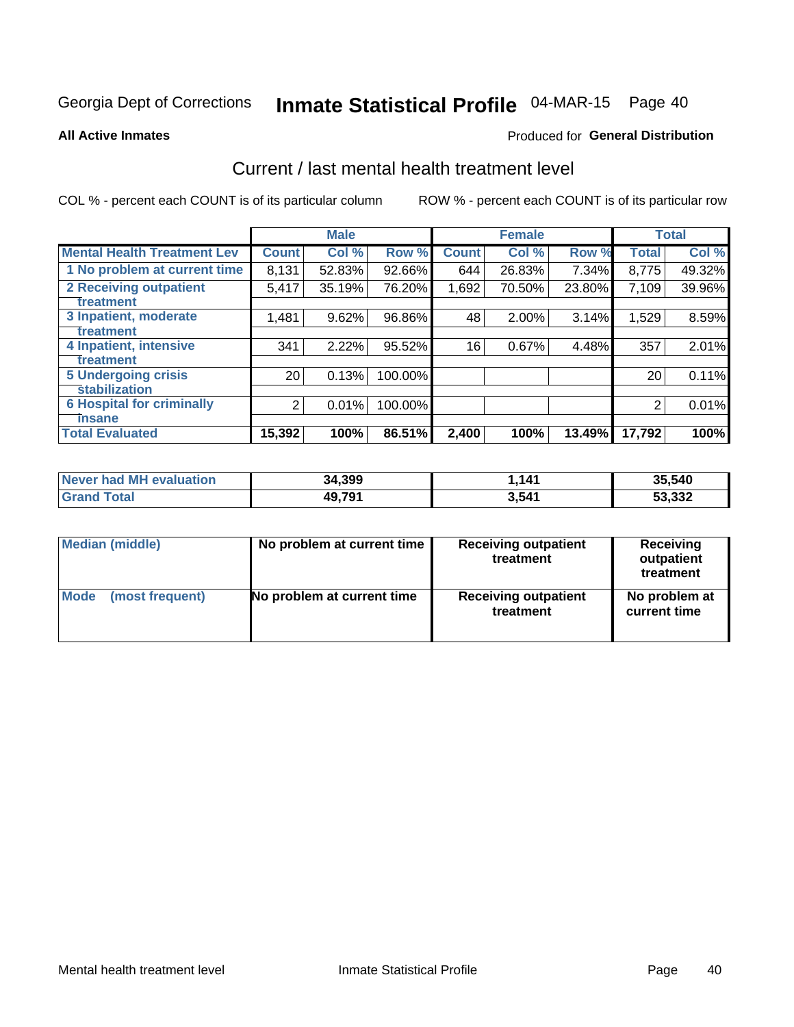Georgia Dept of Corrections **Inmate Statistical Profile** 04-MAR-15

**All Active Inmates**

Produced for **General Distribution**

## Current / last mental health treatment level

COL % - percent each COUNT is of its particular column

ROW % - percent each COUNT is of its particular row

| | Male | | | Female | | | Total | |
|---|---|---|---|---|---|---|---|---|
| **Mental Health Treatment Lev** | **Count** | **Col %** | **Row %** | **Count** | **Col %** | **Row %** | **Total** | **Col %** |
| 1 No problem at current time | 8,131 | 52.83% | 92.66% | 644 | 26.83% | 7.34% | 8,775 | 49.32% |
| 2 Receiving outpatient treatment | 5,417 | 35.19% | 76.20% | 1,692 | 70.50% | 23.80% | 7,109 | 39.96% |
| 3 Inpatient, moderate treatment | 1,481 | 9.62% | 96.86% | 48 | 2.00% | 3.14% | 1,529 | 8.59% |
| 4 Inpatient, intensive treatment | 341 | 2.22% | 95.52% | 16 | 0.67% | 4.48% | 357 | 2.01% |
| 5 Undergoing crisis stabilization | 20 | 0.13% | 100.00% | | | | 20 | 0.11% |
| 6 Hospital for criminally insane | 2 | 0.01% | 100.00% | | | | 2 | 0.01% |
| **Total Evaluated** | **15,392** | **100%** | **86.51%** | **2,400** | **100%** | **13.49%** | **17,792** | **100%** |

| | Male | Female | Total |
|---|---|---|---|
| **Never had MH evaluation** | **34,399** | **1,141** | **35,540** |
| **Grand Total** | **49,791** | **3,541** | **53,332** |

| | Male | Female | Total |
|---|---|---|---|
| **Median (middle)** | **No problem at current time** | **Receiving outpatient treatment** | **Receiving outpatient treatment** |
| **Mode (most frequent)** | **No problem at current time** | **Receiving outpatient treatment** | **No problem at current time** |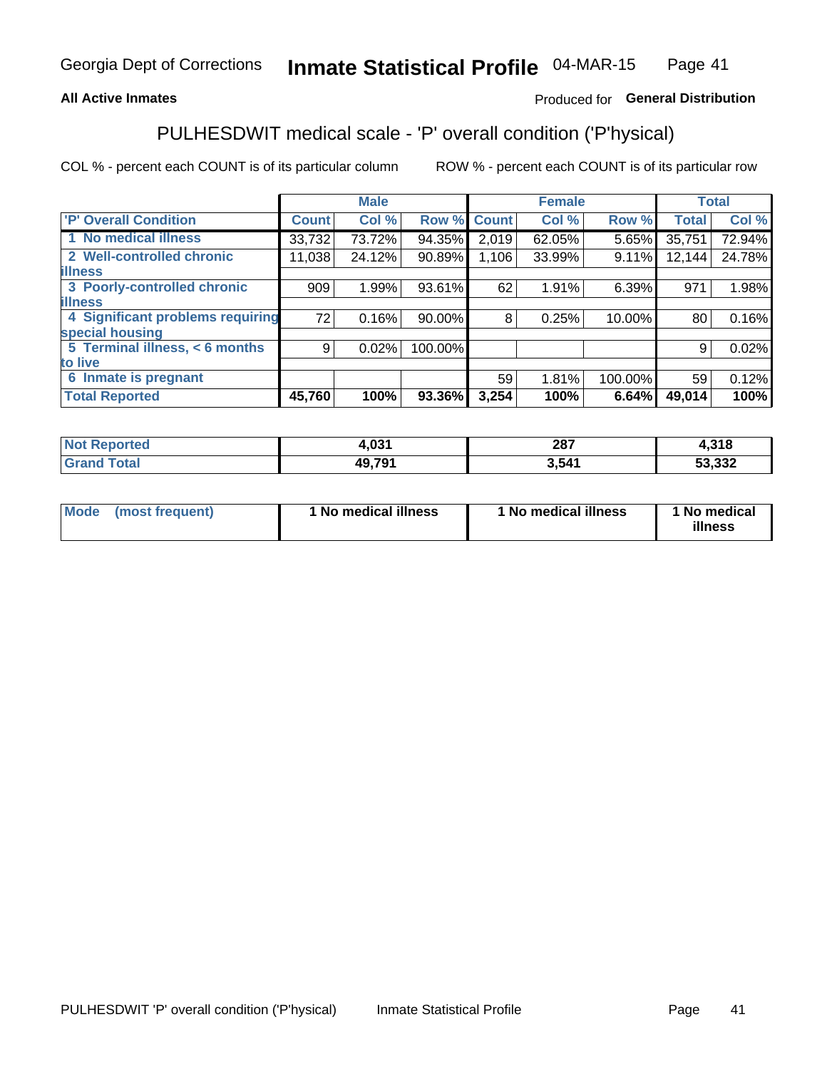Georgia Dept of Corrections **Inmate Statistical Profile** 04-MAR-15

**All Active Inmates**

Produced for **General Distribution**

## PULHESDWIT medical scale - 'P' overall condition ('P'hysical)

COL % - percent each COUNT is of its particular column ROW % - percent each COUNT is of its particular row

| | Male | | | Female | | | Total | |
|---|---|---|---|---|---|---|---|---|
| 'P' Overall Condition | Count | Col % | Row % | Count | Col % | Row % | Total | Col % |
| 1 No medical illness | 33,732 | 73.72% | 94.35% | 2,019 | 62.05% | 5.65% | 35,751 | 72.94% |
| 2 Well-controlled chronic illness | 11,038 | 24.12% | 90.89% | 1,106 | 33.99% | 9.11% | 12,144 | 24.78% |
| 3 Poorly-controlled chronic illness | 909 | 1.99% | 93.61% | 62 | 1.91% | 6.39% | 971 | 1.98% |
| 4 Significant problems requiring special housing | 72 | 0.16% | 90.00% | 8 | 0.25% | 10.00% | 80 | 0.16% |
| 5 Terminal illness, < 6 months to live | 9 | 0.02% | 100.00% | | | | 9 | 0.02% |
| 6 Inmate is pregnant | | | | 59 | 1.81% | 100.00% | 59 | 0.12% |
| **Total Reported** | **45,760** | **100%** | **93.36%** | **3,254** | **100%** | **6.64%** | **49,014** | **100%** |

| | Male | Female | Total |
|---|---|---|---|
| Not Reported | 4,031 | 287 | 4,318 |
| Grand Total | 49,791 | 3,541 | 53,332 |

| | Male | Female | Total |
|---|---|---|---|
| Mode (most frequent) | 1 No medical illness | 1 No medical illness | 1 No medical illness |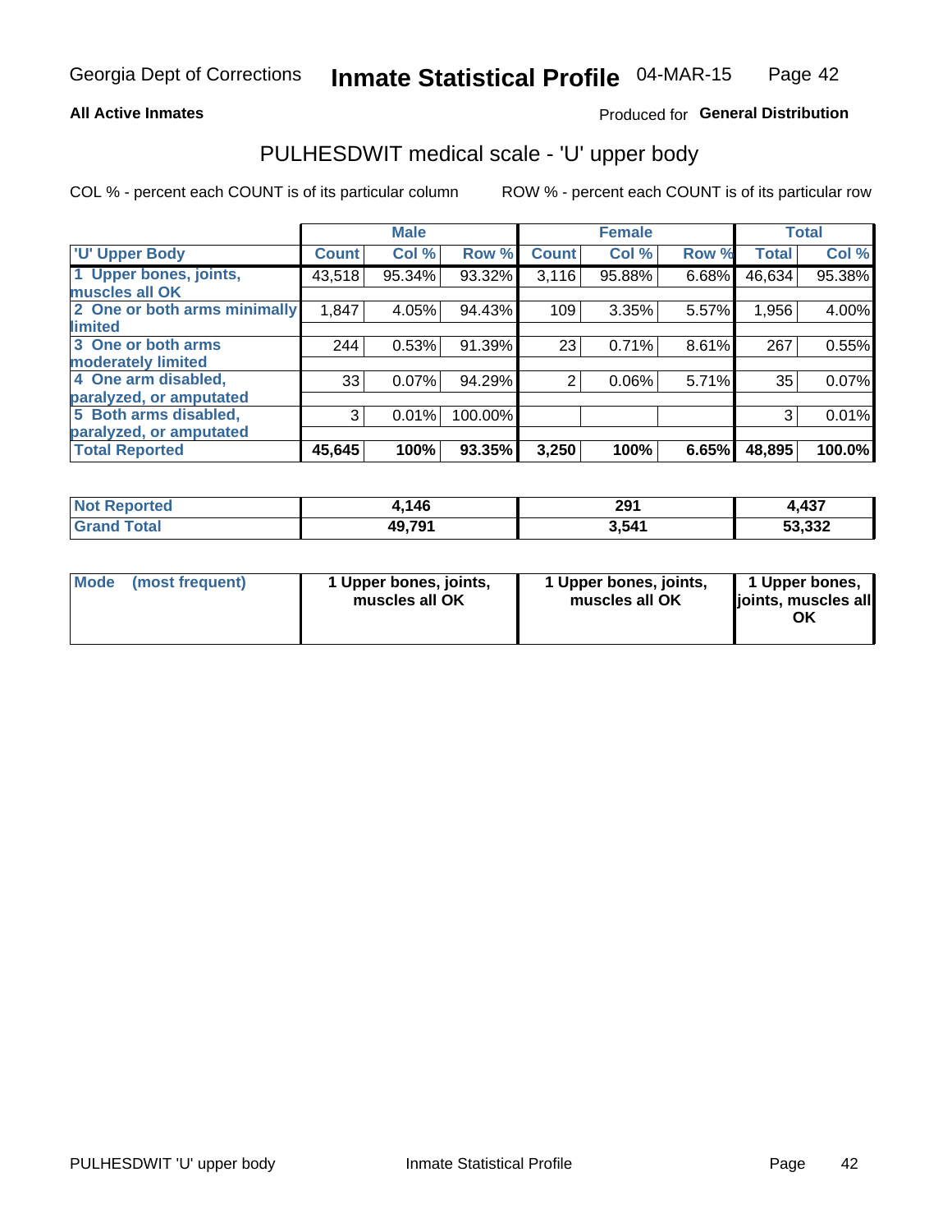Georgia Dept of Corrections **Inmate Statistical Profile** 04-MAR-15

**All Active Inmates**

Produced for **General Distribution**

## PULHESDWIT medical scale - 'U' upper body

COL % - percent each COUNT is of its particular column

ROW % - percent each COUNT is of its particular row

| | Male | | | Female | | | Total | |
|---|---|---|---|---|---|---|---|---|
| 'U' Upper Body | Count | Col % | Row % | Count | Col % | Row % | Total | Col % |
| 1 Upper bones, joints, muscles all OK | 43,518 | 95.34% | 93.32% | 3,116 | 95.88% | 6.68% | 46,634 | 95.38% |
| 2 One or both arms minimally limited | 1,847 | 4.05% | 94.43% | 109 | 3.35% | 5.57% | 1,956 | 4.00% |
| 3 One or both arms moderately limited | 244 | 0.53% | 91.39% | 23 | 0.71% | 8.61% | 267 | 0.55% |
| 4 One arm disabled, paralyzed, or amputated | 33 | 0.07% | 94.29% | 2 | 0.06% | 5.71% | 35 | 0.07% |
| 5 Both arms disabled, paralyzed, or amputated | 3 | 0.01% | 100.00% | | | | 3 | 0.01% |
| **Total Reported** | **45,645** | **100%** | **93.35%** | **3,250** | **100%** | **6.65%** | **48,895** | **100.0%** |

| | Male | Female | Total |
|---|---|---|---|
| Not Reported | 4,146 | 291 | 4,437 |
| Grand Total | 49,791 | 3,541 | 53,332 |

| | Male | Female | Total |
|---|---|---|---|
| Mode (most frequent) | 1 Upper bones, joints, muscles all OK | 1 Upper bones, joints, muscles all OK | 1 Upper bones, joints, muscles all OK |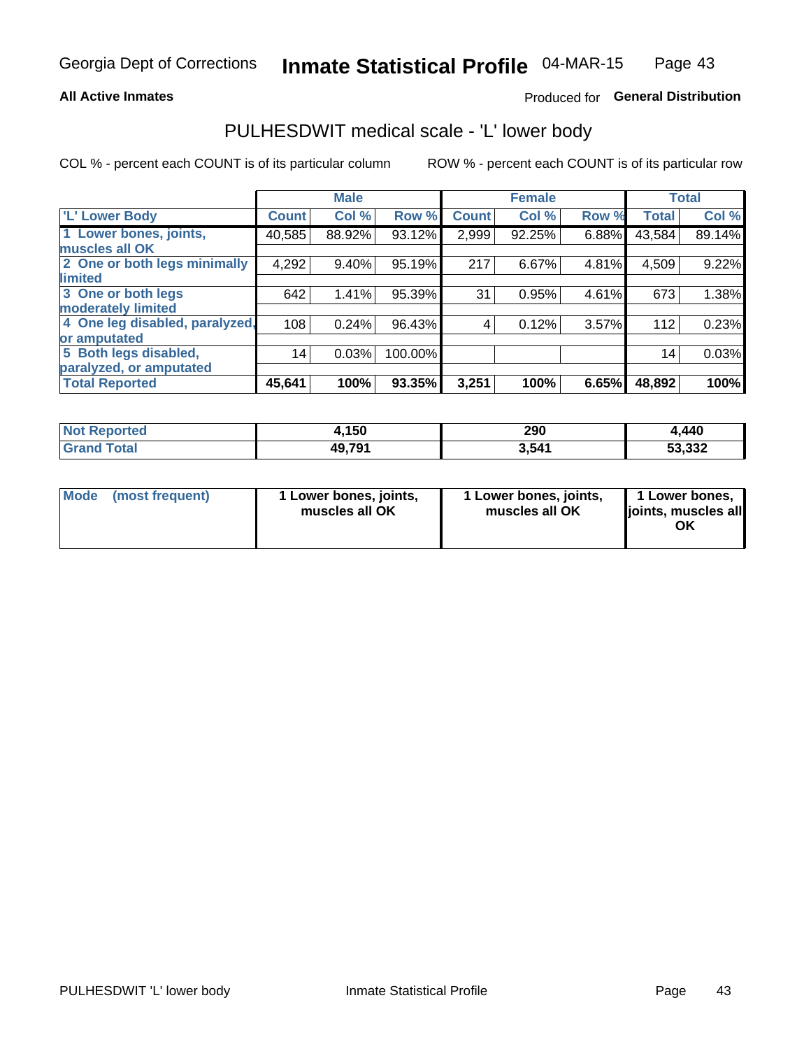Georgia Dept of Corrections **Inmate Statistical Profile** 04-MAR-15

**All Active Inmates**

Produced for **General Distribution**

## PULHESDWIT medical scale - 'L' lower body

COL % - percent each COUNT is of its particular column

ROW % - percent each COUNT is of its particular row

| | Male | | | Female | | | Total | |
|---|---|---|---|---|---|---|---|---|
| **'L' Lower Body** | **Count** | **Col %** | **Row %** | **Count** | **Col %** | **Row %** | **Total** | **Col %** |
| **1 Lower bones, joints, muscles all OK** | 40,585 | 88.92% | 93.12% | 2,999 | 92.25% | 6.88% | 43,584 | 89.14% |
| **2 One or both legs minimally limited** | 4,292 | 9.40% | 95.19% | 217 | 6.67% | 4.81% | 4,509 | 9.22% |
| **3 One or both legs moderately limited** | 642 | 1.41% | 95.39% | 31 | 0.95% | 4.61% | 673 | 1.38% |
| **4 One leg disabled, paralyzed, or amputated** | 108 | 0.24% | 96.43% | 4 | 0.12% | 3.57% | 112 | 0.23% |
| **5 Both legs disabled, paralyzed, or amputated** | 14 | 0.03% | 100.00% | | | | 14 | 0.03% |
| **Total Reported** | **45,641** | **100%** | **93.35%** | **3,251** | **100%** | **6.65%** | **48,892** | **100%** |

| | Male | Female | Total |
|---|---|---|---|
| **Not Reported** | **4,150** | **290** | **4,440** |
| **Grand Total** | **49,791** | **3,541** | **53,332** |

| | Male | Female | Total |
|---|---|---|---|
| **Mode (most frequent)** | **1 Lower bones, joints, muscles all OK** | **1 Lower bones, joints, muscles all OK** | **1 Lower bones, joints, muscles all OK** |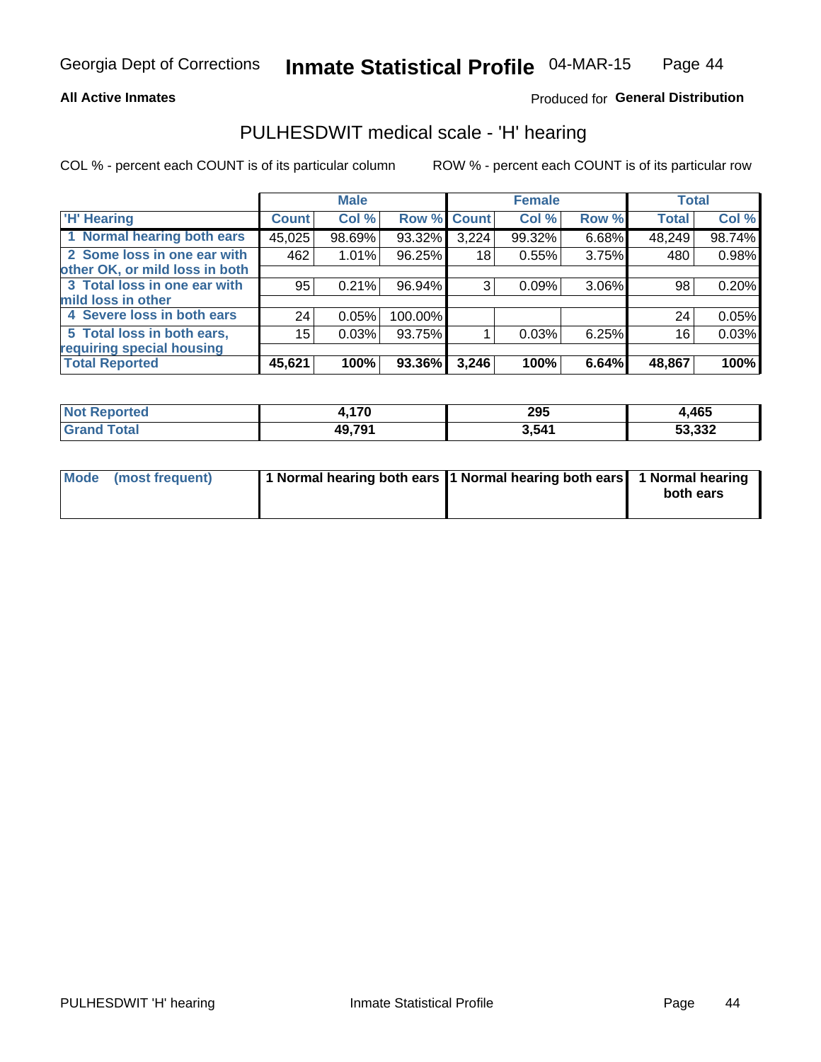**All Active Inmates**

Produced for **General Distribution**

## PULHESDWIT medical scale - 'H' hearing

COL % - percent each COUNT is of its particular column

ROW % - percent each COUNT is of its particular row

| | Male | | | Female | | | Total | |
|---|---|---|---|---|---|---|---|---|
| 'H' Hearing | Count | Col % | Row % | Count | Col % | Row % | Total | Col % |
| 1 Normal hearing both ears | 45,025 | 98.69% | 93.32% | 3,224 | 99.32% | 6.68% | 48,249 | 98.74% |
| 2 Some loss in one ear with other OK, or mild loss in both | 462 | 1.01% | 96.25% | 18 | 0.55% | 3.75% | 480 | 0.98% |
| 3 Total loss in one ear with mild loss in other | 95 | 0.21% | 96.94% | 3 | 0.09% | 3.06% | 98 | 0.20% |
| 4 Severe loss in both ears | 24 | 0.05% | 100.00% | | | | 24 | 0.05% |
| 5 Total loss in both ears, requiring special housing | 15 | 0.03% | 93.75% | 1 | 0.03% | 6.25% | 16 | 0.03% |
| **Total Reported** | **45,621** | **100%** | **93.36%** | **3,246** | **100%** | **6.64%** | **48,867** | **100%** |

| | Male | Female | Total |
|---|---|---|---|
| Not Reported | 4,170 | 295 | 4,465 |
| Grand Total | 49,791 | 3,541 | 53,332 |

| | Male | Female | Total |
|---|---|---|---|
| Mode (most frequent) | 1 Normal hearing both ears | 1 Normal hearing both ears | 1 Normal hearing both ears |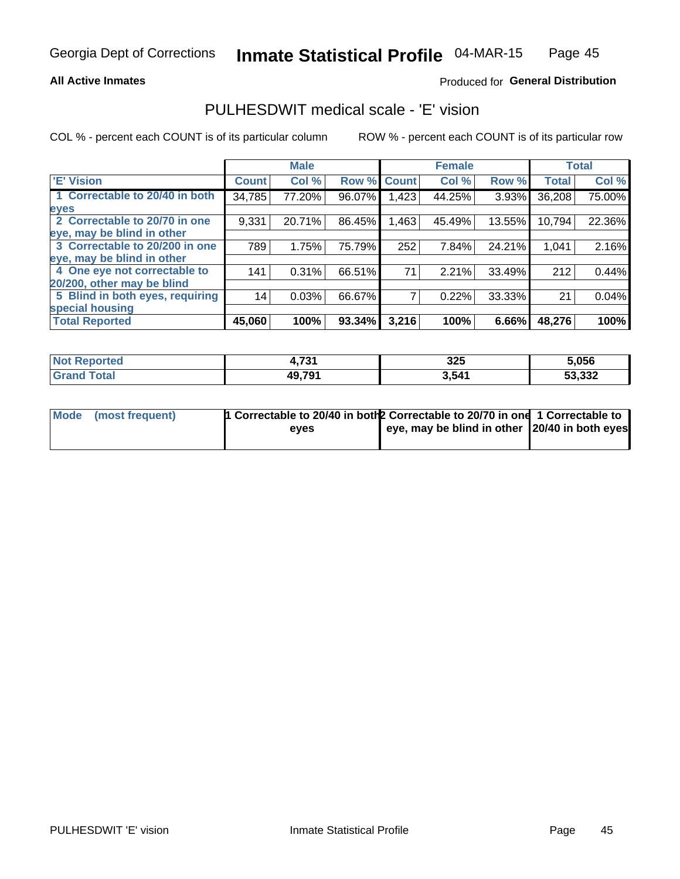Georgia Dept of Corrections **Inmate Statistical Profile** 04-MAR-15

**All Active Inmates** Produced for **General Distribution**

## PULHESDWIT medical scale - 'E' vision

COL % - percent each COUNT is of its particular column ROW % - percent each COUNT is of its particular row

| | Male | | | Female | | | Total | |
|---|---|---|---|---|---|---|---|---|
| 'E' Vision | Count | Col % | Row % | Count | Col % | Row % | Total | Col % |
| 1 Correctable to 20/40 in both eyes | 34,785 | 77.20% | 96.07% | 1,423 | 44.25% | 3.93% | 36,208 | 75.00% |
| 2 Correctable to 20/70 in one eye, may be blind in other | 9,331 | 20.71% | 86.45% | 1,463 | 45.49% | 13.55% | 10,794 | 22.36% |
| 3 Correctable to 20/200 in one eye, may be blind in other | 789 | 1.75% | 75.79% | 252 | 7.84% | 24.21% | 1,041 | 2.16% |
| 4 One eye not correctable to 20/200, other may be blind | 141 | 0.31% | 66.51% | 71 | 2.21% | 33.49% | 212 | 0.44% |
| 5 Blind in both eyes, requiring special housing | 14 | 0.03% | 66.67% | 7 | 0.22% | 33.33% | 21 | 0.04% |
| **Total Reported** | **45,060** | **100%** | **93.34%** | **3,216** | **100%** | **6.66%** | **48,276** | **100%** |

| | Male | Female | Total |
|---|---|---|---|
| **Not Reported** | **4,731** | **325** | **5,056** |
| **Grand Total** | **49,791** | **3,541** | **53,332** |

| | Male | Female | Total |
|---|---|---|---|
| **Mode (most frequent)** | **1 Correctable to 20/40 in both eyes** | **2 Correctable to 20/70 in one eye, may be blind in other** | **1 Correctable to 20/40 in both eyes** |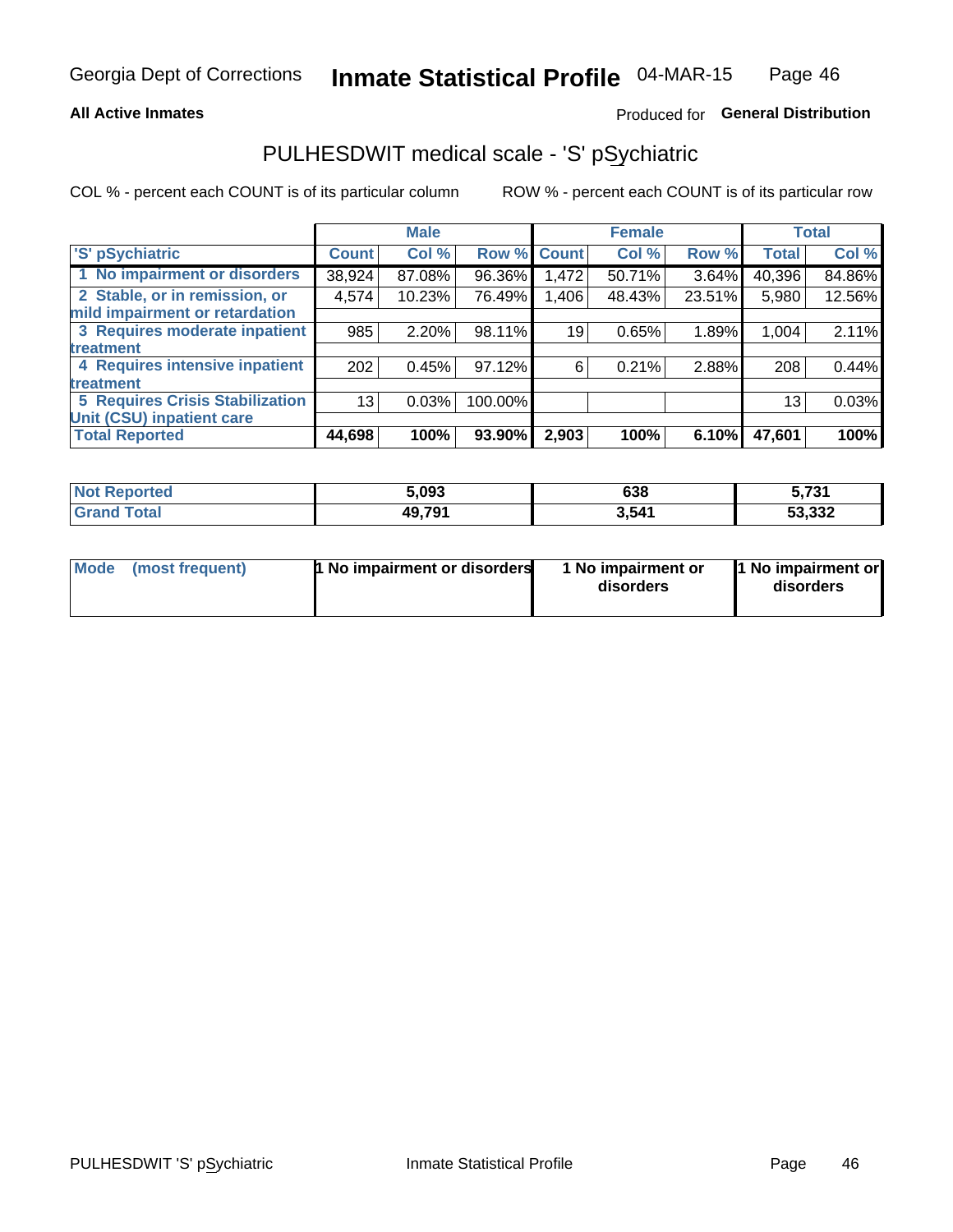Georgia Dept of Corrections **Inmate Statistical Profile** 04-MAR-15

**All Active Inmates** Produced for **General Distribution**

## PULHESDWIT medical scale - 'S' pSychiatric

COL % - percent each COUNT is of its particular column    ROW % - percent each COUNT is of its particular row

| | Male | | | Female | | | Total | |
|---|---|---|---|---|---|---|---|---|
| 'S' pSychiatric | Count | Col % | Row % | Count | Col % | Row % | Total | Col % |
| 1 No impairment or disorders | 38,924 | 87.08% | 96.36% | 1,472 | 50.71% | 3.64% | 40,396 | 84.86% |
| 2 Stable, or in remission, or mild impairment or retardation | 4,574 | 10.23% | 76.49% | 1,406 | 48.43% | 23.51% | 5,980 | 12.56% |
| 3 Requires moderate inpatient treatment | 985 | 2.20% | 98.11% | 19 | 0.65% | 1.89% | 1,004 | 2.11% |
| 4 Requires intensive inpatient treatment | 202 | 0.45% | 97.12% | 6 | 0.21% | 2.88% | 208 | 0.44% |
| 5 Requires Crisis Stabilization Unit (CSU) inpatient care | 13 | 0.03% | 100.00% | | | | 13 | 0.03% |
| **Total Reported** | **44,698** | **100%** | **93.90%** | **2,903** | **100%** | **6.10%** | **47,601** | **100%** |

| | Male | Female | Total |
|---|---|---|---|
| Not Reported | **5,093** | **638** | **5,731** |
| Grand Total | **49,791** | **3,541** | **53,332** |

| | Male | Female | Total |
|---|---|---|---|
| Mode (most frequent) | **1 No impairment or disorders** | **1 No impairment or disorders** | **1 No impairment or disorders** |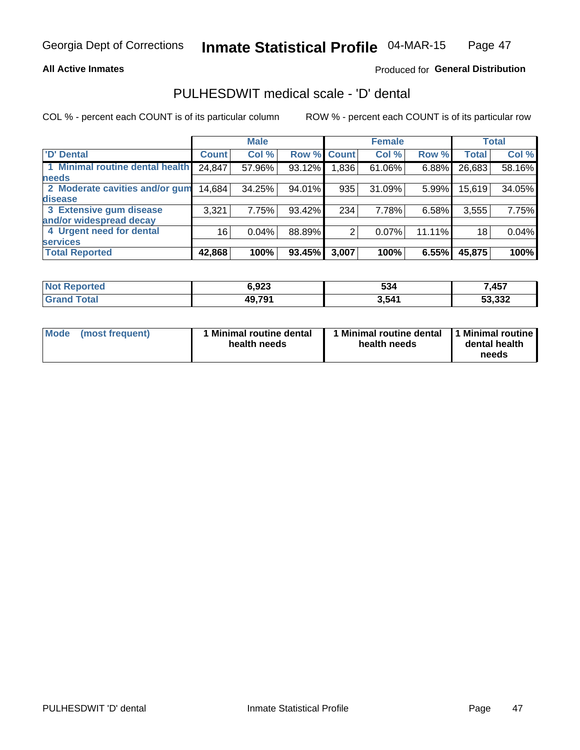Georgia Dept of Corrections **Inmate Statistical Profile** 04-MAR-15

**All Active Inmates**

Produced for **General Distribution**

## PULHESDWIT medical scale - 'D' dental

COL % - percent each COUNT is of its particular column

ROW % - percent each COUNT is of its particular row

| | Male | | | Female | | | Total | |
|---|---|---|---|---|---|---|---|---|
| 'D' Dental | Count | Col % | Row % | Count | Col % | Row % | Total | Col % |
| 1 Minimal routine dental health needs | 24,847 | 57.96% | 93.12% | 1,836 | 61.06% | 6.88% | 26,683 | 58.16% |
| 2 Moderate cavities and/or gum disease | 14,684 | 34.25% | 94.01% | 935 | 31.09% | 5.99% | 15,619 | 34.05% |
| 3 Extensive gum disease and/or widespread decay | 3,321 | 7.75% | 93.42% | 234 | 7.78% | 6.58% | 3,555 | 7.75% |
| 4 Urgent need for dental services | 16 | 0.04% | 88.89% | 2 | 0.07% | 11.11% | 18 | 0.04% |
| **Total Reported** | **42,868** | **100%** | **93.45%** | **3,007** | **100%** | **6.55%** | **45,875** | **100%** |

| | Male | Female | Total |
|---|---|---|---|
| Not Reported | 6,923 | 534 | 7,457 |
| Grand Total | 49,791 | 3,541 | 53,332 |

| | Male | Female | Total |
|---|---|---|---|
| Mode (most frequent) | 1 Minimal routine dental health needs | 1 Minimal routine dental health needs | 1 Minimal routine dental health needs |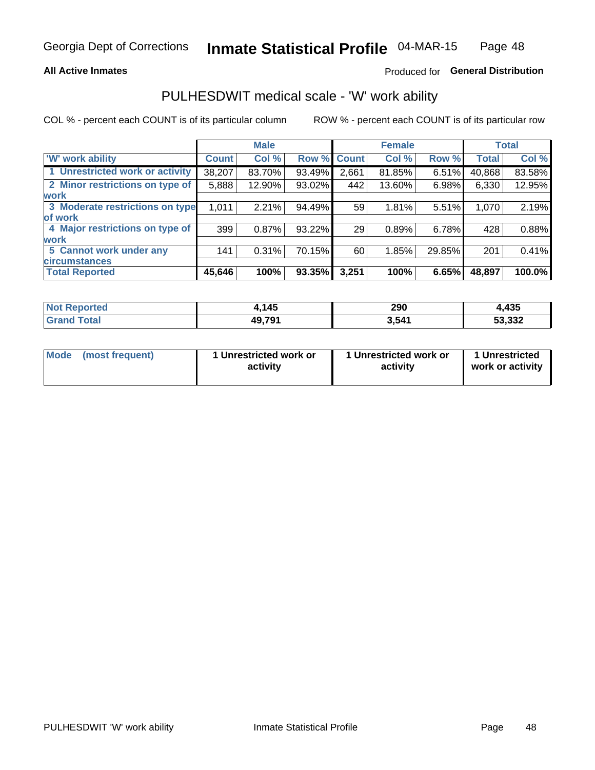Georgia Dept of Corrections **Inmate Statistical Profile** 04-MAR-15

**All Active Inmates**

Produced for **General Distribution**

## PULHESDWIT medical scale - 'W' work ability

COL % - percent each COUNT is of its particular column ROW % - percent each COUNT is of its particular row

| | Male | | | Female | | | Total | |
|---|---|---|---|---|---|---|---|---|
| 'W' work ability | Count | Col % | Row % | Count | Col % | Row % | Total | Col % |
| 1 Unrestricted work or activity | 38,207 | 83.70% | 93.49% | 2,661 | 81.85% | 6.51% | 40,868 | 83.58% |
| 2 Minor restrictions on type of work | 5,888 | 12.90% | 93.02% | 442 | 13.60% | 6.98% | 6,330 | 12.95% |
| 3 Moderate restrictions on type of work | 1,011 | 2.21% | 94.49% | 59 | 1.81% | 5.51% | 1,070 | 2.19% |
| 4 Major restrictions on type of work | 399 | 0.87% | 93.22% | 29 | 0.89% | 6.78% | 428 | 0.88% |
| 5 Cannot work under any circumstances | 141 | 0.31% | 70.15% | 60 | 1.85% | 29.85% | 201 | 0.41% |
| **Total Reported** | **45,646** | **100%** | **93.35%** | **3,251** | **100%** | **6.65%** | **48,897** | **100.0%** |

| | Male | Female | Total |
|---|---|---|---|
| Not Reported | 4,145 | 290 | 4,435 |
| Grand Total | 49,791 | 3,541 | 53,332 |

| | Male | Female | Total |
|---|---|---|---|
| Mode (most frequent) | 1 Unrestricted work or activity | 1 Unrestricted work or activity | 1 Unrestricted work or activity |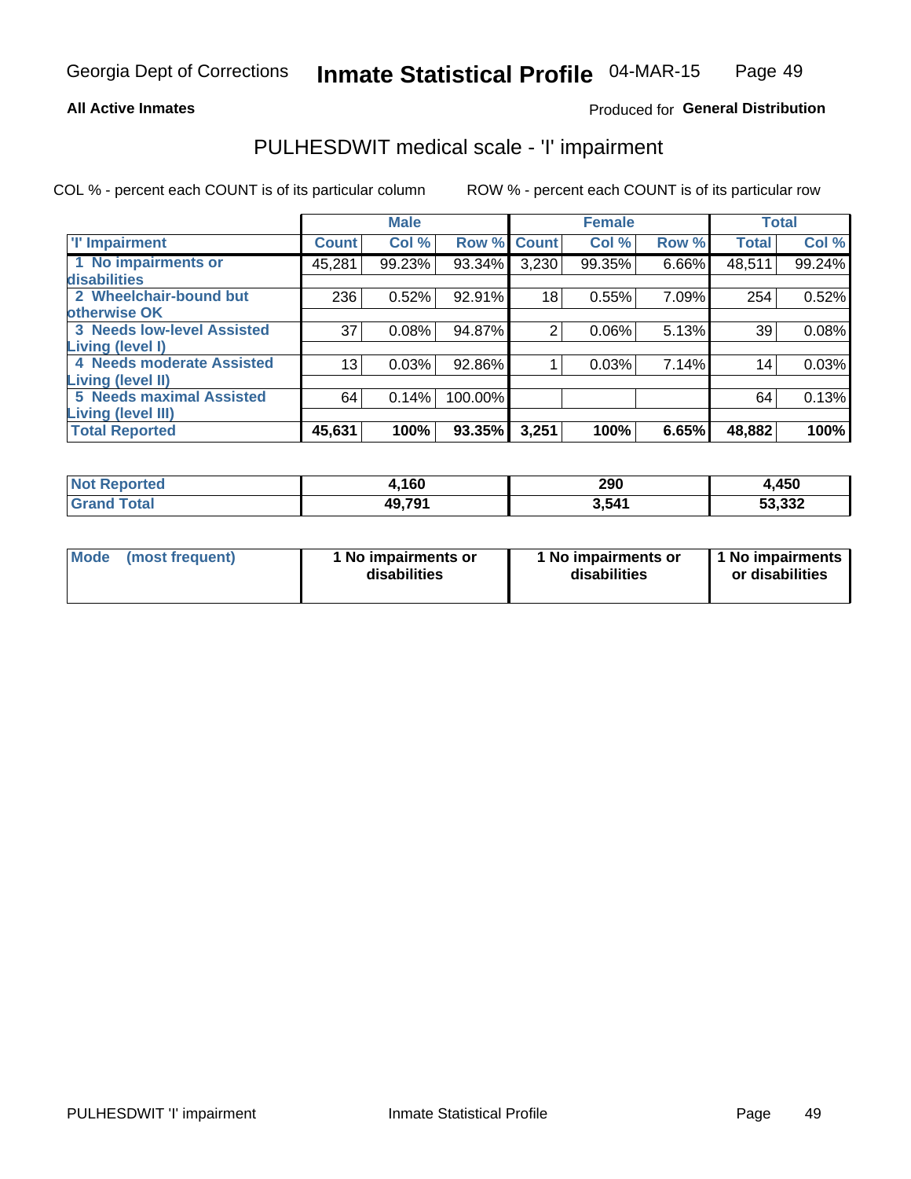Georgia Dept of Corrections **Inmate Statistical Profile** 04-MAR-15

**All Active Inmates**

Produced for **General Distribution**

## PULHESDWIT medical scale - 'I' impairment

COL % - percent each COUNT is of its particular column ROW % - percent each COUNT is of its particular row

| | Male | | | Female | | | Total | |
|---|---|---|---|---|---|---|---|---|
| **'I' Impairment** | **Count** | **Col %** | **Row %** | **Count** | **Col %** | **Row %** | **Total** | **Col %** |
| 1 No impairments or disabilities | 45,281 | 99.23% | 93.34% | 3,230 | 99.35% | 6.66% | 48,511 | 99.24% |
| 2 Wheelchair-bound but otherwise OK | 236 | 0.52% | 92.91% | 18 | 0.55% | 7.09% | 254 | 0.52% |
| 3 Needs low-level Assisted Living (level I) | 37 | 0.08% | 94.87% | 2 | 0.06% | 5.13% | 39 | 0.08% |
| 4 Needs moderate Assisted Living (level II) | 13 | 0.03% | 92.86% | 1 | 0.03% | 7.14% | 14 | 0.03% |
| 5 Needs maximal Assisted Living (level III) | 64 | 0.14% | 100.00% | | | | 64 | 0.13% |
| **Total Reported** | **45,631** | **100%** | **93.35%** | **3,251** | **100%** | **6.65%** | **48,882** | **100%** |

| | Male | Female | Total |
|---|---|---|---|
| **Not Reported** | **4,160** | **290** | **4,450** |
| **Grand Total** | **49,791** | **3,541** | **53,332** |

| | Male | Female | Total |
|---|---|---|---|
| **Mode (most frequent)** | **1 No impairments or disabilities** | **1 No impairments or disabilities** | **1 No impairments or disabilities** |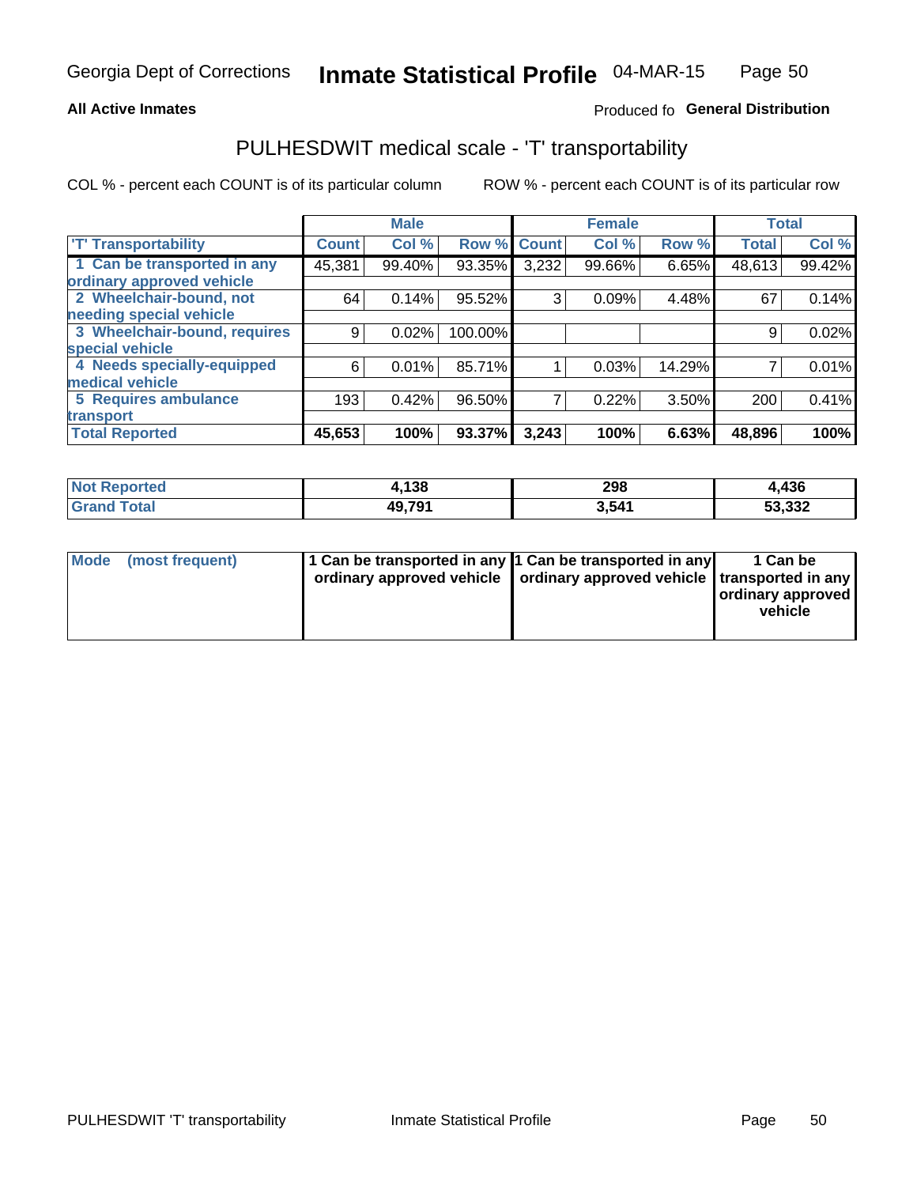Georgia Dept of Corrections **Inmate Statistical Profile** 04-MAR-15

**All Active Inmates**

Produced fo **General Distribution**

## PULHESDWIT medical scale - 'T' transportability

COL % - percent each COUNT is of its particular column

ROW % - percent each COUNT is of its particular row

| | Male | | | Female | | | Total | |
|---|---|---|---|---|---|---|---|---|
| 'T' Transportability | Count | Col % | Row % | Count | Col % | Row % | Total | Col % |
| 1 Can be transported in any ordinary approved vehicle | 45,381 | 99.40% | 93.35% | 3,232 | 99.66% | 6.65% | 48,613 | 99.42% |
| 2 Wheelchair-bound, not needing special vehicle | 64 | 0.14% | 95.52% | 3 | 0.09% | 4.48% | 67 | 0.14% |
| 3 Wheelchair-bound, requires special vehicle | 9 | 0.02% | 100.00% | | | | 9 | 0.02% |
| 4 Needs specially-equipped medical vehicle | 6 | 0.01% | 85.71% | 1 | 0.03% | 14.29% | 7 | 0.01% |
| 5 Requires ambulance transport | 193 | 0.42% | 96.50% | 7 | 0.22% | 3.50% | 200 | 0.41% |
| **Total Reported** | **45,653** | **100%** | **93.37%** | **3,243** | **100%** | **6.63%** | **48,896** | **100%** |

| | Male | Female | Total |
|---|---|---|---|
| **Not Reported** | **4,138** | **298** | **4,436** |
| **Grand Total** | **49,791** | **3,541** | **53,332** |

| | Male | Female | Total |
|---|---|---|---|
| **Mode (most frequent)** | **1 Can be transported in any ordinary approved vehicle** | **1 Can be transported in any ordinary approved vehicle** | **1 Can be transported in any ordinary approved vehicle** |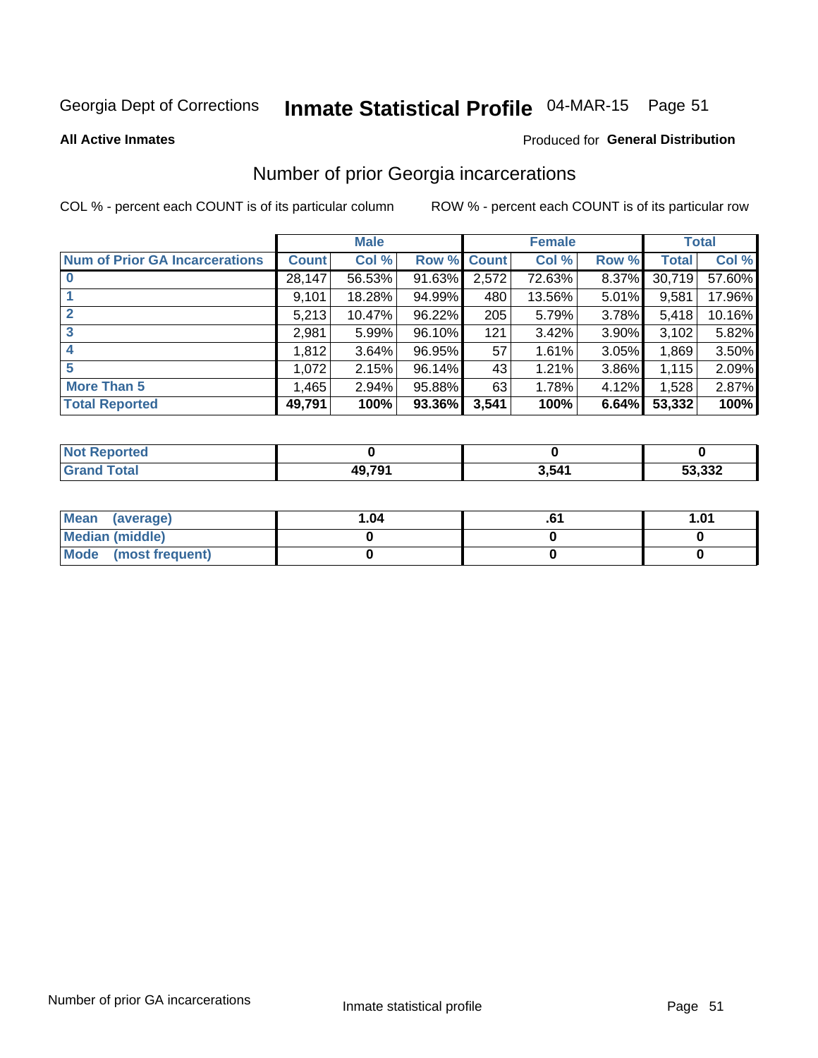Georgia Dept of Corrections **Inmate Statistical Profile** 04-MAR-15

**All Active Inmates**

Produced for **General Distribution**

## Number of prior Georgia incarcerations

COL % - percent each COUNT is of its particular column ROW % - percent each COUNT is of its particular row

| | Male | | | Female | | | Total | |
|---|---|---|---|---|---|---|---|---|
| **Num of Prior GA Incarcerations** | **Count** | **Col %** | **Row %** | **Count** | **Col %** | **Row %** | **Total** | **Col %** |
| **0** | 28,147 | 56.53% | 91.63% | 2,572 | 72.63% | 8.37% | 30,719 | 57.60% |
| **1** | 9,101 | 18.28% | 94.99% | 480 | 13.56% | 5.01% | 9,581 | 17.96% |
| **2** | 5,213 | 10.47% | 96.22% | 205 | 5.79% | 3.78% | 5,418 | 10.16% |
| **3** | 2,981 | 5.99% | 96.10% | 121 | 3.42% | 3.90% | 3,102 | 5.82% |
| **4** | 1,812 | 3.64% | 96.95% | 57 | 1.61% | 3.05% | 1,869 | 3.50% |
| **5** | 1,072 | 2.15% | 96.14% | 43 | 1.21% | 3.86% | 1,115 | 2.09% |
| **More Than 5** | 1,465 | 2.94% | 95.88% | 63 | 1.78% | 4.12% | 1,528 | 2.87% |
| **Total Reported** | **49,791** | **100%** | **93.36%** | **3,541** | **100%** | **6.64%** | **53,332** | **100%** |

| | Male | Female | Total |
|---|---|---|---|
| **Not Reported** | **0** | **0** | **0** |
| **Grand Total** | **49,791** | **3,541** | **53,332** |

| | Male | Female | Total |
|---|---|---|---|
| **Mean (average)** | **1.04** | **.61** | **1.01** |
| **Median (middle)** | **0** | **0** | **0** |
| **Mode (most frequent)** | **0** | **0** | **0** |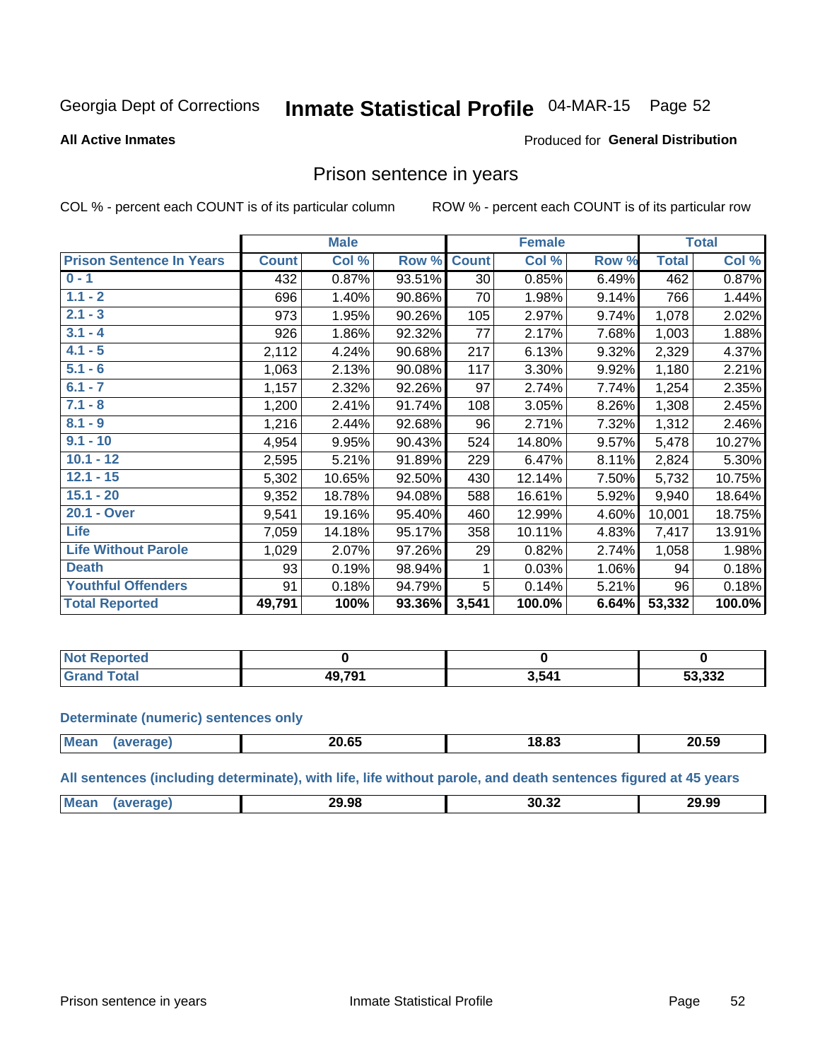Georgia Dept of Corrections **Inmate Statistical Profile** 04-MAR-15

**All Active Inmates**

Produced for **General Distribution**

## Prison sentence in years

COL % - percent each COUNT is of its particular column

ROW % - percent each COUNT is of its particular row

| | Male | | | Female | | | Total | |
|---|---|---|---|---|---|---|---|---|
| **Prison Sentence In Years** | **Count** | **Col %** | **Row %** | **Count** | **Col %** | **Row %** | **Total** | **Col %** |
| 0 - 1 | 432 | 0.87% | 93.51% | 30 | 0.85% | 6.49% | 462 | 0.87% |
| 1.1 - 2 | 696 | 1.40% | 90.86% | 70 | 1.98% | 9.14% | 766 | 1.44% |
| 2.1 - 3 | 973 | 1.95% | 90.26% | 105 | 2.97% | 9.74% | 1,078 | 2.02% |
| 3.1 - 4 | 926 | 1.86% | 92.32% | 77 | 2.17% | 7.68% | 1,003 | 1.88% |
| 4.1 - 5 | 2,112 | 4.24% | 90.68% | 217 | 6.13% | 9.32% | 2,329 | 4.37% |
| 5.1 - 6 | 1,063 | 2.13% | 90.08% | 117 | 3.30% | 9.92% | 1,180 | 2.21% |
| 6.1 - 7 | 1,157 | 2.32% | 92.26% | 97 | 2.74% | 7.74% | 1,254 | 2.35% |
| 7.1 - 8 | 1,200 | 2.41% | 91.74% | 108 | 3.05% | 8.26% | 1,308 | 2.45% |
| 8.1 - 9 | 1,216 | 2.44% | 92.68% | 96 | 2.71% | 7.32% | 1,312 | 2.46% |
| 9.1 - 10 | 4,954 | 9.95% | 90.43% | 524 | 14.80% | 9.57% | 5,478 | 10.27% |
| 10.1 - 12 | 2,595 | 5.21% | 91.89% | 229 | 6.47% | 8.11% | 2,824 | 5.30% |
| 12.1 - 15 | 5,302 | 10.65% | 92.50% | 430 | 12.14% | 7.50% | 5,732 | 10.75% |
| 15.1 - 20 | 9,352 | 18.78% | 94.08% | 588 | 16.61% | 5.92% | 9,940 | 18.64% |
| 20.1 - Over | 9,541 | 19.16% | 95.40% | 460 | 12.99% | 4.60% | 10,001 | 18.75% |
| Life | 7,059 | 14.18% | 95.17% | 358 | 10.11% | 4.83% | 7,417 | 13.91% |
| Life Without Parole | 1,029 | 2.07% | 97.26% | 29 | 0.82% | 2.74% | 1,058 | 1.98% |
| Death | 93 | 0.19% | 98.94% | 1 | 0.03% | 1.06% | 94 | 0.18% |
| Youthful Offenders | 91 | 0.18% | 94.79% | 5 | 0.14% | 5.21% | 96 | 0.18% |
| **Total Reported** | **49,791** | **100%** | **93.36%** | **3,541** | **100.0%** | **6.64%** | **53,332** | **100.0%** |

| | Male | Female | Total |
|---|---|---|---|
| Not Reported | **0** | **0** | **0** |
| Grand Total | **49,791** | **3,541** | **53,332** |

**Determinate (numeric) sentences only**

| | Male | Female | Total |
|---|---|---|---|
| Mean (average) | **20.65** | **18.83** | **20.59** |

**All sentences (including determinate), with life, life without parole, and death sentences figured at 45 years**

| | Male | Female | Total |
|---|---|---|---|
| Mean (average) | **29.98** | **30.32** | **29.99** |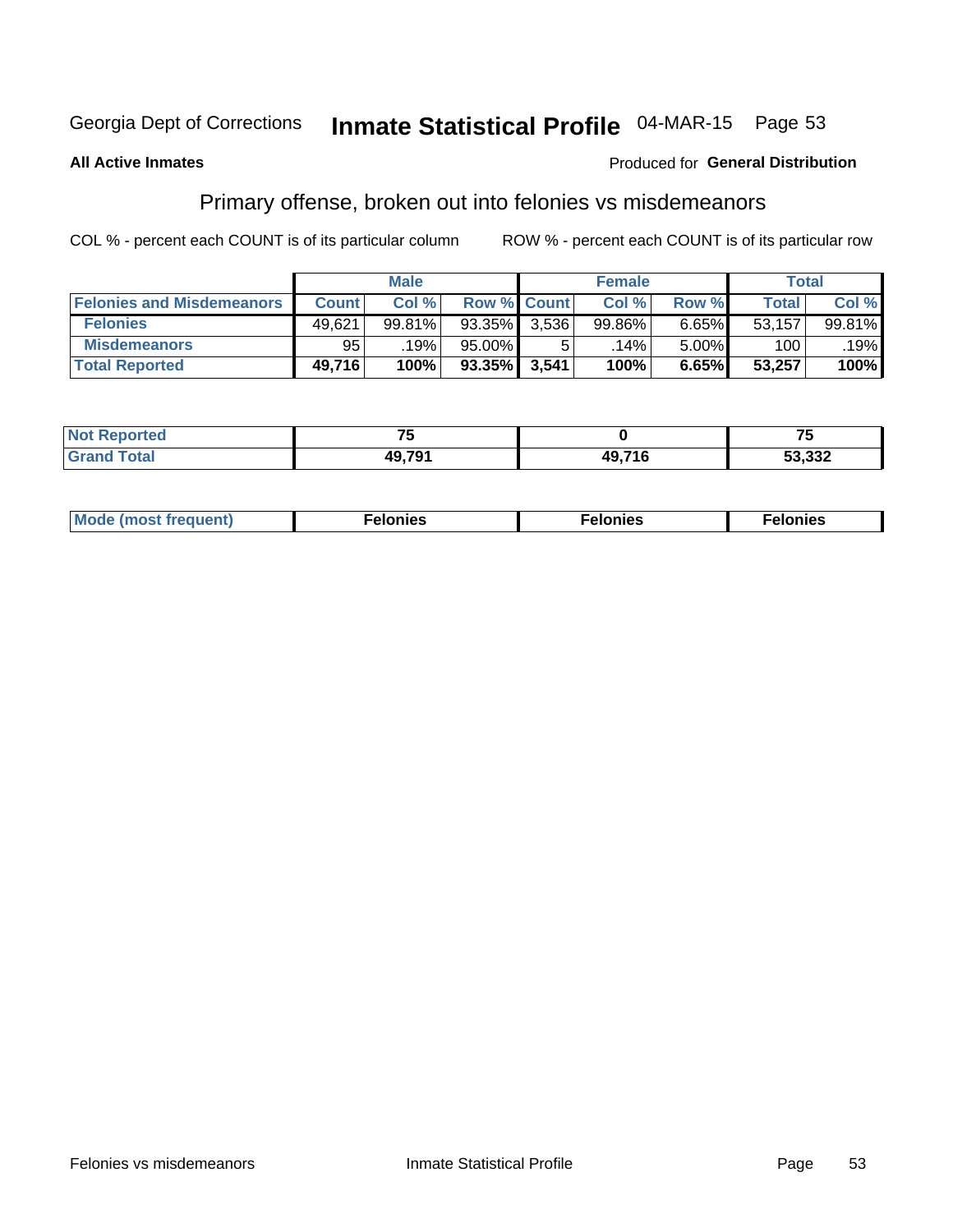Georgia Dept of Corrections **Inmate Statistical Profile** 04-MAR-15

**All Active Inmates**

Produced for **General Distribution**

## Primary offense, broken out into felonies vs misdemeanors

COL % - percent each COUNT is of its particular column

ROW % - percent each COUNT is of its particular row

| | Male | | | Female | | | Total | |
|---|---|---|---|---|---|---|---|---|
| **Felonies and Misdemeanors** | **Count** | **Col %** | **Row %** | **Count** | **Col %** | **Row %** | **Total** | **Col %** |
| **Felonies** | 49,621 | 99.81% | 93.35% | 3,536 | 99.86% | 6.65% | 53,157 | 99.81% |
| **Misdemeanors** | 95 | .19% | 95.00% | 5 | .14% | 5.00% | 100 | .19% |
| **Total Reported** | **49,716** | **100%** | **93.35%** | **3,541** | **100%** | **6.65%** | **53,257** | **100%** |

| | Male | Female | Total |
|---|---|---|---|
| **Not Reported** | **75** | **0** | **75** |
| **Grand Total** | **49,791** | **49,716** | **53,332** |

| | Male | Female | Total |
|---|---|---|---|
| **Mode (most frequent)** | **Felonies** | **Felonies** | **Felonies** |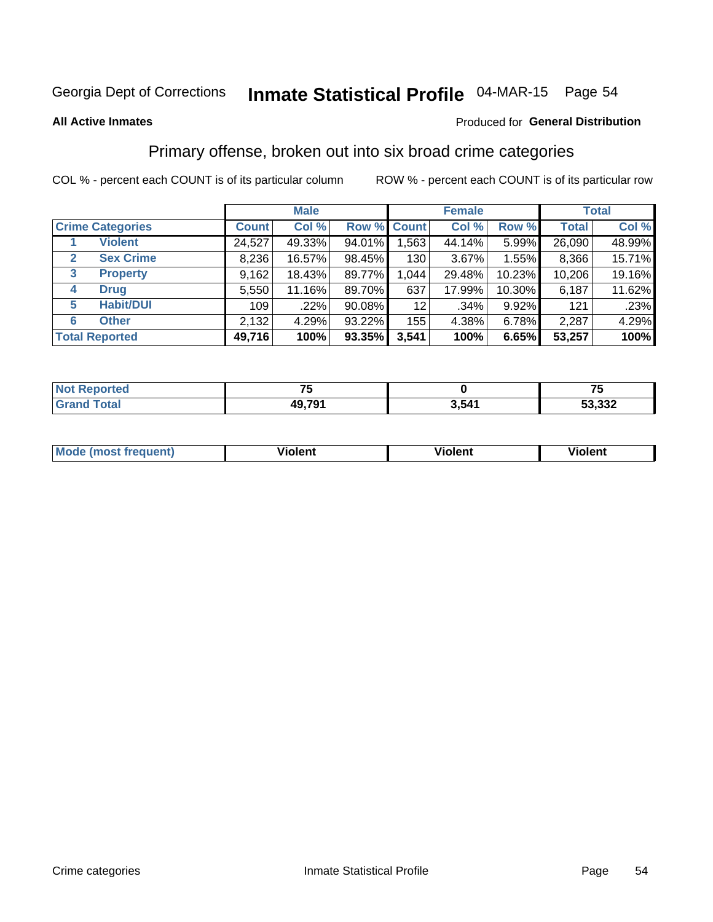Georgia Dept of Corrections **Inmate Statistical Profile** 04-MAR-15 Page 54

**All Active Inmates**

Produced for **General Distribution**

## Primary offense, broken out into six broad crime categories

COL % - percent each COUNT is of its particular column

ROW % - percent each COUNT is of its particular row

| | | Male | | | Female | | | Total | |
|---|---|---|---|---|---|---|---|---|---|
| **Crime Categories** | | **Count** | **Col %** | **Row %** | **Count** | **Col %** | **Row %** | **Total** | **Col %** |
| 1 | **Violent** | 24,527 | 49.33% | 94.01% | 1,563 | 44.14% | 5.99% | 26,090 | 48.99% |
| 2 | **Sex Crime** | 8,236 | 16.57% | 98.45% | 130 | 3.67% | 1.55% | 8,366 | 15.71% |
| 3 | **Property** | 9,162 | 18.43% | 89.77% | 1,044 | 29.48% | 10.23% | 10,206 | 19.16% |
| 4 | **Drug** | 5,550 | 11.16% | 89.70% | 637 | 17.99% | 10.30% | 6,187 | 11.62% |
| 5 | **Habit/DUI** | 109 | .22% | 90.08% | 12 | .34% | 9.92% | 121 | .23% |
| 6 | **Other** | 2,132 | 4.29% | 93.22% | 155 | 4.38% | 6.78% | 2,287 | 4.29% |
| **Total Reported** | | **49,716** | **100%** | **93.35%** | **3,541** | **100%** | **6.65%** | **53,257** | **100%** |

| | Male | Female | Total |
|---|---|---|---|
| **Not Reported** | **75** | **0** | **75** |
| **Grand Total** | **49,791** | **3,541** | **53,332** |

| | Male | Female | Total |
|---|---|---|---|
| **Mode (most frequent)** | **Violent** | **Violent** | **Violent** |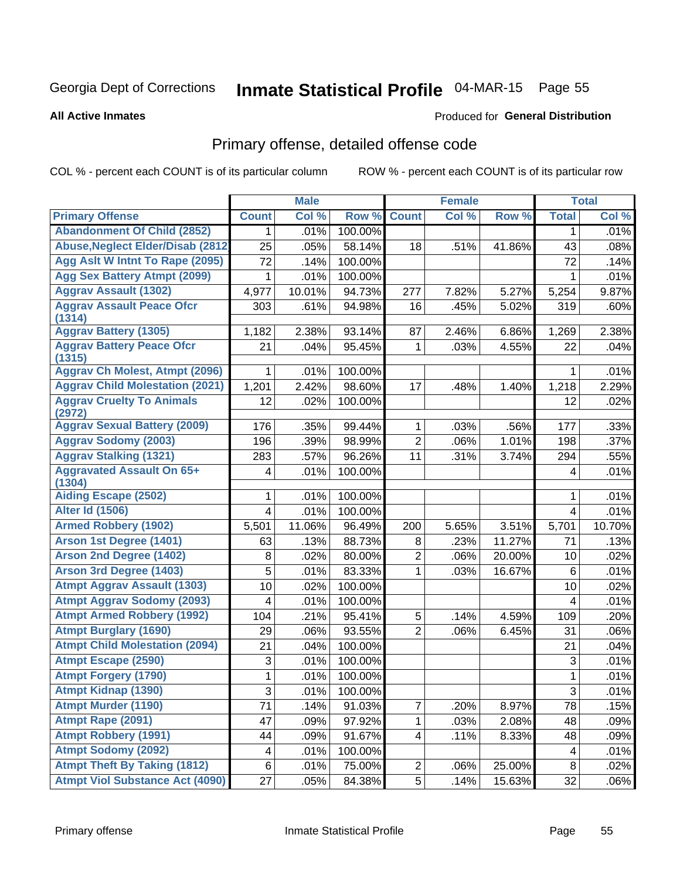Georgia Dept of Corrections **Inmate Statistical Profile** 04-MAR-15 Page 55

**All Active Inmates**

Produced for **General Distribution**

## Primary offense, detailed offense code

COL % - percent each COUNT is of its particular column ROW % - percent each COUNT is of its particular row

| | Male | | | Female | | | Total | |
|---|---|---|---|---|---|---|---|---|
| **Primary Offense** | **Count** | **Col %** | **Row %** | **Count** | **Col %** | **Row %** | **Total** | **Col %** |
| Abandonment Of Child (2852) | 1 | .01% | 100.00% | | | | 1 | .01% |
| Abuse,Neglect Elder/Disab (2812 | 25 | .05% | 58.14% | 18 | .51% | 41.86% | 43 | .08% |
| Agg Aslt W Intnt To Rape (2095) | 72 | .14% | 100.00% | | | | 72 | .14% |
| Agg Sex Battery Atmpt (2099) | 1 | .01% | 100.00% | | | | 1 | .01% |
| Aggrav Assault (1302) | 4,977 | 10.01% | 94.73% | 277 | 7.82% | 5.27% | 5,254 | 9.87% |
| Aggrav Assault Peace Ofcr (1314) | 303 | .61% | 94.98% | 16 | .45% | 5.02% | 319 | .60% |
| Aggrav Battery (1305) | 1,182 | 2.38% | 93.14% | 87 | 2.46% | 6.86% | 1,269 | 2.38% |
| Aggrav Battery Peace Ofcr (1315) | 21 | .04% | 95.45% | 1 | .03% | 4.55% | 22 | .04% |
| Aggrav Ch Molest, Atmpt (2096) | 1 | .01% | 100.00% | | | | 1 | .01% |
| Aggrav Child Molestation (2021) | 1,201 | 2.42% | 98.60% | 17 | .48% | 1.40% | 1,218 | 2.29% |
| Aggrav Cruelty To Animals (2972) | 12 | .02% | 100.00% | | | | 12 | .02% |
| Aggrav Sexual Battery (2009) | 176 | .35% | 99.44% | 1 | .03% | .56% | 177 | .33% |
| Aggrav Sodomy (2003) | 196 | .39% | 98.99% | 2 | .06% | 1.01% | 198 | .37% |
| Aggrav Stalking (1321) | 283 | .57% | 96.26% | 11 | .31% | 3.74% | 294 | .55% |
| Aggravated Assault On 65+ (1304) | 4 | .01% | 100.00% | | | | 4 | .01% |
| Aiding Escape (2502) | 1 | .01% | 100.00% | | | | 1 | .01% |
| Alter Id (1506) | 4 | .01% | 100.00% | | | | 4 | .01% |
| Armed Robbery (1902) | 5,501 | 11.06% | 96.49% | 200 | 5.65% | 3.51% | 5,701 | 10.70% |
| Arson 1st Degree (1401) | 63 | .13% | 88.73% | 8 | .23% | 11.27% | 71 | .13% |
| Arson 2nd Degree (1402) | 8 | .02% | 80.00% | 2 | .06% | 20.00% | 10 | .02% |
| Arson 3rd Degree (1403) | 5 | .01% | 83.33% | 1 | .03% | 16.67% | 6 | .01% |
| Atmpt Aggrav Assault (1303) | 10 | .02% | 100.00% | | | | 10 | .02% |
| Atmpt Aggrav Sodomy (2093) | 4 | .01% | 100.00% | | | | 4 | .01% |
| Atmpt Armed Robbery (1992) | 104 | .21% | 95.41% | 5 | .14% | 4.59% | 109 | .20% |
| Atmpt Burglary (1690) | 29 | .06% | 93.55% | 2 | .06% | 6.45% | 31 | .06% |
| Atmpt Child Molestation (2094) | 21 | .04% | 100.00% | | | | 21 | .04% |
| Atmpt Escape (2590) | 3 | .01% | 100.00% | | | | 3 | .01% |
| Atmpt Forgery (1790) | 1 | .01% | 100.00% | | | | 1 | .01% |
| Atmpt Kidnap (1390) | 3 | .01% | 100.00% | | | | 3 | .01% |
| Atmpt Murder (1190) | 71 | .14% | 91.03% | 7 | .20% | 8.97% | 78 | .15% |
| Atmpt Rape (2091) | 47 | .09% | 97.92% | 1 | .03% | 2.08% | 48 | .09% |
| Atmpt Robbery (1991) | 44 | .09% | 91.67% | 4 | .11% | 8.33% | 48 | .09% |
| Atmpt Sodomy (2092) | 4 | .01% | 100.00% | | | | 4 | .01% |
| Atmpt Theft By Taking (1812) | 6 | .01% | 75.00% | 2 | .06% | 25.00% | 8 | .02% |
| Atmpt Viol Substance Act (4090) | 27 | .05% | 84.38% | 5 | .14% | 15.63% | 32 | .06% |

Primary offense Inmate Statistical Profile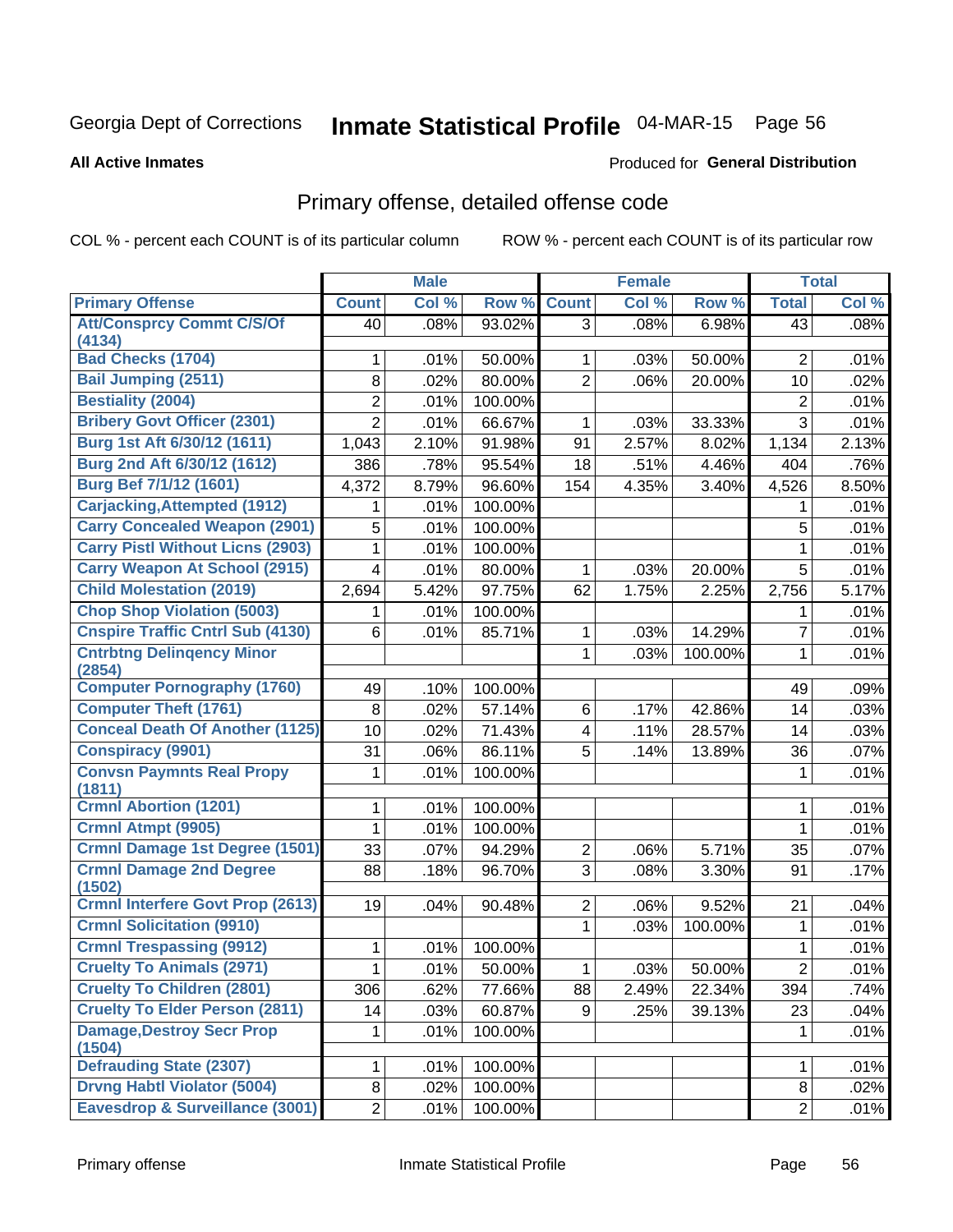Georgia Dept of Corrections **Inmate Statistical Profile** 04-MAR-15 Page 56

**All Active Inmates**

Produced for **General Distribution**

## Primary offense, detailed offense code

COL % - percent each COUNT is of its particular column ROW % - percent each COUNT is of its particular row

| | Male | | | Female | | | Total | |
|---|---|---|---|---|---|---|---|---|
| **Primary Offense** | **Count** | **Col %** | **Row %** | **Count** | **Col %** | **Row %** | **Total** | **Col %** |
| Att/Consprcy Commt C/S/Of (4134) | 40 | .08% | 93.02% | 3 | .08% | 6.98% | 43 | .08% |
| Bad Checks (1704) | 1 | .01% | 50.00% | 1 | .03% | 50.00% | 2 | .01% |
| Bail Jumping (2511) | 8 | .02% | 80.00% | 2 | .06% | 20.00% | 10 | .02% |
| Bestiality (2004) | 2 | .01% | 100.00% | | | | 2 | .01% |
| Bribery Govt Officer (2301) | 2 | .01% | 66.67% | 1 | .03% | 33.33% | 3 | .01% |
| Burg 1st Aft 6/30/12 (1611) | 1,043 | 2.10% | 91.98% | 91 | 2.57% | 8.02% | 1,134 | 2.13% |
| Burg 2nd Aft 6/30/12 (1612) | 386 | .78% | 95.54% | 18 | .51% | 4.46% | 404 | .76% |
| Burg Bef 7/1/12 (1601) | 4,372 | 8.79% | 96.60% | 154 | 4.35% | 3.40% | 4,526 | 8.50% |
| Carjacking,Attempted (1912) | 1 | .01% | 100.00% | | | | 1 | .01% |
| Carry Concealed Weapon (2901) | 5 | .01% | 100.00% | | | | 5 | .01% |
| Carry Pistl Without Licns (2903) | 1 | .01% | 100.00% | | | | 1 | .01% |
| Carry Weapon At School (2915) | 4 | .01% | 80.00% | 1 | .03% | 20.00% | 5 | .01% |
| Child Molestation (2019) | 2,694 | 5.42% | 97.75% | 62 | 1.75% | 2.25% | 2,756 | 5.17% |
| Chop Shop Violation (5003) | 1 | .01% | 100.00% | | | | 1 | .01% |
| Cnspire Traffic Cntrl Sub (4130) | 6 | .01% | 85.71% | 1 | .03% | 14.29% | 7 | .01% |
| Cntrbtng Delinqency Minor (2854) | | | | 1 | .03% | 100.00% | 1 | .01% |
| Computer Pornography (1760) | 49 | .10% | 100.00% | | | | 49 | .09% |
| Computer Theft (1761) | 8 | .02% | 57.14% | 6 | .17% | 42.86% | 14 | .03% |
| Conceal Death Of Another (1125) | 10 | .02% | 71.43% | 4 | .11% | 28.57% | 14 | .03% |
| Conspiracy (9901) | 31 | .06% | 86.11% | 5 | .14% | 13.89% | 36 | .07% |
| Convsn Paymnts Real Propy (1811) | 1 | .01% | 100.00% | | | | 1 | .01% |
| Crmnl Abortion (1201) | 1 | .01% | 100.00% | | | | 1 | .01% |
| Crmnl Atmpt (9905) | 1 | .01% | 100.00% | | | | 1 | .01% |
| Crmnl Damage 1st Degree (1501) | 33 | .07% | 94.29% | 2 | .06% | 5.71% | 35 | .07% |
| Crmnl Damage 2nd Degree (1502) | 88 | .18% | 96.70% | 3 | .08% | 3.30% | 91 | .17% |
| Crmnl Interfere Govt Prop (2613) | 19 | .04% | 90.48% | 2 | .06% | 9.52% | 21 | .04% |
| Crmnl Solicitation (9910) | | | | 1 | .03% | 100.00% | 1 | .01% |
| Crmnl Trespassing (9912) | 1 | .01% | 100.00% | | | | 1 | .01% |
| Cruelty To Animals (2971) | 1 | .01% | 50.00% | 1 | .03% | 50.00% | 2 | .01% |
| Cruelty To Children (2801) | 306 | .62% | 77.66% | 88 | 2.49% | 22.34% | 394 | .74% |
| Cruelty To Elder Person (2811) | 14 | .03% | 60.87% | 9 | .25% | 39.13% | 23 | .04% |
| Damage,Destroy Secr Prop (1504) | 1 | .01% | 100.00% | | | | 1 | .01% |
| Defrauding State (2307) | 1 | .01% | 100.00% | | | | 1 | .01% |
| Drvng Habtl Violator (5004) | 8 | .02% | 100.00% | | | | 8 | .02% |
| Eavesdrop & Surveillance (3001) | 2 | .01% | 100.00% | | | | 2 | .01% |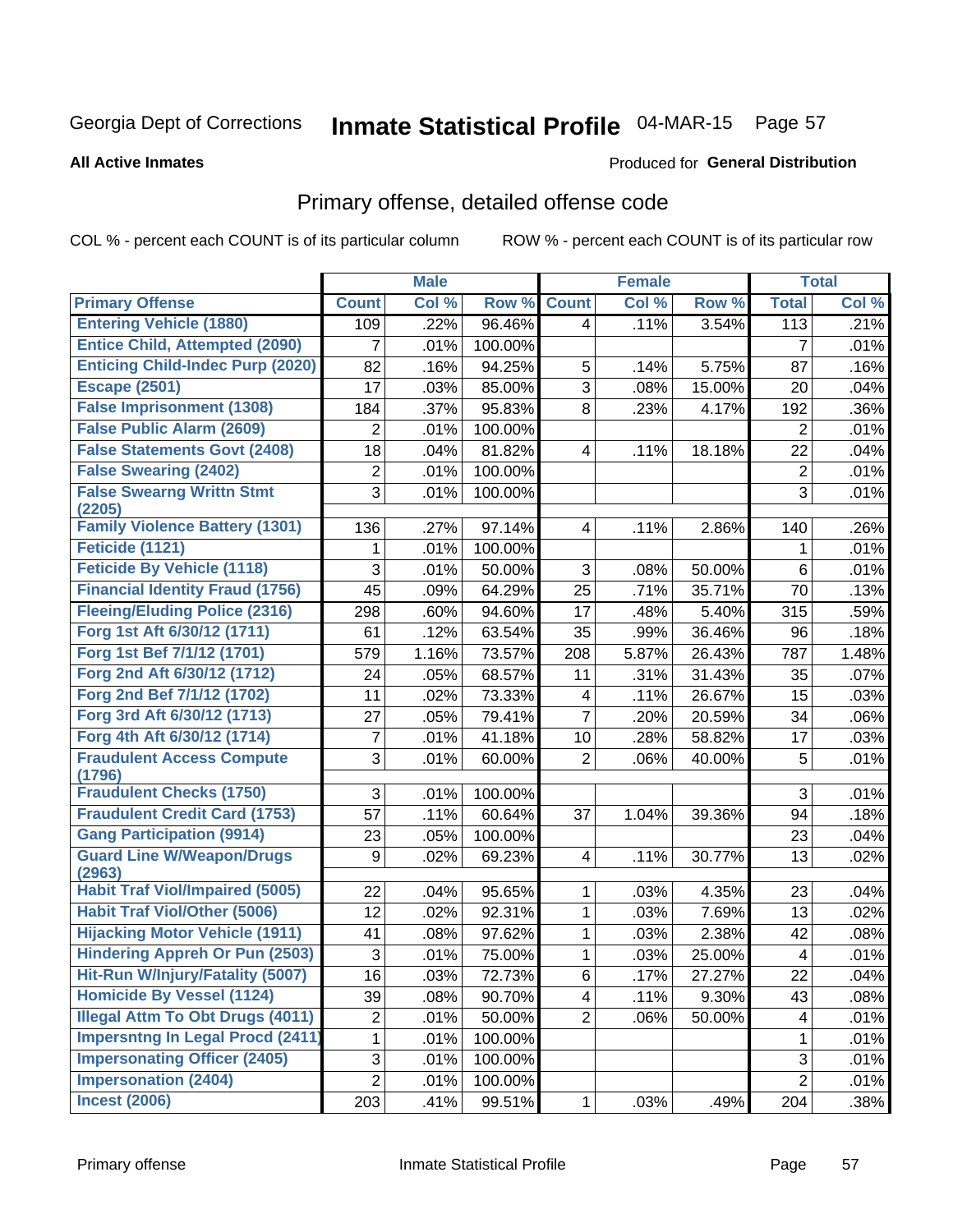Georgia Dept of Corrections **Inmate Statistical Profile** 04-MAR-15

**All Active Inmates**

Produced for **General Distribution**

## Primary offense, detailed offense code

COL % - percent each COUNT is of its particular column ROW % - percent each COUNT is of its particular row

| | Male | | | Female | | | Total | |
|---|---|---|---|---|---|---|---|---|
| **Primary Offense** | **Count** | **Col %** | **Row %** | **Count** | **Col %** | **Row %** | **Total** | **Col %** |
| Entering Vehicle (1880) | 109 | .22% | 96.46% | 4 | .11% | 3.54% | 113 | .21% |
| Entice Child, Attempted (2090) | 7 | .01% | 100.00% | | | | 7 | .01% |
| Enticing Child-Indec Purp (2020) | 82 | .16% | 94.25% | 5 | .14% | 5.75% | 87 | .16% |
| Escape (2501) | 17 | .03% | 85.00% | 3 | .08% | 15.00% | 20 | .04% |
| False Imprisonment (1308) | 184 | .37% | 95.83% | 8 | .23% | 4.17% | 192 | .36% |
| False Public Alarm (2609) | 2 | .01% | 100.00% | | | | 2 | .01% |
| False Statements Govt (2408) | 18 | .04% | 81.82% | 4 | .11% | 18.18% | 22 | .04% |
| False Swearing (2402) | 2 | .01% | 100.00% | | | | 2 | .01% |
| False Swearng Writtn Stmt (2205) | 3 | .01% | 100.00% | | | | 3 | .01% |
| Family Violence Battery (1301) | 136 | .27% | 97.14% | 4 | .11% | 2.86% | 140 | .26% |
| Feticide (1121) | 1 | .01% | 100.00% | | | | 1 | .01% |
| Feticide By Vehicle (1118) | 3 | .01% | 50.00% | 3 | .08% | 50.00% | 6 | .01% |
| Financial Identity Fraud (1756) | 45 | .09% | 64.29% | 25 | .71% | 35.71% | 70 | .13% |
| Fleeing/Eluding Police (2316) | 298 | .60% | 94.60% | 17 | .48% | 5.40% | 315 | .59% |
| Forg 1st Aft 6/30/12 (1711) | 61 | .12% | 63.54% | 35 | .99% | 36.46% | 96 | .18% |
| Forg 1st Bef 7/1/12 (1701) | 579 | 1.16% | 73.57% | 208 | 5.87% | 26.43% | 787 | 1.48% |
| Forg 2nd Aft 6/30/12 (1712) | 24 | .05% | 68.57% | 11 | .31% | 31.43% | 35 | .07% |
| Forg 2nd Bef 7/1/12 (1702) | 11 | .02% | 73.33% | 4 | .11% | 26.67% | 15 | .03% |
| Forg 3rd Aft 6/30/12 (1713) | 27 | .05% | 79.41% | 7 | .20% | 20.59% | 34 | .06% |
| Forg 4th Aft 6/30/12 (1714) | 7 | .01% | 41.18% | 10 | .28% | 58.82% | 17 | .03% |
| Fraudulent Access Compute (1796) | 3 | .01% | 60.00% | 2 | .06% | 40.00% | 5 | .01% |
| Fraudulent Checks (1750) | 3 | .01% | 100.00% | | | | 3 | .01% |
| Fraudulent Credit Card (1753) | 57 | .11% | 60.64% | 37 | 1.04% | 39.36% | 94 | .18% |
| Gang Participation (9914) | 23 | .05% | 100.00% | | | | 23 | .04% |
| Guard Line W/Weapon/Drugs (2963) | 9 | .02% | 69.23% | 4 | .11% | 30.77% | 13 | .02% |
| Habit Traf Viol/Impaired (5005) | 22 | .04% | 95.65% | 1 | .03% | 4.35% | 23 | .04% |
| Habit Traf Viol/Other (5006) | 12 | .02% | 92.31% | 1 | .03% | 7.69% | 13 | .02% |
| Hijacking Motor Vehicle (1911) | 41 | .08% | 97.62% | 1 | .03% | 2.38% | 42 | .08% |
| Hindering Appreh Or Pun (2503) | 3 | .01% | 75.00% | 1 | .03% | 25.00% | 4 | .01% |
| Hit-Run W/Injury/Fatality (5007) | 16 | .03% | 72.73% | 6 | .17% | 27.27% | 22 | .04% |
| Homicide By Vessel (1124) | 39 | .08% | 90.70% | 4 | .11% | 9.30% | 43 | .08% |
| Illegal Attm To Obt Drugs (4011) | 2 | .01% | 50.00% | 2 | .06% | 50.00% | 4 | .01% |
| Impersntng In Legal Procd (2411) | 1 | .01% | 100.00% | | | | 1 | .01% |
| Impersonating Officer (2405) | 3 | .01% | 100.00% | | | | 3 | .01% |
| Impersonation (2404) | 2 | .01% | 100.00% | | | | 2 | .01% |
| Incest (2006) | 203 | .41% | 99.51% | 1 | .03% | .49% | 204 | .38% |

Primary offense Inmate Statistical Profile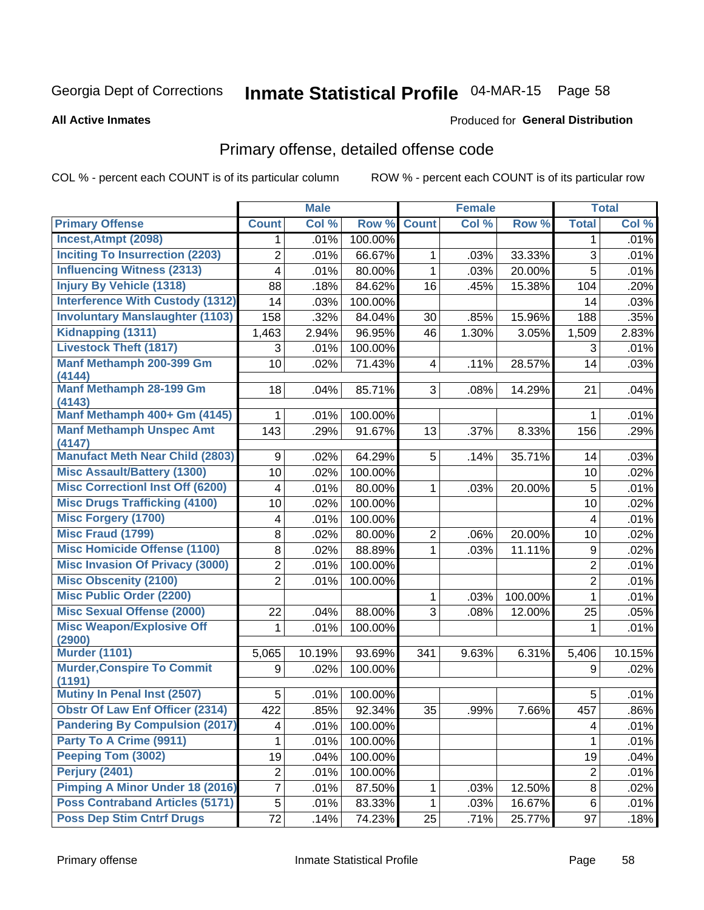Georgia Dept of Corrections **Inmate Statistical Profile** 04-MAR-15

**All Active Inmates**

Produced for **General Distribution**

## Primary offense, detailed offense code

COL % - percent each COUNT is of its particular column ROW % - percent each COUNT is of its particular row

| | Male | | | Female | | | Total | |
|---|---|---|---|---|---|---|---|---|
| Primary Offense | Count | Col % | Row % | Count | Col % | Row % | Total | Col % |
| Incest,Atmpt (2098) | 1 | .01% | 100.00% | | | | 1 | .01% |
| Inciting To Insurrection (2203) | 2 | .01% | 66.67% | 1 | .03% | 33.33% | 3 | .01% |
| Influencing Witness (2313) | 4 | .01% | 80.00% | 1 | .03% | 20.00% | 5 | .01% |
| Injury By Vehicle (1318) | 88 | .18% | 84.62% | 16 | .45% | 15.38% | 104 | .20% |
| Interference With Custody (1312) | 14 | .03% | 100.00% | | | | 14 | .03% |
| Involuntary Manslaughter (1103) | 158 | .32% | 84.04% | 30 | .85% | 15.96% | 188 | .35% |
| Kidnapping (1311) | 1,463 | 2.94% | 96.95% | 46 | 1.30% | 3.05% | 1,509 | 2.83% |
| Livestock Theft (1817) | 3 | .01% | 100.00% | | | | 3 | .01% |
| Manf Methamph 200-399 Gm (4144) | 10 | .02% | 71.43% | 4 | .11% | 28.57% | 14 | .03% |
| Manf Methamph 28-199 Gm (4143) | 18 | .04% | 85.71% | 3 | .08% | 14.29% | 21 | .04% |
| Manf Methamph 400+ Gm (4145) | 1 | .01% | 100.00% | | | | 1 | .01% |
| Manf Methamph Unspec Amt (4147) | 143 | .29% | 91.67% | 13 | .37% | 8.33% | 156 | .29% |
| Manufact Meth Near Child (2803) | 9 | .02% | 64.29% | 5 | .14% | 35.71% | 14 | .03% |
| Misc Assault/Battery (1300) | 10 | .02% | 100.00% | | | | 10 | .02% |
| Misc Correctionl Inst Off (6200) | 4 | .01% | 80.00% | 1 | .03% | 20.00% | 5 | .01% |
| Misc Drugs Trafficking (4100) | 10 | .02% | 100.00% | | | | 10 | .02% |
| Misc Forgery (1700) | 4 | .01% | 100.00% | | | | 4 | .01% |
| Misc Fraud (1799) | 8 | .02% | 80.00% | 2 | .06% | 20.00% | 10 | .02% |
| Misc Homicide Offense (1100) | 8 | .02% | 88.89% | 1 | .03% | 11.11% | 9 | .02% |
| Misc Invasion Of Privacy (3000) | 2 | .01% | 100.00% | | | | 2 | .01% |
| Misc Obscenity (2100) | 2 | .01% | 100.00% | | | | 2 | .01% |
| Misc Public Order (2200) | | | | 1 | .03% | 100.00% | 1 | .01% |
| Misc Sexual Offense (2000) | 22 | .04% | 88.00% | 3 | .08% | 12.00% | 25 | .05% |
| Misc Weapon/Explosive Off (2900) | 1 | .01% | 100.00% | | | | 1 | .01% |
| Murder (1101) | 5,065 | 10.19% | 93.69% | 341 | 9.63% | 6.31% | 5,406 | 10.15% |
| Murder,Conspire To Commit (1191) | 9 | .02% | 100.00% | | | | 9 | .02% |
| Mutiny In Penal Inst (2507) | 5 | .01% | 100.00% | | | | 5 | .01% |
| Obstr Of Law Enf Officer (2314) | 422 | .85% | 92.34% | 35 | .99% | 7.66% | 457 | .86% |
| Pandering By Compulsion (2017) | 4 | .01% | 100.00% | | | | 4 | .01% |
| Party To A Crime (9911) | 1 | .01% | 100.00% | | | | 1 | .01% |
| Peeping Tom (3002) | 19 | .04% | 100.00% | | | | 19 | .04% |
| Perjury (2401) | 2 | .01% | 100.00% | | | | 2 | .01% |
| Pimping A Minor Under 18 (2016) | 7 | .01% | 87.50% | 1 | .03% | 12.50% | 8 | .02% |
| Poss Contraband Articles (5171) | 5 | .01% | 83.33% | 1 | .03% | 16.67% | 6 | .01% |
| Poss Dep Stim Cntrf Drugs | 72 | .14% | 74.23% | 25 | .71% | 25.77% | 97 | .18% |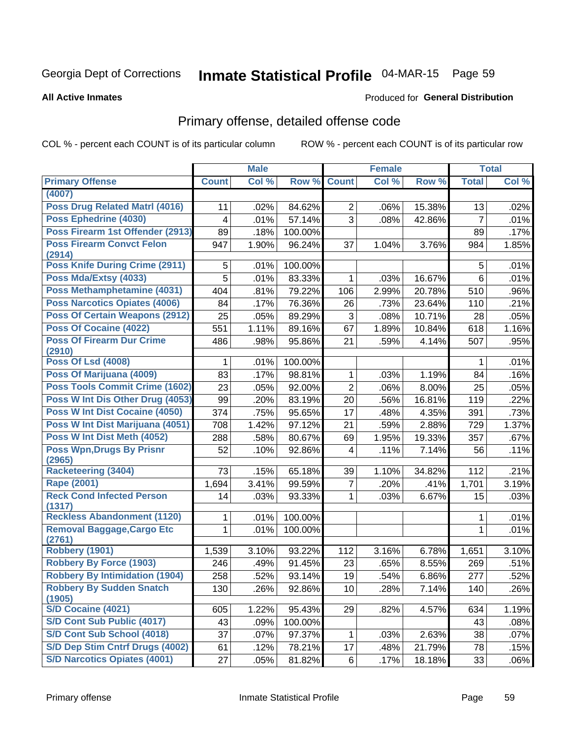Georgia Dept of Corrections **Inmate Statistical Profile** 04-MAR-15

**All Active Inmates**

Produced for **General Distribution**

## Primary offense, detailed offense code

COL % - percent each COUNT is of its particular column

ROW % - percent each COUNT is of its particular row

| Primary Offense | Male | | | Female | | | Total | |
|---|---|---|---|---|---|---|---|---|
| | Count | Col % | Row % | Count | Col % | Row % | Total | Col % |
| (4007) | | | | | | | | |
| Poss Drug Related Matrl (4016) | 11 | .02% | 84.62% | 2 | .06% | 15.38% | 13 | .02% |
| Poss Ephedrine (4030) | 4 | .01% | 57.14% | 3 | .08% | 42.86% | 7 | .01% |
| Poss Firearm 1st Offender (2913) | 89 | .18% | 100.00% | | | | 89 | .17% |
| Poss Firearm Convct Felon (2914) | 947 | 1.90% | 96.24% | 37 | 1.04% | 3.76% | 984 | 1.85% |
| Poss Knife During Crime (2911) | 5 | .01% | 100.00% | | | | 5 | .01% |
| Poss Mda/Extsy (4033) | 5 | .01% | 83.33% | 1 | .03% | 16.67% | 6 | .01% |
| Poss Methamphetamine (4031) | 404 | .81% | 79.22% | 106 | 2.99% | 20.78% | 510 | .96% |
| Poss Narcotics Opiates (4006) | 84 | .17% | 76.36% | 26 | .73% | 23.64% | 110 | .21% |
| Poss Of Certain Weapons (2912) | 25 | .05% | 89.29% | 3 | .08% | 10.71% | 28 | .05% |
| Poss Of Cocaine (4022) | 551 | 1.11% | 89.16% | 67 | 1.89% | 10.84% | 618 | 1.16% |
| Poss Of Firearm Dur Crime (2910) | 486 | .98% | 95.86% | 21 | .59% | 4.14% | 507 | .95% |
| Poss Of Lsd (4008) | 1 | .01% | 100.00% | | | | 1 | .01% |
| Poss Of Marijuana (4009) | 83 | .17% | 98.81% | 1 | .03% | 1.19% | 84 | .16% |
| Poss Tools Commit Crime (1602) | 23 | .05% | 92.00% | 2 | .06% | 8.00% | 25 | .05% |
| Poss W Int Dis Other Drug (4053) | 99 | .20% | 83.19% | 20 | .56% | 16.81% | 119 | .22% |
| Poss W Int Dist Cocaine (4050) | 374 | .75% | 95.65% | 17 | .48% | 4.35% | 391 | .73% |
| Poss W Int Dist Marijuana (4051) | 708 | 1.42% | 97.12% | 21 | .59% | 2.88% | 729 | 1.37% |
| Poss W Int Dist Meth (4052) | 288 | .58% | 80.67% | 69 | 1.95% | 19.33% | 357 | .67% |
| Poss Wpn,Drugs By Prisnr (2965) | 52 | .10% | 92.86% | 4 | .11% | 7.14% | 56 | .11% |
| Racketeering (3404) | 73 | .15% | 65.18% | 39 | 1.10% | 34.82% | 112 | .21% |
| Rape (2001) | 1,694 | 3.41% | 99.59% | 7 | .20% | .41% | 1,701 | 3.19% |
| Reck Cond Infected Person (1317) | 14 | .03% | 93.33% | 1 | .03% | 6.67% | 15 | .03% |
| Reckless Abandonment (1120) | 1 | .01% | 100.00% | | | | 1 | .01% |
| Removal Baggage,Cargo Etc (2761) | 1 | .01% | 100.00% | | | | 1 | .01% |
| Robbery (1901) | 1,539 | 3.10% | 93.22% | 112 | 3.16% | 6.78% | 1,651 | 3.10% |
| Robbery By Force (1903) | 246 | .49% | 91.45% | 23 | .65% | 8.55% | 269 | .51% |
| Robbery By Intimidation (1904) | 258 | .52% | 93.14% | 19 | .54% | 6.86% | 277 | .52% |
| Robbery By Sudden Snatch (1905) | 130 | .26% | 92.86% | 10 | .28% | 7.14% | 140 | .26% |
| S/D Cocaine (4021) | 605 | 1.22% | 95.43% | 29 | .82% | 4.57% | 634 | 1.19% |
| S/D Cont Sub Public (4017) | 43 | .09% | 100.00% | | | | 43 | .08% |
| S/D Cont Sub School (4018) | 37 | .07% | 97.37% | 1 | .03% | 2.63% | 38 | .07% |
| S/D Dep Stim Cntrf Drugs (4002) | 61 | .12% | 78.21% | 17 | .48% | 21.79% | 78 | .15% |
| S/D Narcotics Opiates (4001) | 27 | .05% | 81.82% | 6 | .17% | 18.18% | 33 | .06% |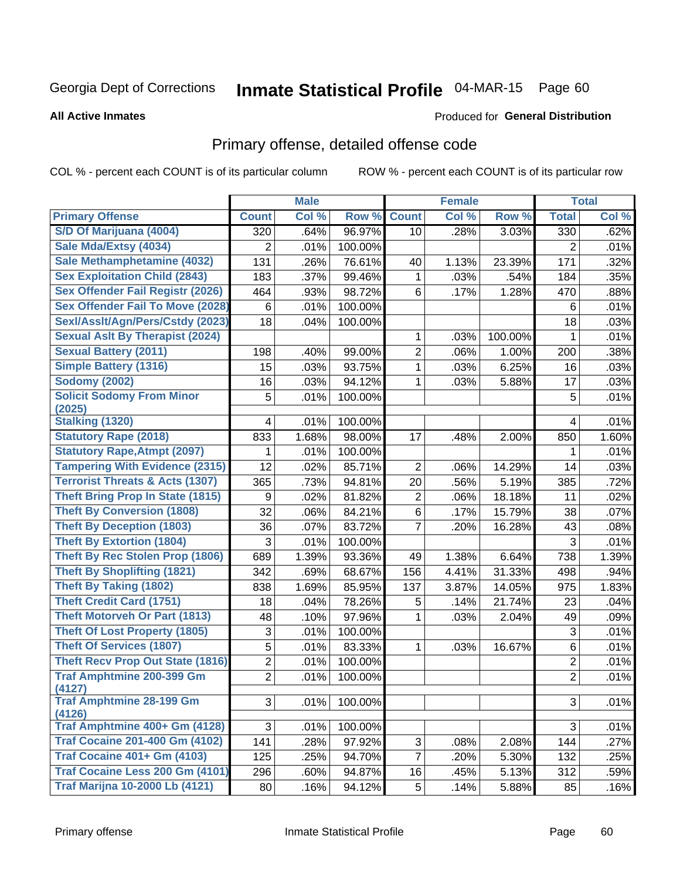Georgia Dept of Corrections **Inmate Statistical Profile** 04-MAR-15

**All Active Inmates**

Produced for **General Distribution**

## Primary offense, detailed offense code

COL % - percent each COUNT is of its particular column ROW % - percent each COUNT is of its particular row

| | Male | | | Female | | | Total | |
|---|---|---|---|---|---|---|---|---|
| **Primary Offense** | **Count** | **Col %** | **Row %** | **Count** | **Col %** | **Row %** | **Total** | **Col %** |
| S/D Of Marijuana (4004) | 320 | .64% | 96.97% | 10 | .28% | 3.03% | 330 | .62% |
| Sale Mda/Extsy (4034) | 2 | .01% | 100.00% | | | | 2 | .01% |
| Sale Methamphetamine (4032) | 131 | .26% | 76.61% | 40 | 1.13% | 23.39% | 171 | .32% |
| Sex Exploitation Child (2843) | 183 | .37% | 99.46% | 1 | .03% | .54% | 184 | .35% |
| Sex Offender Fail Registr (2026) | 464 | .93% | 98.72% | 6 | .17% | 1.28% | 470 | .88% |
| Sex Offender Fail To Move (2028) | 6 | .01% | 100.00% | | | | 6 | .01% |
| Sexl/Asslt/Agn/Pers/Cstdy (2023) | 18 | .04% | 100.00% | | | | 18 | .03% |
| Sexual Aslt By Therapist (2024) | | | | 1 | .03% | 100.00% | 1 | .01% |
| Sexual Battery (2011) | 198 | .40% | 99.00% | 2 | .06% | 1.00% | 200 | .38% |
| Simple Battery (1316) | 15 | .03% | 93.75% | 1 | .03% | 6.25% | 16 | .03% |
| Sodomy (2002) | 16 | .03% | 94.12% | 1 | .03% | 5.88% | 17 | .03% |
| Solicit Sodomy From Minor (2025) | 5 | .01% | 100.00% | | | | 5 | .01% |
| Stalking (1320) | 4 | .01% | 100.00% | | | | 4 | .01% |
| Statutory Rape (2018) | 833 | 1.68% | 98.00% | 17 | .48% | 2.00% | 850 | 1.60% |
| Statutory Rape,Atmpt (2097) | 1 | .01% | 100.00% | | | | 1 | .01% |
| Tampering With Evidence (2315) | 12 | .02% | 85.71% | 2 | .06% | 14.29% | 14 | .03% |
| Terrorist Threats & Acts (1307) | 365 | .73% | 94.81% | 20 | .56% | 5.19% | 385 | .72% |
| Theft Bring Prop In State (1815) | 9 | .02% | 81.82% | 2 | .06% | 18.18% | 11 | .02% |
| Theft By Conversion (1808) | 32 | .06% | 84.21% | 6 | .17% | 15.79% | 38 | .07% |
| Theft By Deception (1803) | 36 | .07% | 83.72% | 7 | .20% | 16.28% | 43 | .08% |
| Theft By Extortion (1804) | 3 | .01% | 100.00% | | | | 3 | .01% |
| Theft By Rec Stolen Prop (1806) | 689 | 1.39% | 93.36% | 49 | 1.38% | 6.64% | 738 | 1.39% |
| Theft By Shoplifting (1821) | 342 | .69% | 68.67% | 156 | 4.41% | 31.33% | 498 | .94% |
| Theft By Taking (1802) | 838 | 1.69% | 85.95% | 137 | 3.87% | 14.05% | 975 | 1.83% |
| Theft Credit Card (1751) | 18 | .04% | 78.26% | 5 | .14% | 21.74% | 23 | .04% |
| Theft Motorveh Or Part (1813) | 48 | .10% | 97.96% | 1 | .03% | 2.04% | 49 | .09% |
| Theft Of Lost Property (1805) | 3 | .01% | 100.00% | | | | 3 | .01% |
| Theft Of Services (1807) | 5 | .01% | 83.33% | 1 | .03% | 16.67% | 6 | .01% |
| Theft Recv Prop Out State (1816) | 2 | .01% | 100.00% | | | | 2 | .01% |
| Traf Amphtmine 200-399 Gm (4127) | 2 | .01% | 100.00% | | | | 2 | .01% |
| Traf Amphtmine 28-199 Gm (4126) | 3 | .01% | 100.00% | | | | 3 | .01% |
| Traf Amphtmine 400+ Gm (4128) | 3 | .01% | 100.00% | | | | 3 | .01% |
| Traf Cocaine 201-400 Gm (4102) | 141 | .28% | 97.92% | 3 | .08% | 2.08% | 144 | .27% |
| Traf Cocaine 401+ Gm (4103) | 125 | .25% | 94.70% | 7 | .20% | 5.30% | 132 | .25% |
| Traf Cocaine Less 200 Gm (4101) | 296 | .60% | 94.87% | 16 | .45% | 5.13% | 312 | .59% |
| Traf Marijna 10-2000 Lb (4121) | 80 | .16% | 94.12% | 5 | .14% | 5.88% | 85 | .16% |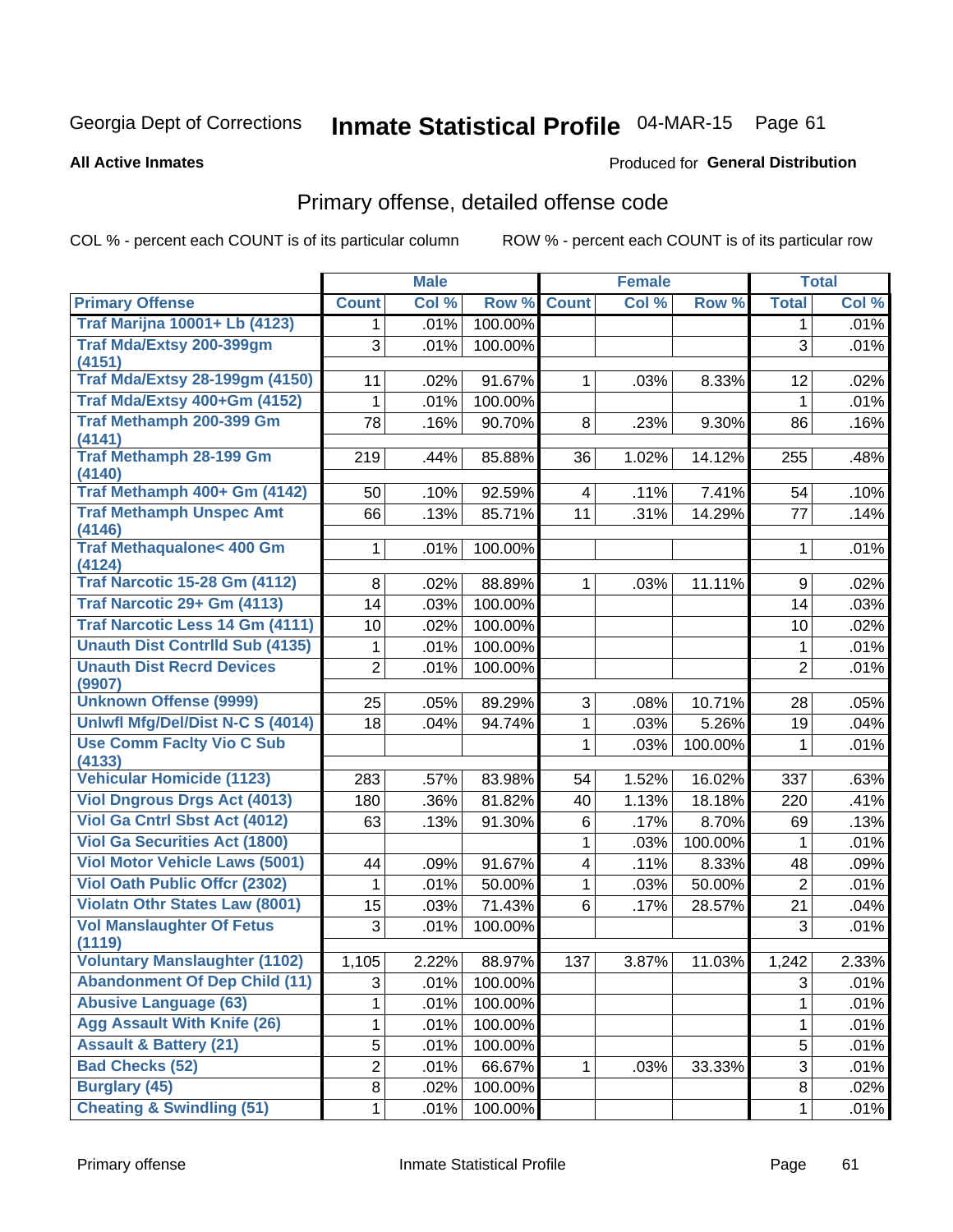Georgia Dept of Corrections **Inmate Statistical Profile** 04-MAR-15

**All Active Inmates**

Produced for **General Distribution**

## Primary offense, detailed offense code

COL % - percent each COUNT is of its particular column

ROW % - percent each COUNT is of its particular row

| | Male | | | Female | | | Total | |
|---|---|---|---|---|---|---|---|---|
| **Primary Offense** | **Count** | **Col %** | **Row %** | **Count** | **Col %** | **Row %** | **Total** | **Col %** |
| Traf Marijna 10001+ Lb (4123) | 1 | .01% | 100.00% | | | | 1 | .01% |
| Traf Mda/Extsy 200-399gm (4151) | 3 | .01% | 100.00% | | | | 3 | .01% |
| Traf Mda/Extsy 28-199gm (4150) | 11 | .02% | 91.67% | 1 | .03% | 8.33% | 12 | .02% |
| Traf Mda/Extsy 400+Gm (4152) | 1 | .01% | 100.00% | | | | 1 | .01% |
| Traf Methamph 200-399 Gm (4141) | 78 | .16% | 90.70% | 8 | .23% | 9.30% | 86 | .16% |
| Traf Methamph 28-199 Gm (4140) | 219 | .44% | 85.88% | 36 | 1.02% | 14.12% | 255 | .48% |
| Traf Methamph 400+ Gm (4142) | 50 | .10% | 92.59% | 4 | .11% | 7.41% | 54 | .10% |
| Traf Methamph Unspec Amt (4146) | 66 | .13% | 85.71% | 11 | .31% | 14.29% | 77 | .14% |
| Traf Methaqualone< 400 Gm (4124) | 1 | .01% | 100.00% | | | | 1 | .01% |
| Traf Narcotic 15-28 Gm (4112) | 8 | .02% | 88.89% | 1 | .03% | 11.11% | 9 | .02% |
| Traf Narcotic 29+ Gm (4113) | 14 | .03% | 100.00% | | | | 14 | .03% |
| Traf Narcotic Less 14 Gm (4111) | 10 | .02% | 100.00% | | | | 10 | .02% |
| Unauth Dist Contrlld Sub (4135) | 1 | .01% | 100.00% | | | | 1 | .01% |
| Unauth Dist Recrd Devices (9907) | 2 | .01% | 100.00% | | | | 2 | .01% |
| Unknown Offense (9999) | 25 | .05% | 89.29% | 3 | .08% | 10.71% | 28 | .05% |
| Unlwfl Mfg/Del/Dist N-C S (4014) | 18 | .04% | 94.74% | 1 | .03% | 5.26% | 19 | .04% |
| Use Comm Faclty Vio C Sub (4133) | | | | 1 | .03% | 100.00% | 1 | .01% |
| Vehicular Homicide (1123) | 283 | .57% | 83.98% | 54 | 1.52% | 16.02% | 337 | .63% |
| Viol Dngrous Drgs Act (4013) | 180 | .36% | 81.82% | 40 | 1.13% | 18.18% | 220 | .41% |
| Viol Ga Cntrl Sbst Act (4012) | 63 | .13% | 91.30% | 6 | .17% | 8.70% | 69 | .13% |
| Viol Ga Securities Act (1800) | | | | 1 | .03% | 100.00% | 1 | .01% |
| Viol Motor Vehicle Laws (5001) | 44 | .09% | 91.67% | 4 | .11% | 8.33% | 48 | .09% |
| Viol Oath Public Offcr (2302) | 1 | .01% | 50.00% | 1 | .03% | 50.00% | 2 | .01% |
| Violatn Othr States Law (8001) | 15 | .03% | 71.43% | 6 | .17% | 28.57% | 21 | .04% |
| Vol Manslaughter Of Fetus (1119) | 3 | .01% | 100.00% | | | | 3 | .01% |
| Voluntary Manslaughter (1102) | 1,105 | 2.22% | 88.97% | 137 | 3.87% | 11.03% | 1,242 | 2.33% |
| Abandonment Of Dep Child (11) | 3 | .01% | 100.00% | | | | 3 | .01% |
| Abusive Language (63) | 1 | .01% | 100.00% | | | | 1 | .01% |
| Agg Assault With Knife (26) | 1 | .01% | 100.00% | | | | 1 | .01% |
| Assault & Battery (21) | 5 | .01% | 100.00% | | | | 5 | .01% |
| Bad Checks (52) | 2 | .01% | 66.67% | 1 | .03% | 33.33% | 3 | .01% |
| Burglary (45) | 8 | .02% | 100.00% | | | | 8 | .02% |
| Cheating & Swindling (51) | 1 | .01% | 100.00% | | | | 1 | .01% |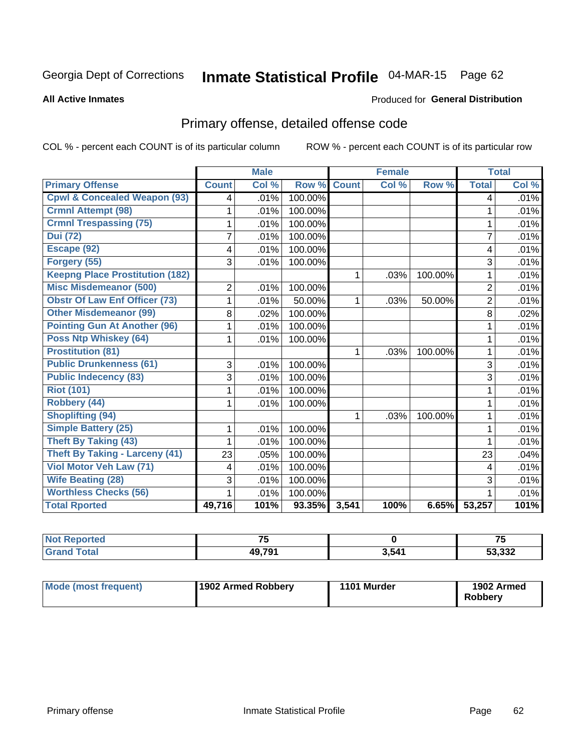Georgia Dept of Corrections **Inmate Statistical Profile** 04-MAR-15

**All Active Inmates**

Produced for **General Distribution**

## Primary offense, detailed offense code

COL % - percent each COUNT is of its particular column ROW % - percent each COUNT is of its particular row

| | Male | | | Female | | | Total | |
|---|---|---|---|---|---|---|---|---|
| **Primary Offense** | **Count** | **Col %** | **Row %** | **Count** | **Col %** | **Row %** | **Total** | **Col %** |
| Cpwl & Concealed Weapon (93) | 4 | .01% | 100.00% | | | | 4 | .01% |
| Crmnl Attempt (98) | 1 | .01% | 100.00% | | | | 1 | .01% |
| Crmnl Trespassing (75) | 1 | .01% | 100.00% | | | | 1 | .01% |
| Dui (72) | 7 | .01% | 100.00% | | | | 7 | .01% |
| Escape (92) | 4 | .01% | 100.00% | | | | 4 | .01% |
| Forgery (55) | 3 | .01% | 100.00% | | | | 3 | .01% |
| Keepng Place Prostitution (182) | | | | 1 | .03% | 100.00% | 1 | .01% |
| Misc Misdemeanor (500) | 2 | .01% | 100.00% | | | | 2 | .01% |
| Obstr Of Law Enf Officer (73) | 1 | .01% | 50.00% | 1 | .03% | 50.00% | 2 | .01% |
| Other Misdemeanor (99) | 8 | .02% | 100.00% | | | | 8 | .02% |
| Pointing Gun At Another (96) | 1 | .01% | 100.00% | | | | 1 | .01% |
| Poss Ntp Whiskey (64) | 1 | .01% | 100.00% | | | | 1 | .01% |
| Prostitution (81) | | | | 1 | .03% | 100.00% | 1 | .01% |
| Public Drunkenness (61) | 3 | .01% | 100.00% | | | | 3 | .01% |
| Public Indecency (83) | 3 | .01% | 100.00% | | | | 3 | .01% |
| Riot (101) | 1 | .01% | 100.00% | | | | 1 | .01% |
| Robbery (44) | 1 | .01% | 100.00% | | | | 1 | .01% |
| Shoplifting (94) | | | | 1 | .03% | 100.00% | 1 | .01% |
| Simple Battery (25) | 1 | .01% | 100.00% | | | | 1 | .01% |
| Theft By Taking (43) | 1 | .01% | 100.00% | | | | 1 | .01% |
| Theft By Taking - Larceny (41) | 23 | .05% | 100.00% | | | | 23 | .04% |
| Viol Motor Veh Law (71) | 4 | .01% | 100.00% | | | | 4 | .01% |
| Wife Beating (28) | 3 | .01% | 100.00% | | | | 3 | .01% |
| Worthless Checks (56) | 1 | .01% | 100.00% | | | | 1 | .01% |
| **Total Rported** | **49,716** | **101%** | **93.35%** | **3,541** | **100%** | **6.65%** | **53,257** | **101%** |

| | Male | Female | Total |
|---|---|---|---|
| **Not Reported** | **75** | **0** | **75** |
| **Grand Total** | **49,791** | **3,541** | **53,332** |

| | Male | Female | Total |
|---|---|---|---|
| **Mode (most frequent)** | **1902 Armed Robbery** | **1101 Murder** | **1902 Armed Robbery** |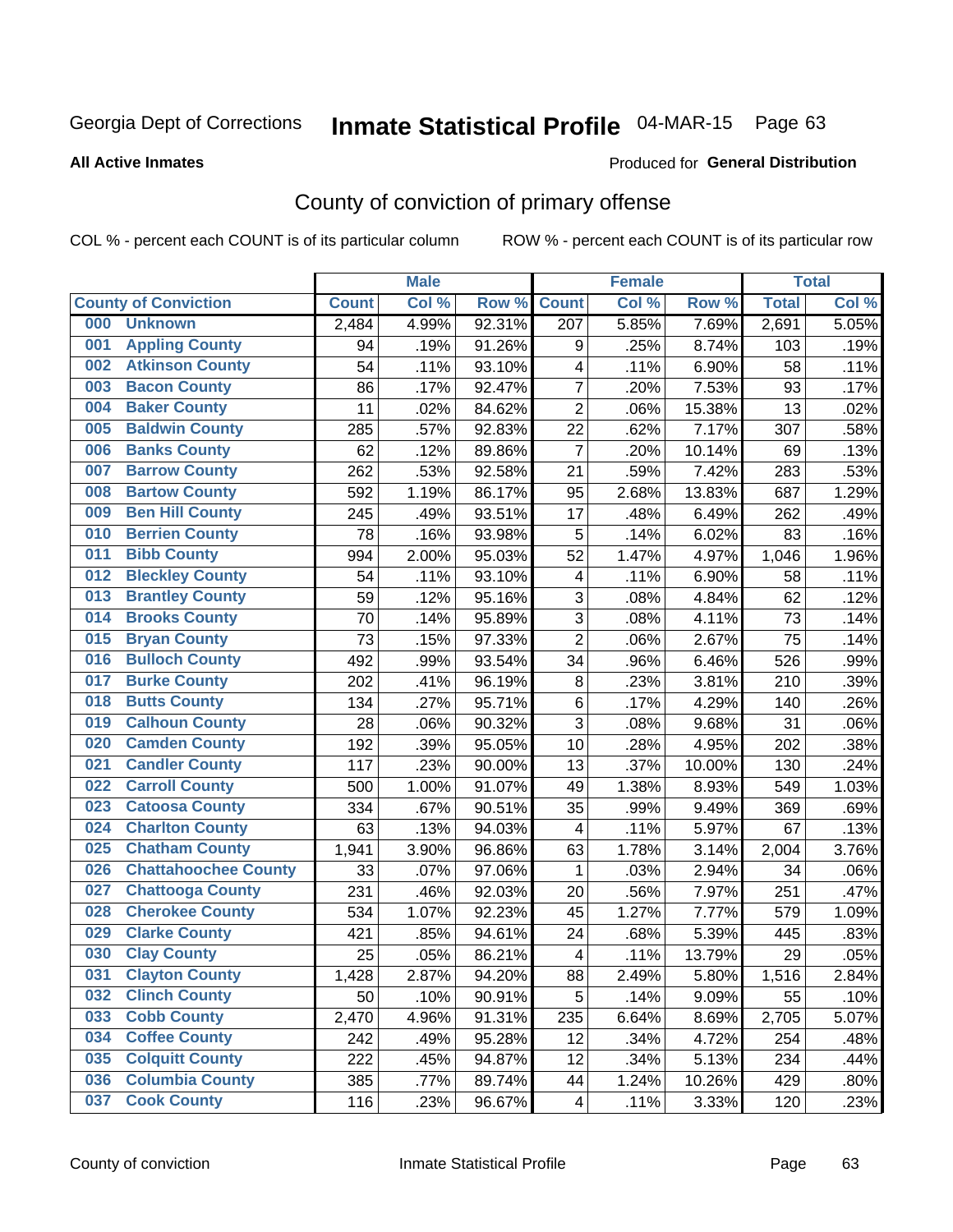Georgia Dept of Corrections **Inmate Statistical Profile** 04-MAR-15

**All Active Inmates**

Produced for **General Distribution**

## County of conviction of primary offense

COL % - percent each COUNT is of its particular column ROW % - percent each COUNT is of its particular row

| County of Conviction | Male | | | Female | | | Total | |
|---|---|---|---|---|---|---|---|---|
| | Count | Col % | Row % | Count | Col % | Row % | Total | Col % |
| 000 Unknown | 2,484 | 4.99% | 92.31% | 207 | 5.85% | 7.69% | 2,691 | 5.05% |
| 001 Appling County | 94 | .19% | 91.26% | 9 | .25% | 8.74% | 103 | .19% |
| 002 Atkinson County | 54 | .11% | 93.10% | 4 | .11% | 6.90% | 58 | .11% |
| 003 Bacon County | 86 | .17% | 92.47% | 7 | .20% | 7.53% | 93 | .17% |
| 004 Baker County | 11 | .02% | 84.62% | 2 | .06% | 15.38% | 13 | .02% |
| 005 Baldwin County | 285 | .57% | 92.83% | 22 | .62% | 7.17% | 307 | .58% |
| 006 Banks County | 62 | .12% | 89.86% | 7 | .20% | 10.14% | 69 | .13% |
| 007 Barrow County | 262 | .53% | 92.58% | 21 | .59% | 7.42% | 283 | .53% |
| 008 Bartow County | 592 | 1.19% | 86.17% | 95 | 2.68% | 13.83% | 687 | 1.29% |
| 009 Ben Hill County | 245 | .49% | 93.51% | 17 | .48% | 6.49% | 262 | .49% |
| 010 Berrien County | 78 | .16% | 93.98% | 5 | .14% | 6.02% | 83 | .16% |
| 011 Bibb County | 994 | 2.00% | 95.03% | 52 | 1.47% | 4.97% | 1,046 | 1.96% |
| 012 Bleckley County | 54 | .11% | 93.10% | 4 | .11% | 6.90% | 58 | .11% |
| 013 Brantley County | 59 | .12% | 95.16% | 3 | .08% | 4.84% | 62 | .12% |
| 014 Brooks County | 70 | .14% | 95.89% | 3 | .08% | 4.11% | 73 | .14% |
| 015 Bryan County | 73 | .15% | 97.33% | 2 | .06% | 2.67% | 75 | .14% |
| 016 Bulloch County | 492 | .99% | 93.54% | 34 | .96% | 6.46% | 526 | .99% |
| 017 Burke County | 202 | .41% | 96.19% | 8 | .23% | 3.81% | 210 | .39% |
| 018 Butts County | 134 | .27% | 95.71% | 6 | .17% | 4.29% | 140 | .26% |
| 019 Calhoun County | 28 | .06% | 90.32% | 3 | .08% | 9.68% | 31 | .06% |
| 020 Camden County | 192 | .39% | 95.05% | 10 | .28% | 4.95% | 202 | .38% |
| 021 Candler County | 117 | .23% | 90.00% | 13 | .37% | 10.00% | 130 | .24% |
| 022 Carroll County | 500 | 1.00% | 91.07% | 49 | 1.38% | 8.93% | 549 | 1.03% |
| 023 Catoosa County | 334 | .67% | 90.51% | 35 | .99% | 9.49% | 369 | .69% |
| 024 Charlton County | 63 | .13% | 94.03% | 4 | .11% | 5.97% | 67 | .13% |
| 025 Chatham County | 1,941 | 3.90% | 96.86% | 63 | 1.78% | 3.14% | 2,004 | 3.76% |
| 026 Chattahoochee County | 33 | .07% | 97.06% | 1 | .03% | 2.94% | 34 | .06% |
| 027 Chattooga County | 231 | .46% | 92.03% | 20 | .56% | 7.97% | 251 | .47% |
| 028 Cherokee County | 534 | 1.07% | 92.23% | 45 | 1.27% | 7.77% | 579 | 1.09% |
| 029 Clarke County | 421 | .85% | 94.61% | 24 | .68% | 5.39% | 445 | .83% |
| 030 Clay County | 25 | .05% | 86.21% | 4 | .11% | 13.79% | 29 | .05% |
| 031 Clayton County | 1,428 | 2.87% | 94.20% | 88 | 2.49% | 5.80% | 1,516 | 2.84% |
| 032 Clinch County | 50 | .10% | 90.91% | 5 | .14% | 9.09% | 55 | .10% |
| 033 Cobb County | 2,470 | 4.96% | 91.31% | 235 | 6.64% | 8.69% | 2,705 | 5.07% |
| 034 Coffee County | 242 | .49% | 95.28% | 12 | .34% | 4.72% | 254 | .48% |
| 035 Colquitt County | 222 | .45% | 94.87% | 12 | .34% | 5.13% | 234 | .44% |
| 036 Columbia County | 385 | .77% | 89.74% | 44 | 1.24% | 10.26% | 429 | .80% |
| 037 Cook County | 116 | .23% | 96.67% | 4 | .11% | 3.33% | 120 | .23% |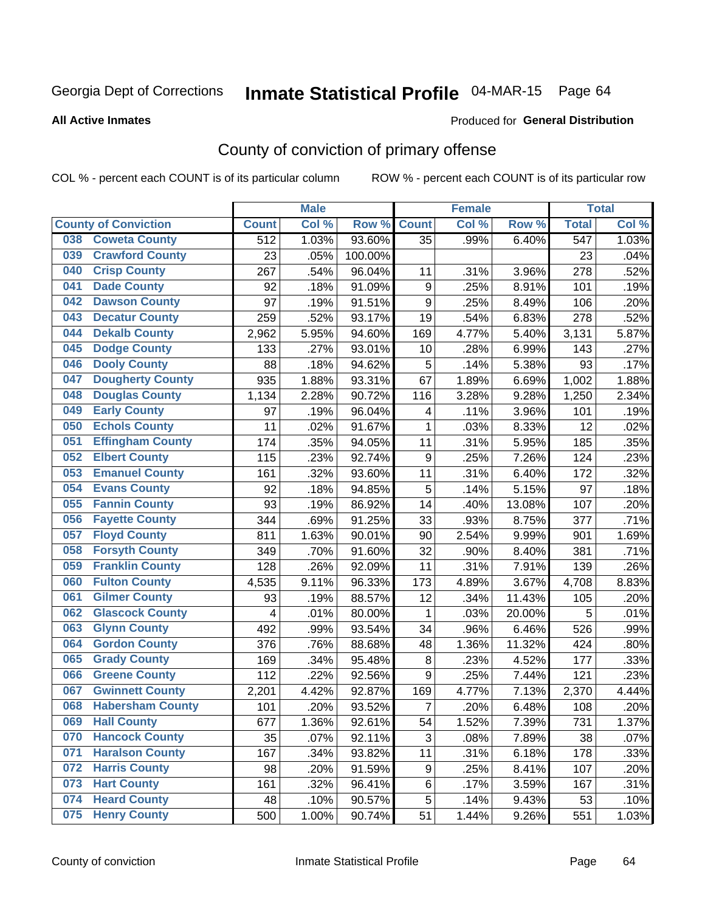Georgia Dept of Corrections **Inmate Statistical Profile** 04-MAR-15

**All Active Inmates**

Produced for **General Distribution**

## County of conviction of primary offense

COL % - percent each COUNT is of its particular column

ROW % - percent each COUNT is of its particular row

| County of Conviction | Male | | | Female | | | Total | |
|---|---|---|---|---|---|---|---|---|
| | Count | Col % | Row % | Count | Col % | Row % | Total | Col % |
| 038 Coweta County | 512 | 1.03% | 93.60% | 35 | .99% | 6.40% | 547 | 1.03% |
| 039 Crawford County | 23 | .05% | 100.00% | | | | 23 | .04% |
| 040 Crisp County | 267 | .54% | 96.04% | 11 | .31% | 3.96% | 278 | .52% |
| 041 Dade County | 92 | .18% | 91.09% | 9 | .25% | 8.91% | 101 | .19% |
| 042 Dawson County | 97 | .19% | 91.51% | 9 | .25% | 8.49% | 106 | .20% |
| 043 Decatur County | 259 | .52% | 93.17% | 19 | .54% | 6.83% | 278 | .52% |
| 044 Dekalb County | 2,962 | 5.95% | 94.60% | 169 | 4.77% | 5.40% | 3,131 | 5.87% |
| 045 Dodge County | 133 | .27% | 93.01% | 10 | .28% | 6.99% | 143 | .27% |
| 046 Dooly County | 88 | .18% | 94.62% | 5 | .14% | 5.38% | 93 | .17% |
| 047 Dougherty County | 935 | 1.88% | 93.31% | 67 | 1.89% | 6.69% | 1,002 | 1.88% |
| 048 Douglas County | 1,134 | 2.28% | 90.72% | 116 | 3.28% | 9.28% | 1,250 | 2.34% |
| 049 Early County | 97 | .19% | 96.04% | 4 | .11% | 3.96% | 101 | .19% |
| 050 Echols County | 11 | .02% | 91.67% | 1 | .03% | 8.33% | 12 | .02% |
| 051 Effingham County | 174 | .35% | 94.05% | 11 | .31% | 5.95% | 185 | .35% |
| 052 Elbert County | 115 | .23% | 92.74% | 9 | .25% | 7.26% | 124 | .23% |
| 053 Emanuel County | 161 | .32% | 93.60% | 11 | .31% | 6.40% | 172 | .32% |
| 054 Evans County | 92 | .18% | 94.85% | 5 | .14% | 5.15% | 97 | .18% |
| 055 Fannin County | 93 | .19% | 86.92% | 14 | .40% | 13.08% | 107 | .20% |
| 056 Fayette County | 344 | .69% | 91.25% | 33 | .93% | 8.75% | 377 | .71% |
| 057 Floyd County | 811 | 1.63% | 90.01% | 90 | 2.54% | 9.99% | 901 | 1.69% |
| 058 Forsyth County | 349 | .70% | 91.60% | 32 | .90% | 8.40% | 381 | .71% |
| 059 Franklin County | 128 | .26% | 92.09% | 11 | .31% | 7.91% | 139 | .26% |
| 060 Fulton County | 4,535 | 9.11% | 96.33% | 173 | 4.89% | 3.67% | 4,708 | 8.83% |
| 061 Gilmer County | 93 | .19% | 88.57% | 12 | .34% | 11.43% | 105 | .20% |
| 062 Glascock County | 4 | .01% | 80.00% | 1 | .03% | 20.00% | 5 | .01% |
| 063 Glynn County | 492 | .99% | 93.54% | 34 | .96% | 6.46% | 526 | .99% |
| 064 Gordon County | 376 | .76% | 88.68% | 48 | 1.36% | 11.32% | 424 | .80% |
| 065 Grady County | 169 | .34% | 95.48% | 8 | .23% | 4.52% | 177 | .33% |
| 066 Greene County | 112 | .22% | 92.56% | 9 | .25% | 7.44% | 121 | .23% |
| 067 Gwinnett County | 2,201 | 4.42% | 92.87% | 169 | 4.77% | 7.13% | 2,370 | 4.44% |
| 068 Habersham County | 101 | .20% | 93.52% | 7 | .20% | 6.48% | 108 | .20% |
| 069 Hall County | 677 | 1.36% | 92.61% | 54 | 1.52% | 7.39% | 731 | 1.37% |
| 070 Hancock County | 35 | .07% | 92.11% | 3 | .08% | 7.89% | 38 | .07% |
| 071 Haralson County | 167 | .34% | 93.82% | 11 | .31% | 6.18% | 178 | .33% |
| 072 Harris County | 98 | .20% | 91.59% | 9 | .25% | 8.41% | 107 | .20% |
| 073 Hart County | 161 | .32% | 96.41% | 6 | .17% | 3.59% | 167 | .31% |
| 074 Heard County | 48 | .10% | 90.57% | 5 | .14% | 9.43% | 53 | .10% |
| 075 Henry County | 500 | 1.00% | 90.74% | 51 | 1.44% | 9.26% | 551 | 1.03% |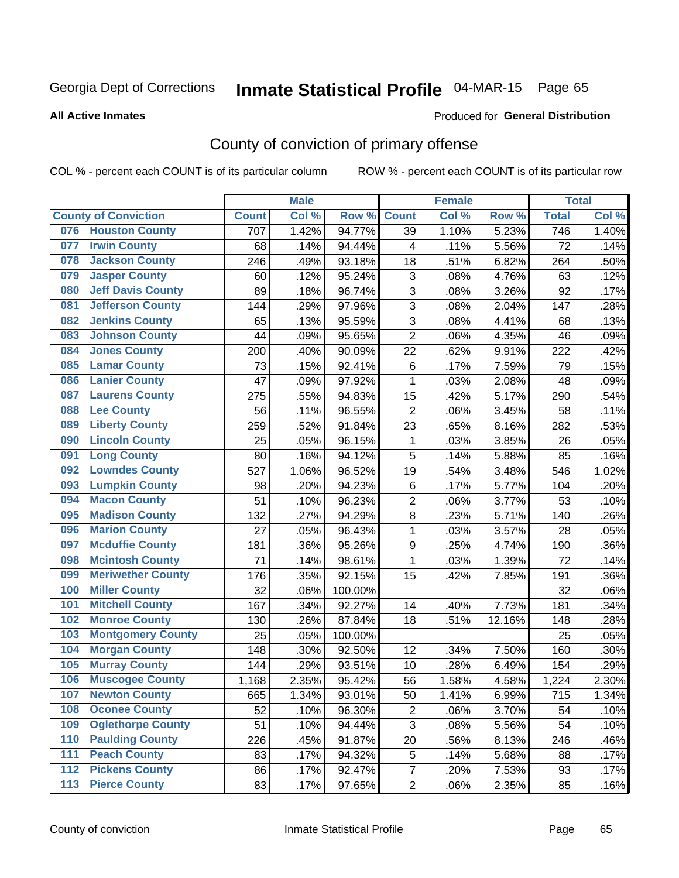Georgia Dept of Corrections **Inmate Statistical Profile** 04-MAR-15 Page 65

**All Active Inmates**

Produced for **General Distribution**

## County of conviction of primary offense

COL % - percent each COUNT is of its particular column ROW % - percent each COUNT is of its particular row

| County of Conviction | | Male | | | Female | | | Total | |
|---|---|---|---|---|---|---|---|---|---|
| | | Count | Col % | Row % | Count | Col % | Row % | Total | Col % |
| 076 | Houston County | 707 | 1.42% | 94.77% | 39 | 1.10% | 5.23% | 746 | 1.40% |
| 077 | Irwin County | 68 | .14% | 94.44% | 4 | .11% | 5.56% | 72 | .14% |
| 078 | Jackson County | 246 | .49% | 93.18% | 18 | .51% | 6.82% | 264 | .50% |
| 079 | Jasper County | 60 | .12% | 95.24% | 3 | .08% | 4.76% | 63 | .12% |
| 080 | Jeff Davis County | 89 | .18% | 96.74% | 3 | .08% | 3.26% | 92 | .17% |
| 081 | Jefferson County | 144 | .29% | 97.96% | 3 | .08% | 2.04% | 147 | .28% |
| 082 | Jenkins County | 65 | .13% | 95.59% | 3 | .08% | 4.41% | 68 | .13% |
| 083 | Johnson County | 44 | .09% | 95.65% | 2 | .06% | 4.35% | 46 | .09% |
| 084 | Jones County | 200 | .40% | 90.09% | 22 | .62% | 9.91% | 222 | .42% |
| 085 | Lamar County | 73 | .15% | 92.41% | 6 | .17% | 7.59% | 79 | .15% |
| 086 | Lanier County | 47 | .09% | 97.92% | 1 | .03% | 2.08% | 48 | .09% |
| 087 | Laurens County | 275 | .55% | 94.83% | 15 | .42% | 5.17% | 290 | .54% |
| 088 | Lee County | 56 | .11% | 96.55% | 2 | .06% | 3.45% | 58 | .11% |
| 089 | Liberty County | 259 | .52% | 91.84% | 23 | .65% | 8.16% | 282 | .53% |
| 090 | Lincoln County | 25 | .05% | 96.15% | 1 | .03% | 3.85% | 26 | .05% |
| 091 | Long County | 80 | .16% | 94.12% | 5 | .14% | 5.88% | 85 | .16% |
| 092 | Lowndes County | 527 | 1.06% | 96.52% | 19 | .54% | 3.48% | 546 | 1.02% |
| 093 | Lumpkin County | 98 | .20% | 94.23% | 6 | .17% | 5.77% | 104 | .20% |
| 094 | Macon County | 51 | .10% | 96.23% | 2 | .06% | 3.77% | 53 | .10% |
| 095 | Madison County | 132 | .27% | 94.29% | 8 | .23% | 5.71% | 140 | .26% |
| 096 | Marion County | 27 | .05% | 96.43% | 1 | .03% | 3.57% | 28 | .05% |
| 097 | Mcduffie County | 181 | .36% | 95.26% | 9 | .25% | 4.74% | 190 | .36% |
| 098 | Mcintosh County | 71 | .14% | 98.61% | 1 | .03% | 1.39% | 72 | .14% |
| 099 | Meriwether County | 176 | .35% | 92.15% | 15 | .42% | 7.85% | 191 | .36% |
| 100 | Miller County | 32 | .06% | 100.00% | | | | 32 | .06% |
| 101 | Mitchell County | 167 | .34% | 92.27% | 14 | .40% | 7.73% | 181 | .34% |
| 102 | Monroe County | 130 | .26% | 87.84% | 18 | .51% | 12.16% | 148 | .28% |
| 103 | Montgomery County | 25 | .05% | 100.00% | | | | 25 | .05% |
| 104 | Morgan County | 148 | .30% | 92.50% | 12 | .34% | 7.50% | 160 | .30% |
| 105 | Murray County | 144 | .29% | 93.51% | 10 | .28% | 6.49% | 154 | .29% |
| 106 | Muscogee County | 1,168 | 2.35% | 95.42% | 56 | 1.58% | 4.58% | 1,224 | 2.30% |
| 107 | Newton County | 665 | 1.34% | 93.01% | 50 | 1.41% | 6.99% | 715 | 1.34% |
| 108 | Oconee County | 52 | .10% | 96.30% | 2 | .06% | 3.70% | 54 | .10% |
| 109 | Oglethorpe County | 51 | .10% | 94.44% | 3 | .08% | 5.56% | 54 | .10% |
| 110 | Paulding County | 226 | .45% | 91.87% | 20 | .56% | 8.13% | 246 | .46% |
| 111 | Peach County | 83 | .17% | 94.32% | 5 | .14% | 5.68% | 88 | .17% |
| 112 | Pickens County | 86 | .17% | 92.47% | 7 | .20% | 7.53% | 93 | .17% |
| 113 | Pierce County | 83 | .17% | 97.65% | 2 | .06% | 2.35% | 85 | .16% |

County of conviction Inmate Statistical Profile Page 65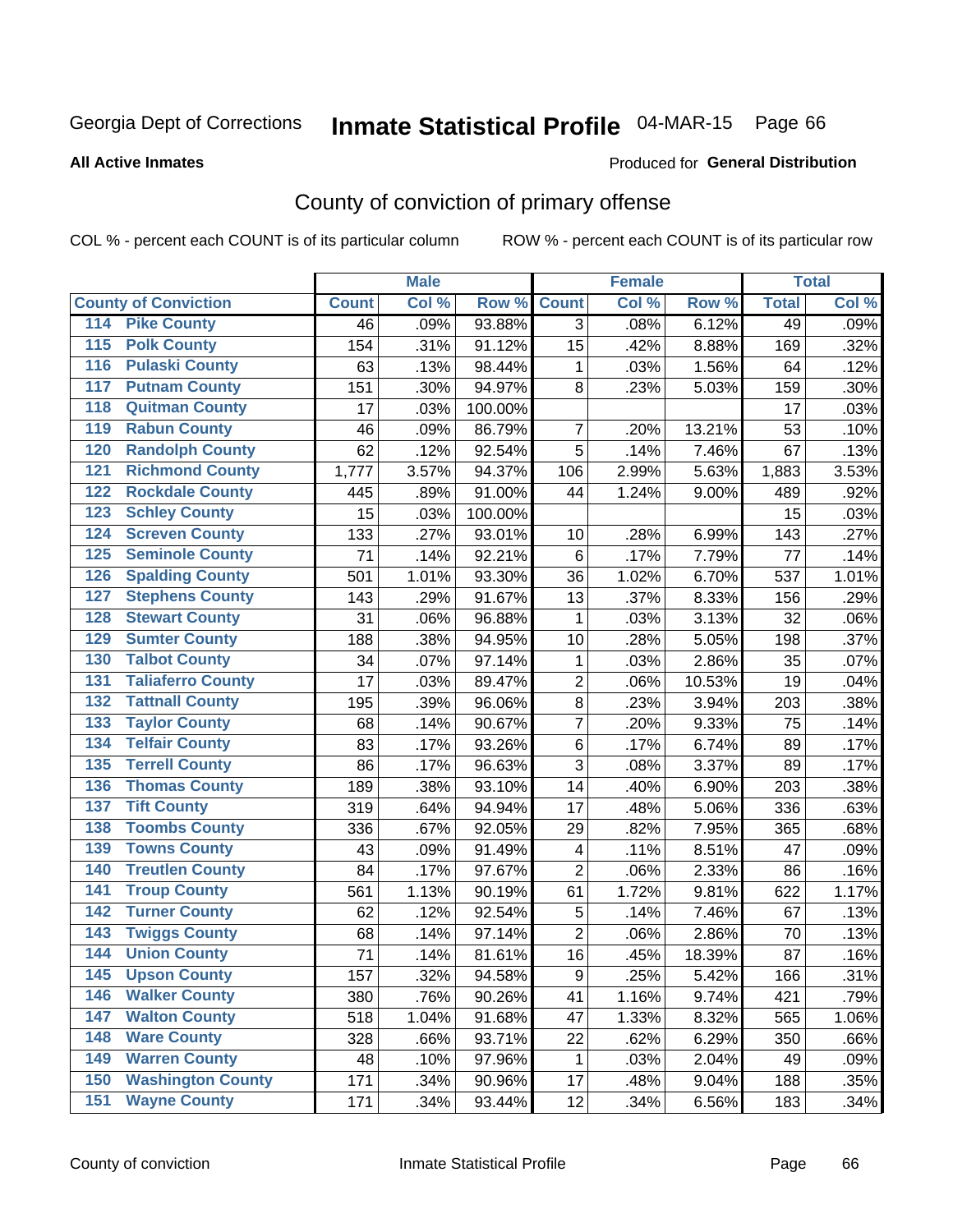Georgia Dept of Corrections **Inmate Statistical Profile** 04-MAR-15 Page 66

**All Active Inmates**

Produced for **General Distribution**

## County of conviction of primary offense

COL % - percent each COUNT is of its particular column ROW % - percent each COUNT is of its particular row

| County of Conviction | Male | | | Female | | | Total | |
|---|---|---|---|---|---|---|---|---|
| | Count | Col % | Row % | Count | Col % | Row % | Total | Col % |
| 114 Pike County | 46 | .09% | 93.88% | 3 | .08% | 6.12% | 49 | .09% |
| 115 Polk County | 154 | .31% | 91.12% | 15 | .42% | 8.88% | 169 | .32% |
| 116 Pulaski County | 63 | .13% | 98.44% | 1 | .03% | 1.56% | 64 | .12% |
| 117 Putnam County | 151 | .30% | 94.97% | 8 | .23% | 5.03% | 159 | .30% |
| 118 Quitman County | 17 | .03% | 100.00% | | | | 17 | .03% |
| 119 Rabun County | 46 | .09% | 86.79% | 7 | .20% | 13.21% | 53 | .10% |
| 120 Randolph County | 62 | .12% | 92.54% | 5 | .14% | 7.46% | 67 | .13% |
| 121 Richmond County | 1,777 | 3.57% | 94.37% | 106 | 2.99% | 5.63% | 1,883 | 3.53% |
| 122 Rockdale County | 445 | .89% | 91.00% | 44 | 1.24% | 9.00% | 489 | .92% |
| 123 Schley County | 15 | .03% | 100.00% | | | | 15 | .03% |
| 124 Screven County | 133 | .27% | 93.01% | 10 | .28% | 6.99% | 143 | .27% |
| 125 Seminole County | 71 | .14% | 92.21% | 6 | .17% | 7.79% | 77 | .14% |
| 126 Spalding County | 501 | 1.01% | 93.30% | 36 | 1.02% | 6.70% | 537 | 1.01% |
| 127 Stephens County | 143 | .29% | 91.67% | 13 | .37% | 8.33% | 156 | .29% |
| 128 Stewart County | 31 | .06% | 96.88% | 1 | .03% | 3.13% | 32 | .06% |
| 129 Sumter County | 188 | .38% | 94.95% | 10 | .28% | 5.05% | 198 | .37% |
| 130 Talbot County | 34 | .07% | 97.14% | 1 | .03% | 2.86% | 35 | .07% |
| 131 Taliaferro County | 17 | .03% | 89.47% | 2 | .06% | 10.53% | 19 | .04% |
| 132 Tattnall County | 195 | .39% | 96.06% | 8 | .23% | 3.94% | 203 | .38% |
| 133 Taylor County | 68 | .14% | 90.67% | 7 | .20% | 9.33% | 75 | .14% |
| 134 Telfair County | 83 | .17% | 93.26% | 6 | .17% | 6.74% | 89 | .17% |
| 135 Terrell County | 86 | .17% | 96.63% | 3 | .08% | 3.37% | 89 | .17% |
| 136 Thomas County | 189 | .38% | 93.10% | 14 | .40% | 6.90% | 203 | .38% |
| 137 Tift County | 319 | .64% | 94.94% | 17 | .48% | 5.06% | 336 | .63% |
| 138 Toombs County | 336 | .67% | 92.05% | 29 | .82% | 7.95% | 365 | .68% |
| 139 Towns County | 43 | .09% | 91.49% | 4 | .11% | 8.51% | 47 | .09% |
| 140 Treutlen County | 84 | .17% | 97.67% | 2 | .06% | 2.33% | 86 | .16% |
| 141 Troup County | 561 | 1.13% | 90.19% | 61 | 1.72% | 9.81% | 622 | 1.17% |
| 142 Turner County | 62 | .12% | 92.54% | 5 | .14% | 7.46% | 67 | .13% |
| 143 Twiggs County | 68 | .14% | 97.14% | 2 | .06% | 2.86% | 70 | .13% |
| 144 Union County | 71 | .14% | 81.61% | 16 | .45% | 18.39% | 87 | .16% |
| 145 Upson County | 157 | .32% | 94.58% | 9 | .25% | 5.42% | 166 | .31% |
| 146 Walker County | 380 | .76% | 90.26% | 41 | 1.16% | 9.74% | 421 | .79% |
| 147 Walton County | 518 | 1.04% | 91.68% | 47 | 1.33% | 8.32% | 565 | 1.06% |
| 148 Ware County | 328 | .66% | 93.71% | 22 | .62% | 6.29% | 350 | .66% |
| 149 Warren County | 48 | .10% | 97.96% | 1 | .03% | 2.04% | 49 | .09% |
| 150 Washington County | 171 | .34% | 90.96% | 17 | .48% | 9.04% | 188 | .35% |
| 151 Wayne County | 171 | .34% | 93.44% | 12 | .34% | 6.56% | 183 | .34% |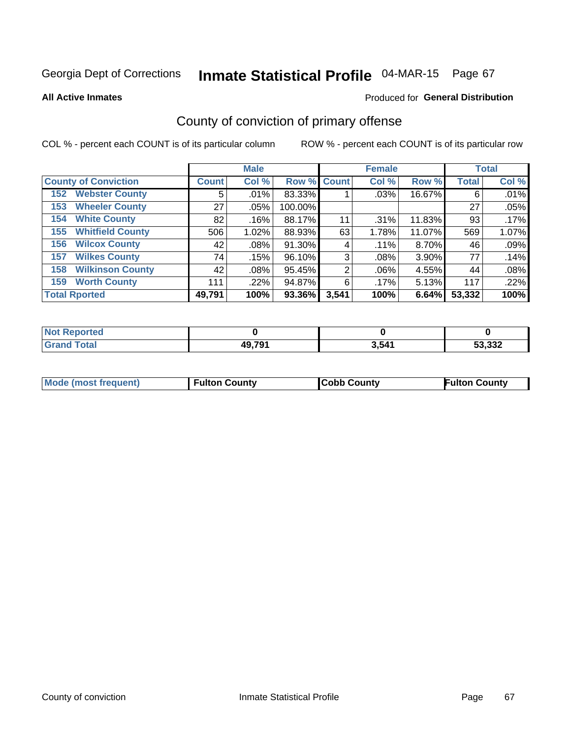Georgia Dept of Corrections **Inmate Statistical Profile** 04-MAR-15 Page 67

**All Active Inmates**

Produced for **General Distribution**

## County of conviction of primary offense

COL % - percent each COUNT is of its particular column

ROW % - percent each COUNT is of its particular row

| | Male | | | Female | | | Total | |
|---|---|---|---|---|---|---|---|---|
| County of Conviction | Count | Col % | Row % | Count | Col % | Row % | Total | Col % |
| 152 Webster County | 5 | .01% | 83.33% | 1 | .03% | 16.67% | 6 | .01% |
| 153 Wheeler County | 27 | .05% | 100.00% | | | | 27 | .05% |
| 154 White County | 82 | .16% | 88.17% | 11 | .31% | 11.83% | 93 | .17% |
| 155 Whitfield County | 506 | 1.02% | 88.93% | 63 | 1.78% | 11.07% | 569 | 1.07% |
| 156 Wilcox County | 42 | .08% | 91.30% | 4 | .11% | 8.70% | 46 | .09% |
| 157 Wilkes County | 74 | .15% | 96.10% | 3 | .08% | 3.90% | 77 | .14% |
| 158 Wilkinson County | 42 | .08% | 95.45% | 2 | .06% | 4.55% | 44 | .08% |
| 159 Worth County | 111 | .22% | 94.87% | 6 | .17% | 5.13% | 117 | .22% |
| **Total Rported** | **49,791** | **100%** | **93.36%** | **3,541** | **100%** | **6.64%** | **53,332** | **100%** |

| | Male | Female | Total |
|---|---|---|---|
| Not Reported | 0 | 0 | 0 |
| Grand Total | 49,791 | 3,541 | 53,332 |

| | Male | Female | Total |
|---|---|---|---|
| Mode (most frequent) | Fulton County | Cobb County | Fulton County |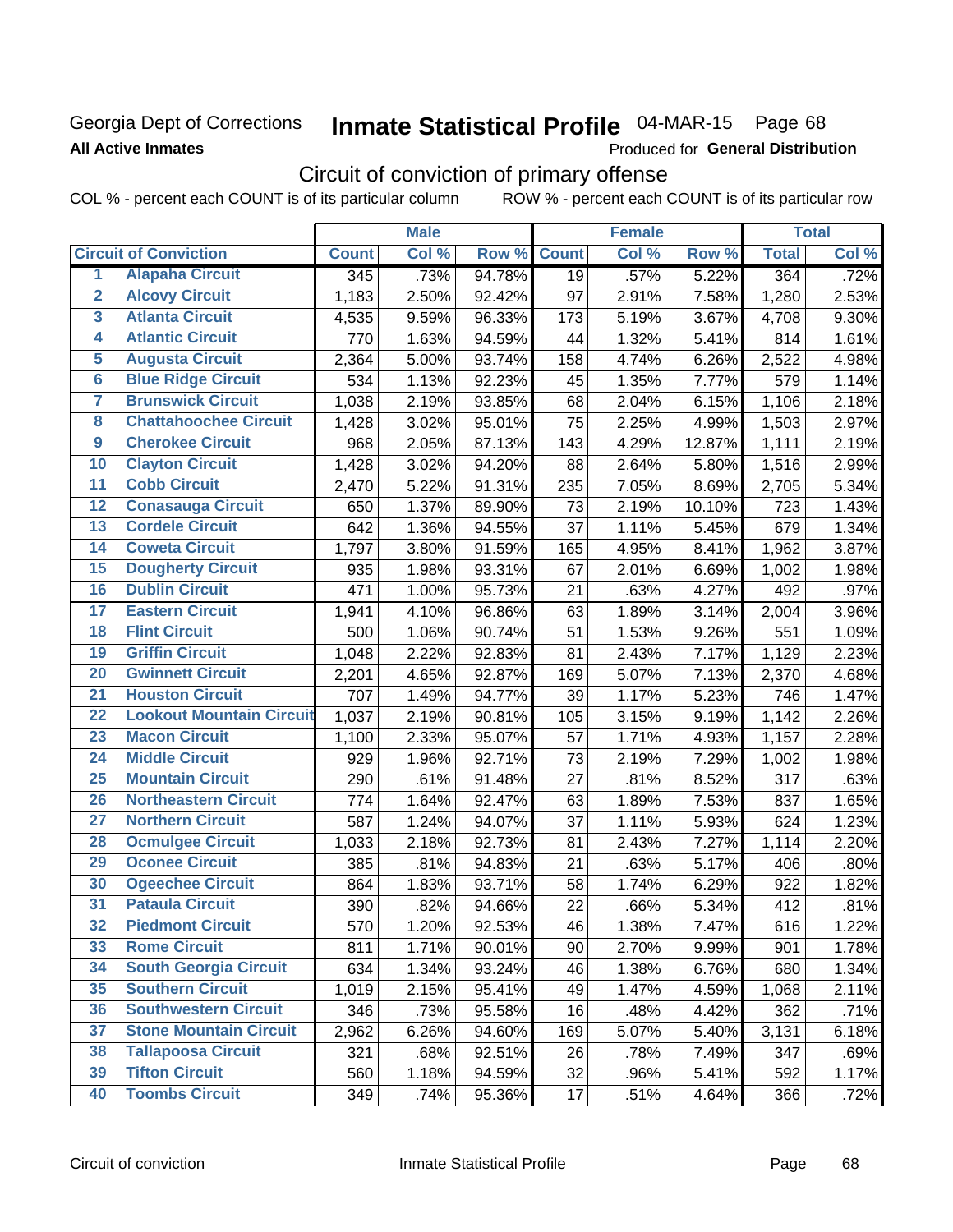Georgia Dept of Corrections
**All Active Inmates**

# Inmate Statistical Profile 04-MAR-15 Page 68

Produced for **General Distribution**

## Circuit of conviction of primary offense

COL % - percent each COUNT is of its particular column ROW % - percent each COUNT is of its particular row

| Circuit of Conviction | | Male | | | Female | | | Total | |
|---|---|---|---|---|---|---|---|---|---|
| | | Count | Col % | Row % | Count | Col % | Row % | Total | Col % |
| 1 | Alapaha Circuit | 345 | .73% | 94.78% | 19 | .57% | 5.22% | 364 | .72% |
| 2 | Alcovy Circuit | 1,183 | 2.50% | 92.42% | 97 | 2.91% | 7.58% | 1,280 | 2.53% |
| 3 | Atlanta Circuit | 4,535 | 9.59% | 96.33% | 173 | 5.19% | 3.67% | 4,708 | 9.30% |
| 4 | Atlantic Circuit | 770 | 1.63% | 94.59% | 44 | 1.32% | 5.41% | 814 | 1.61% |
| 5 | Augusta Circuit | 2,364 | 5.00% | 93.74% | 158 | 4.74% | 6.26% | 2,522 | 4.98% |
| 6 | Blue Ridge Circuit | 534 | 1.13% | 92.23% | 45 | 1.35% | 7.77% | 579 | 1.14% |
| 7 | Brunswick Circuit | 1,038 | 2.19% | 93.85% | 68 | 2.04% | 6.15% | 1,106 | 2.18% |
| 8 | Chattahoochee Circuit | 1,428 | 3.02% | 95.01% | 75 | 2.25% | 4.99% | 1,503 | 2.97% |
| 9 | Cherokee Circuit | 968 | 2.05% | 87.13% | 143 | 4.29% | 12.87% | 1,111 | 2.19% |
| 10 | Clayton Circuit | 1,428 | 3.02% | 94.20% | 88 | 2.64% | 5.80% | 1,516 | 2.99% |
| 11 | Cobb Circuit | 2,470 | 5.22% | 91.31% | 235 | 7.05% | 8.69% | 2,705 | 5.34% |
| 12 | Conasauga Circuit | 650 | 1.37% | 89.90% | 73 | 2.19% | 10.10% | 723 | 1.43% |
| 13 | Cordele Circuit | 642 | 1.36% | 94.55% | 37 | 1.11% | 5.45% | 679 | 1.34% |
| 14 | Coweta Circuit | 1,797 | 3.80% | 91.59% | 165 | 4.95% | 8.41% | 1,962 | 3.87% |
| 15 | Dougherty Circuit | 935 | 1.98% | 93.31% | 67 | 2.01% | 6.69% | 1,002 | 1.98% |
| 16 | Dublin Circuit | 471 | 1.00% | 95.73% | 21 | .63% | 4.27% | 492 | .97% |
| 17 | Eastern Circuit | 1,941 | 4.10% | 96.86% | 63 | 1.89% | 3.14% | 2,004 | 3.96% |
| 18 | Flint Circuit | 500 | 1.06% | 90.74% | 51 | 1.53% | 9.26% | 551 | 1.09% |
| 19 | Griffin Circuit | 1,048 | 2.22% | 92.83% | 81 | 2.43% | 7.17% | 1,129 | 2.23% |
| 20 | Gwinnett Circuit | 2,201 | 4.65% | 92.87% | 169 | 5.07% | 7.13% | 2,370 | 4.68% |
| 21 | Houston Circuit | 707 | 1.49% | 94.77% | 39 | 1.17% | 5.23% | 746 | 1.47% |
| 22 | Lookout Mountain Circuit | 1,037 | 2.19% | 90.81% | 105 | 3.15% | 9.19% | 1,142 | 2.26% |
| 23 | Macon Circuit | 1,100 | 2.33% | 95.07% | 57 | 1.71% | 4.93% | 1,157 | 2.28% |
| 24 | Middle Circuit | 929 | 1.96% | 92.71% | 73 | 2.19% | 7.29% | 1,002 | 1.98% |
| 25 | Mountain Circuit | 290 | .61% | 91.48% | 27 | .81% | 8.52% | 317 | .63% |
| 26 | Northeastern Circuit | 774 | 1.64% | 92.47% | 63 | 1.89% | 7.53% | 837 | 1.65% |
| 27 | Northern Circuit | 587 | 1.24% | 94.07% | 37 | 1.11% | 5.93% | 624 | 1.23% |
| 28 | Ocmulgee Circuit | 1,033 | 2.18% | 92.73% | 81 | 2.43% | 7.27% | 1,114 | 2.20% |
| 29 | Oconee Circuit | 385 | .81% | 94.83% | 21 | .63% | 5.17% | 406 | .80% |
| 30 | Ogeechee Circuit | 864 | 1.83% | 93.71% | 58 | 1.74% | 6.29% | 922 | 1.82% |
| 31 | Pataula Circuit | 390 | .82% | 94.66% | 22 | .66% | 5.34% | 412 | .81% |
| 32 | Piedmont Circuit | 570 | 1.20% | 92.53% | 46 | 1.38% | 7.47% | 616 | 1.22% |
| 33 | Rome Circuit | 811 | 1.71% | 90.01% | 90 | 2.70% | 9.99% | 901 | 1.78% |
| 34 | South Georgia Circuit | 634 | 1.34% | 93.24% | 46 | 1.38% | 6.76% | 680 | 1.34% |
| 35 | Southern Circuit | 1,019 | 2.15% | 95.41% | 49 | 1.47% | 4.59% | 1,068 | 2.11% |
| 36 | Southwestern Circuit | 346 | .73% | 95.58% | 16 | .48% | 4.42% | 362 | .71% |
| 37 | Stone Mountain Circuit | 2,962 | 6.26% | 94.60% | 169 | 5.07% | 5.40% | 3,131 | 6.18% |
| 38 | Tallapoosa Circuit | 321 | .68% | 92.51% | 26 | .78% | 7.49% | 347 | .69% |
| 39 | Tifton Circuit | 560 | 1.18% | 94.59% | 32 | .96% | 5.41% | 592 | 1.17% |
| 40 | Toombs Circuit | 349 | .74% | 95.36% | 17 | .51% | 4.64% | 366 | .72% |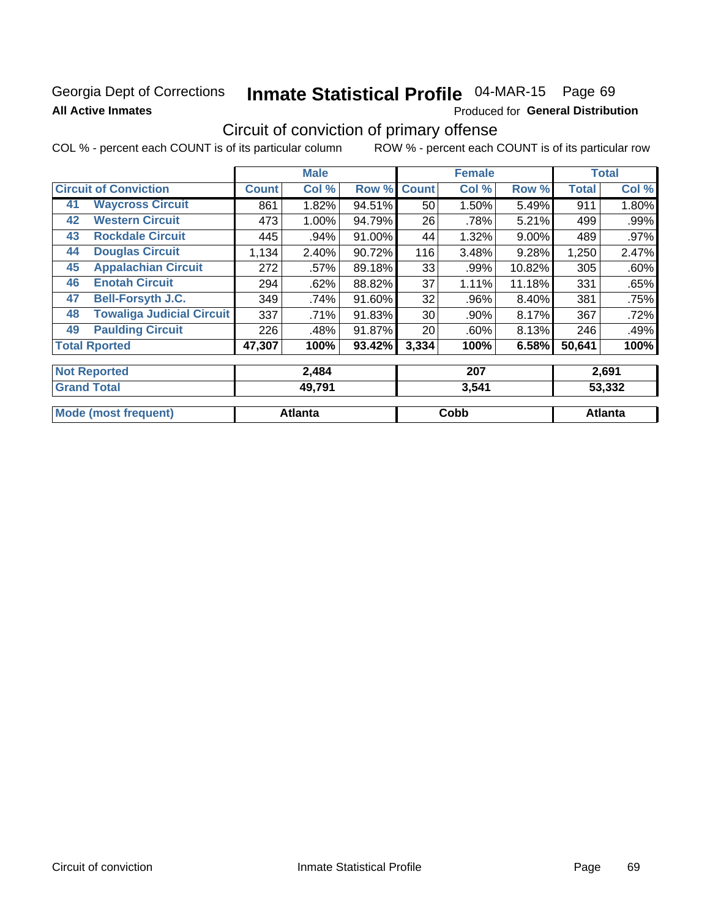Georgia Dept of Corrections **Inmate Statistical Profile** 04-MAR-15 Page 69

**All Active Inmates**

Produced for **General Distribution**

## Circuit of conviction of primary offense

COL % - percent each COUNT is of its particular column ROW % - percent each COUNT is of its particular row

| | | Male | | | Female | | | Total | |
|---|---|---|---|---|---|---|---|---|---|
| **Circuit of Conviction** | | **Count** | **Col %** | **Row %** | **Count** | **Col %** | **Row %** | **Total** | **Col %** |
| 41 | **Waycross Circuit** | 861 | 1.82% | 94.51% | 50 | 1.50% | 5.49% | 911 | 1.80% |
| 42 | **Western Circuit** | 473 | 1.00% | 94.79% | 26 | .78% | 5.21% | 499 | .99% |
| 43 | **Rockdale Circuit** | 445 | .94% | 91.00% | 44 | 1.32% | 9.00% | 489 | .97% |
| 44 | **Douglas Circuit** | 1,134 | 2.40% | 90.72% | 116 | 3.48% | 9.28% | 1,250 | 2.47% |
| 45 | **Appalachian Circuit** | 272 | .57% | 89.18% | 33 | .99% | 10.82% | 305 | .60% |
| 46 | **Enotah Circuit** | 294 | .62% | 88.82% | 37 | 1.11% | 11.18% | 331 | .65% |
| 47 | **Bell-Forsyth J.C.** | 349 | .74% | 91.60% | 32 | .96% | 8.40% | 381 | .75% |
| 48 | **Towaliga Judicial Circuit** | 337 | .71% | 91.83% | 30 | .90% | 8.17% | 367 | .72% |
| 49 | **Paulding Circuit** | 226 | .48% | 91.87% | 20 | .60% | 8.13% | 246 | .49% |
| **Total Rported** | | **47,307** | **100%** | **93.42%** | **3,334** | **100%** | **6.58%** | **50,641** | **100%** |

| | Male | Female | Total |
|---|---|---|---|
| **Not Reported** | **2,484** | **207** | **2,691** |
| **Grand Total** | **49,791** | **3,541** | **53,332** |
| **Mode (most frequent)** | **Atlanta** | **Cobb** | **Atlanta** |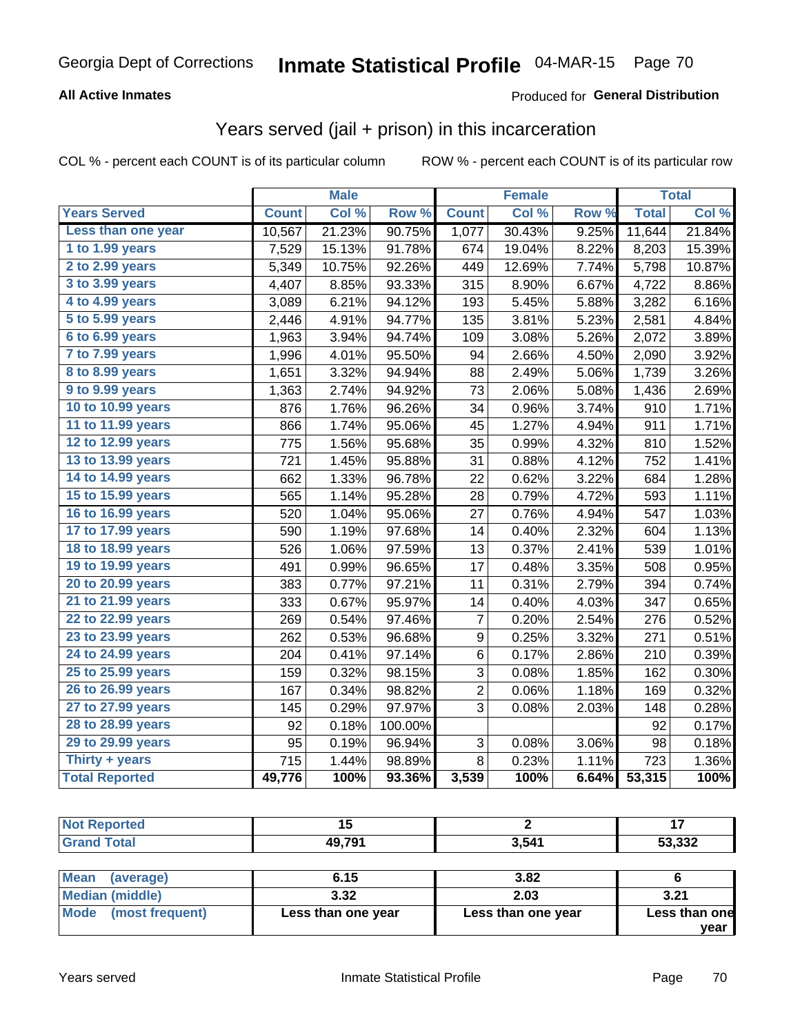## Years served (jail + prison) in this incarceration

COL % - percent each COUNT is of its particular column    ROW % - percent each COUNT is of its particular row

| | Male | | | Female | | | Total | |
|---|---|---|---|---|---|---|---|---|
| Years Served | Count | Col % | Row % | Count | Col % | Row % | Total | Col % |
| Less than one year | 10,567 | 21.23% | 90.75% | 1,077 | 30.43% | 9.25% | 11,644 | 21.84% |
| 1 to 1.99 years | 7,529 | 15.13% | 91.78% | 674 | 19.04% | 8.22% | 8,203 | 15.39% |
| 2 to 2.99 years | 5,349 | 10.75% | 92.26% | 449 | 12.69% | 7.74% | 5,798 | 10.87% |
| 3 to 3.99 years | 4,407 | 8.85% | 93.33% | 315 | 8.90% | 6.67% | 4,722 | 8.86% |
| 4 to 4.99 years | 3,089 | 6.21% | 94.12% | 193 | 5.45% | 5.88% | 3,282 | 6.16% |
| 5 to 5.99 years | 2,446 | 4.91% | 94.77% | 135 | 3.81% | 5.23% | 2,581 | 4.84% |
| 6 to 6.99 years | 1,963 | 3.94% | 94.74% | 109 | 3.08% | 5.26% | 2,072 | 3.89% |
| 7 to 7.99 years | 1,996 | 4.01% | 95.50% | 94 | 2.66% | 4.50% | 2,090 | 3.92% |
| 8 to 8.99 years | 1,651 | 3.32% | 94.94% | 88 | 2.49% | 5.06% | 1,739 | 3.26% |
| 9 to 9.99 years | 1,363 | 2.74% | 94.92% | 73 | 2.06% | 5.08% | 1,436 | 2.69% |
| 10 to 10.99 years | 876 | 1.76% | 96.26% | 34 | 0.96% | 3.74% | 910 | 1.71% |
| 11 to 11.99 years | 866 | 1.74% | 95.06% | 45 | 1.27% | 4.94% | 911 | 1.71% |
| 12 to 12.99 years | 775 | 1.56% | 95.68% | 35 | 0.99% | 4.32% | 810 | 1.52% |
| 13 to 13.99 years | 721 | 1.45% | 95.88% | 31 | 0.88% | 4.12% | 752 | 1.41% |
| 14 to 14.99 years | 662 | 1.33% | 96.78% | 22 | 0.62% | 3.22% | 684 | 1.28% |
| 15 to 15.99 years | 565 | 1.14% | 95.28% | 28 | 0.79% | 4.72% | 593 | 1.11% |
| 16 to 16.99 years | 520 | 1.04% | 95.06% | 27 | 0.76% | 4.94% | 547 | 1.03% |
| 17 to 17.99 years | 590 | 1.19% | 97.68% | 14 | 0.40% | 2.32% | 604 | 1.13% |
| 18 to 18.99 years | 526 | 1.06% | 97.59% | 13 | 0.37% | 2.41% | 539 | 1.01% |
| 19 to 19.99 years | 491 | 0.99% | 96.65% | 17 | 0.48% | 3.35% | 508 | 0.95% |
| 20 to 20.99 years | 383 | 0.77% | 97.21% | 11 | 0.31% | 2.79% | 394 | 0.74% |
| 21 to 21.99 years | 333 | 0.67% | 95.97% | 14 | 0.40% | 4.03% | 347 | 0.65% |
| 22 to 22.99 years | 269 | 0.54% | 97.46% | 7 | 0.20% | 2.54% | 276 | 0.52% |
| 23 to 23.99 years | 262 | 0.53% | 96.68% | 9 | 0.25% | 3.32% | 271 | 0.51% |
| 24 to 24.99 years | 204 | 0.41% | 97.14% | 6 | 0.17% | 2.86% | 210 | 0.39% |
| 25 to 25.99 years | 159 | 0.32% | 98.15% | 3 | 0.08% | 1.85% | 162 | 0.30% |
| 26 to 26.99 years | 167 | 0.34% | 98.82% | 2 | 0.06% | 1.18% | 169 | 0.32% |
| 27 to 27.99 years | 145 | 0.29% | 97.97% | 3 | 0.08% | 2.03% | 148 | 0.28% |
| 28 to 28.99 years | 92 | 0.18% | 100.00% | | | | 92 | 0.17% |
| 29 to 29.99 years | 95 | 0.19% | 96.94% | 3 | 0.08% | 3.06% | 98 | 0.18% |
| Thirty + years | 715 | 1.44% | 98.89% | 8 | 0.23% | 1.11% | 723 | 1.36% |
| **Total Reported** | **49,776** | **100%** | **93.36%** | **3,539** | **100%** | **6.64%** | **53,315** | **100%** |

| | Male | Female | Total |
|---|---|---|---|
| Not Reported | 15 | 2 | 17 |
| Grand Total | 49,791 | 3,541 | 53,332 |

| | Male | Female | Total |
|---|---|---|---|
| Mean (average) | 6.15 | 3.82 | 6 |
| Median (middle) | 3.32 | 2.03 | 3.21 |
| Mode (most frequent) | Less than one year | Less than one year | Less than one year |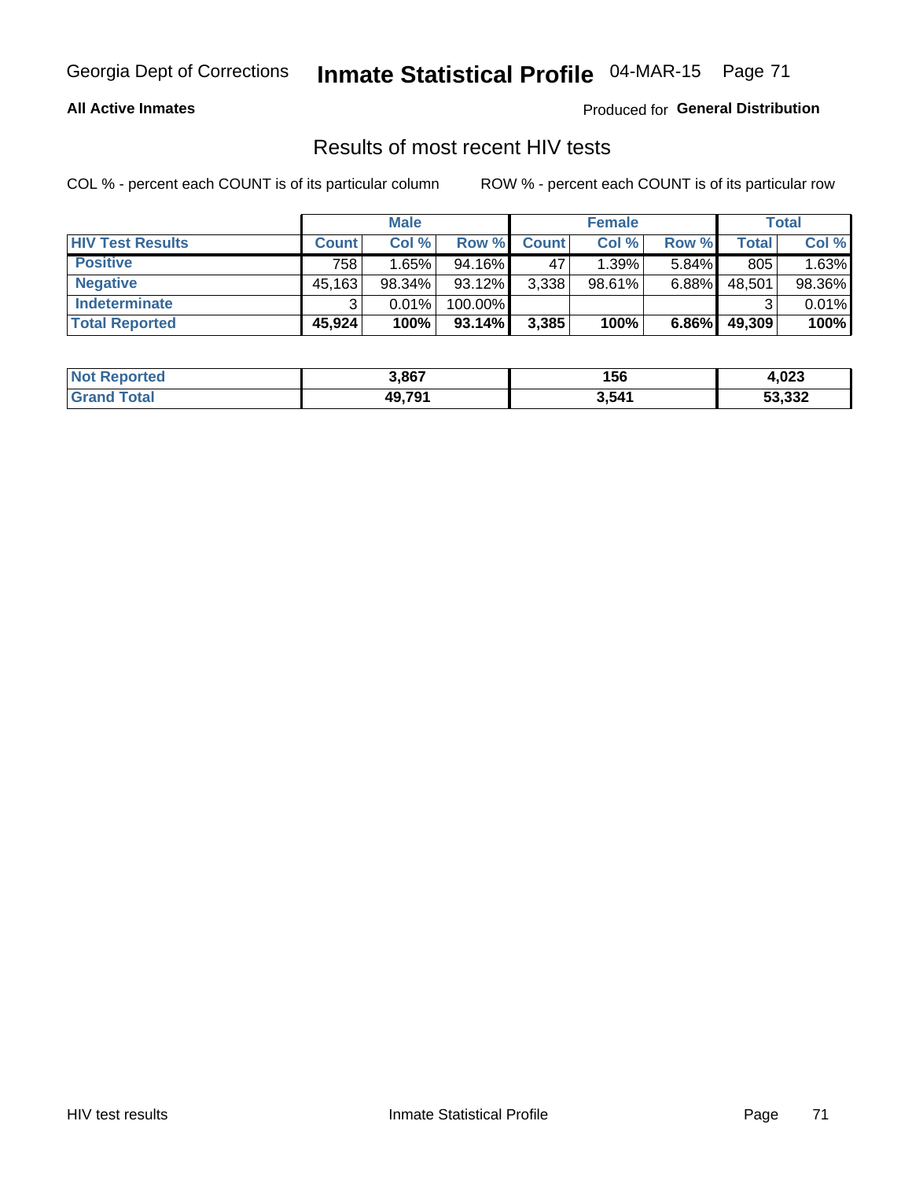Georgia Dept of Corrections **Inmate Statistical Profile** 04-MAR-15

**All Active Inmates**

Produced for **General Distribution**

## Results of most recent HIV tests

COL % - percent each COUNT is of its particular column

ROW % - percent each COUNT is of its particular row

| | Male | | | Female | | | Total | |
|---|---|---|---|---|---|---|---|---|
| **HIV Test Results** | **Count** | **Col %** | **Row %** | **Count** | **Col %** | **Row %** | **Total** | **Col %** |
| **Positive** | 758 | 1.65% | 94.16% | 47 | 1.39% | 5.84% | 805 | 1.63% |
| **Negative** | 45,163 | 98.34% | 93.12% | 3,338 | 98.61% | 6.88% | 48,501 | 98.36% |
| **Indeterminate** | 3 | 0.01% | 100.00% | | | | 3 | 0.01% |
| **Total Reported** | **45,924** | **100%** | **93.14%** | **3,385** | **100%** | **6.86%** | **49,309** | **100%** |

| | Male | Female | Total |
|---|---|---|---|
| **Not Reported** | **3,867** | **156** | **4,023** |
| **Grand Total** | **49,791** | **3,541** | **53,332** |

HIV test results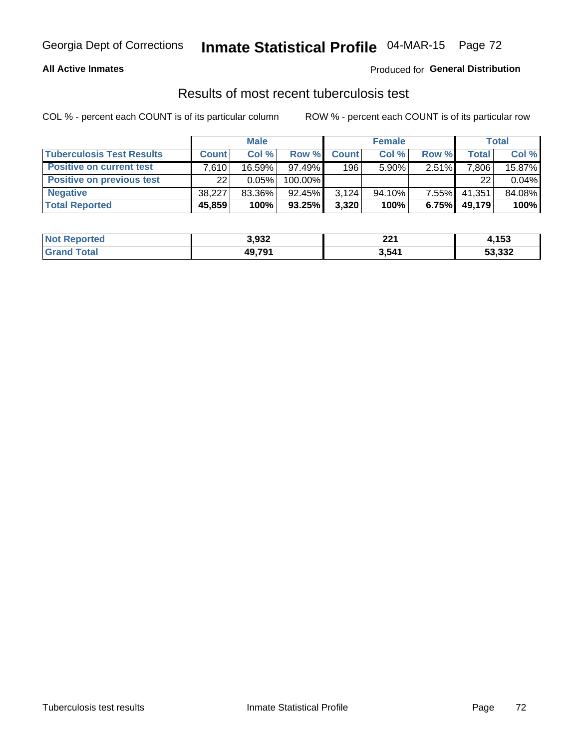Georgia Dept of Corrections **Inmate Statistical Profile** 04-MAR-15

**All Active Inmates**

Produced for **General Distribution**

## Results of most recent tuberculosis test

COL % - percent each COUNT is of its particular column ROW % - percent each COUNT is of its particular row

| | Male | | | Female | | | Total | |
|---|---|---|---|---|---|---|---|---|
| **Tuberculosis Test Results** | **Count** | **Col %** | **Row %** | **Count** | **Col %** | **Row %** | **Total** | **Col %** |
| **Positive on current test** | 7,610 | 16.59% | 97.49% | 196 | 5.90% | 2.51% | 7,806 | 15.87% |
| **Positive on previous test** | 22 | 0.05% | 100.00% | | | | 22 | 0.04% |
| **Negative** | 38,227 | 83.36% | 92.45% | 3,124 | 94.10% | 7.55% | 41,351 | 84.08% |
| **Total Reported** | **45,859** | **100%** | **93.25%** | **3,320** | **100%** | **6.75%** | **49,179** | **100%** |

| | Male | Female | Total |
|---|---|---|---|
| **Not Reported** | **3,932** | **221** | **4,153** |
| **Grand Total** | **49,791** | **3,541** | **53,332** |

Tuberculosis test results Inmate Statistical Profile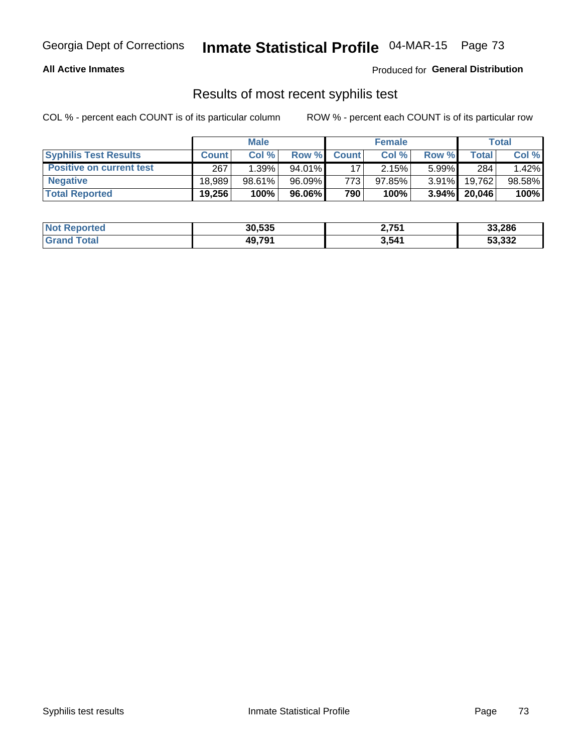Georgia Dept of Corrections **Inmate Statistical Profile** 04-MAR-15

**All Active Inmates**

Produced for **General Distribution**

## Results of most recent syphilis test

COL % - percent each COUNT is of its particular column ROW % - percent each COUNT is of its particular row

| | Male | | | Female | | | Total | |
|---|---|---|---|---|---|---|---|---|
| **Syphilis Test Results** | **Count** | **Col %** | **Row %** | **Count** | **Col %** | **Row %** | **Total** | **Col %** |
| **Positive on current test** | 267 | 1.39% | 94.01% | 17 | 2.15% | 5.99% | 284 | 1.42% |
| **Negative** | 18,989 | 98.61% | 96.09% | 773 | 97.85% | 3.91% | 19,762 | 98.58% |
| **Total Reported** | **19,256** | **100%** | **96.06%** | **790** | **100%** | **3.94%** | **20,046** | **100%** |

| | Male | Female | Total |
|---|---|---|---|
| **Not Reported** | **30,535** | **2,751** | **33,286** |
| **Grand Total** | **49,791** | **3,541** | **53,332** |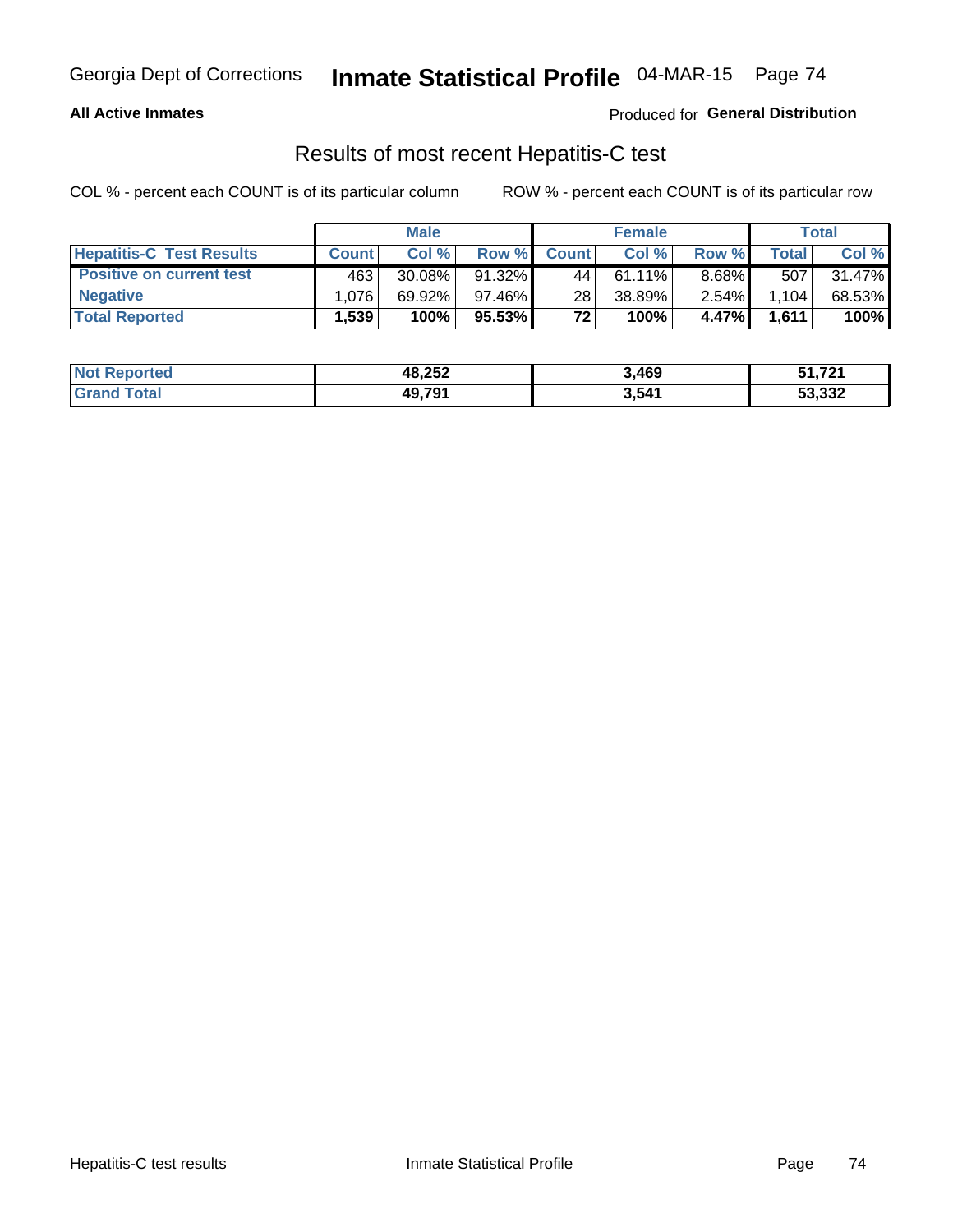Georgia Dept of Corrections **Inmate Statistical Profile** 04-MAR-15

**All Active Inmates**

Produced for **General Distribution**

## Results of most recent Hepatitis-C test

COL % - percent each COUNT is of its particular column ROW % - percent each COUNT is of its particular row

| | Male | | | Female | | | Total | |
|---|---|---|---|---|---|---|---|---|
| **Hepatitis-C Test Results** | **Count** | **Col %** | **Row %** | **Count** | **Col %** | **Row %** | **Total** | **Col %** |
| **Positive on current test** | 463 | 30.08% | 91.32% | 44 | 61.11% | 8.68% | 507 | 31.47% |
| **Negative** | 1,076 | 69.92% | 97.46% | 28 | 38.89% | 2.54% | 1,104 | 68.53% |
| **Total Reported** | **1,539** | **100%** | **95.53%** | **72** | **100%** | **4.47%** | **1,611** | **100%** |

| | | | |
|---|---|---|---|
| **Not Reported** | **48,252** | **3,469** | **51,721** |
| **Grand Total** | **49,791** | **3,541** | **53,332** |